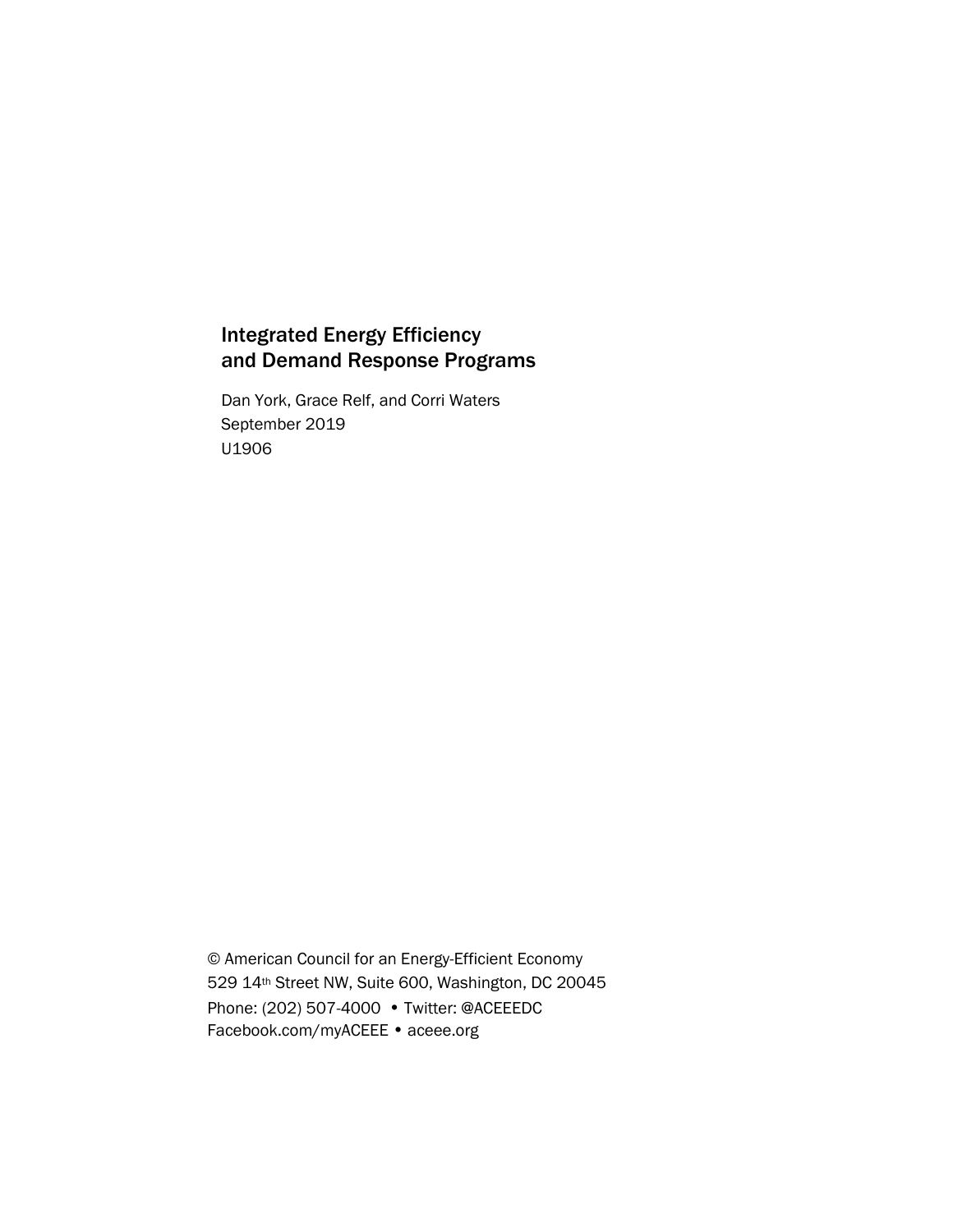# Integrated Energy Efficiency and Demand Response Programs

Dan York, Grace Relf, and Corri Waters

September 2019

U1906

© American Council for an Energy-Efficient Economy

529 14th Street NW, Suite 600, Washington, DC 20045

Phone: (202) 507-4000 • Twitter: @ACEEEDC

Facebook.com/myACEEE • aceee.org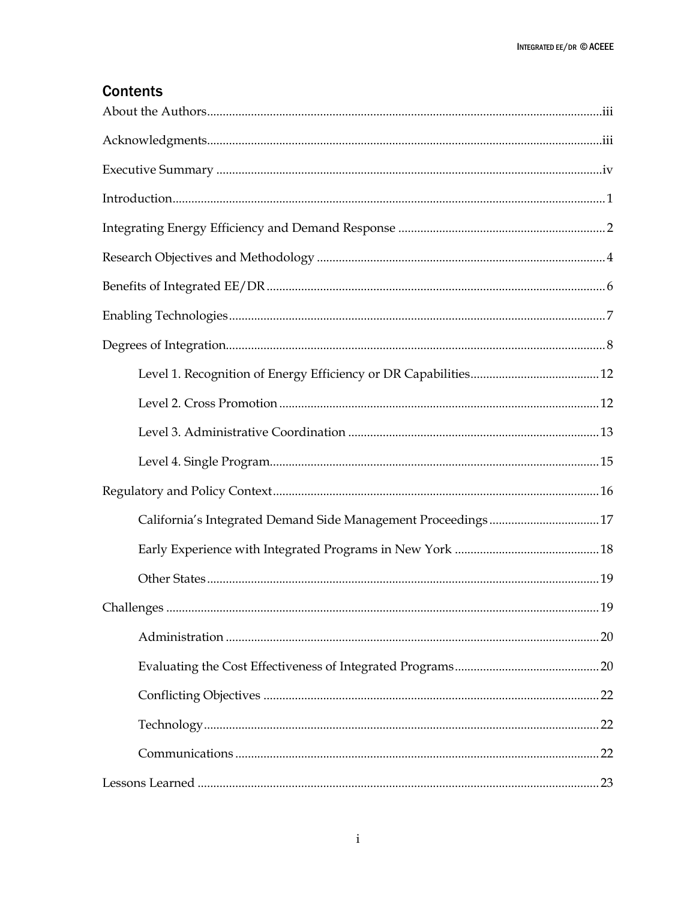## Contents

About the Authors ..... iii

Acknowledgments ..... iii

Executive Summary ..... iv

Introduction ..... 1

Integrating Energy Efficiency and Demand Response ..... 2

Research Objectives and Methodology ..... 4

Benefits of Integrated EE/DR ..... 6

Enabling Technologies ..... 7

Degrees of Integration ..... 8

- Level 1. Recognition of Energy Efficiency or DR Capabilities ..... 12
- Level 2. Cross Promotion ..... 12
- Level 3. Administrative Coordination ..... 13
- Level 4. Single Program ..... 15

Regulatory and Policy Context ..... 16

- California's Integrated Demand Side Management Proceedings ..... 17
- Early Experience with Integrated Programs in New York ..... 18
- Other States ..... 19

Challenges ..... 19

- Administration ..... 20
- Evaluating the Cost Effectiveness of Integrated Programs ..... 20
- Conflicting Objectives ..... 22
- Technology ..... 22
- Communications ..... 22

Lessons Learned ..... 23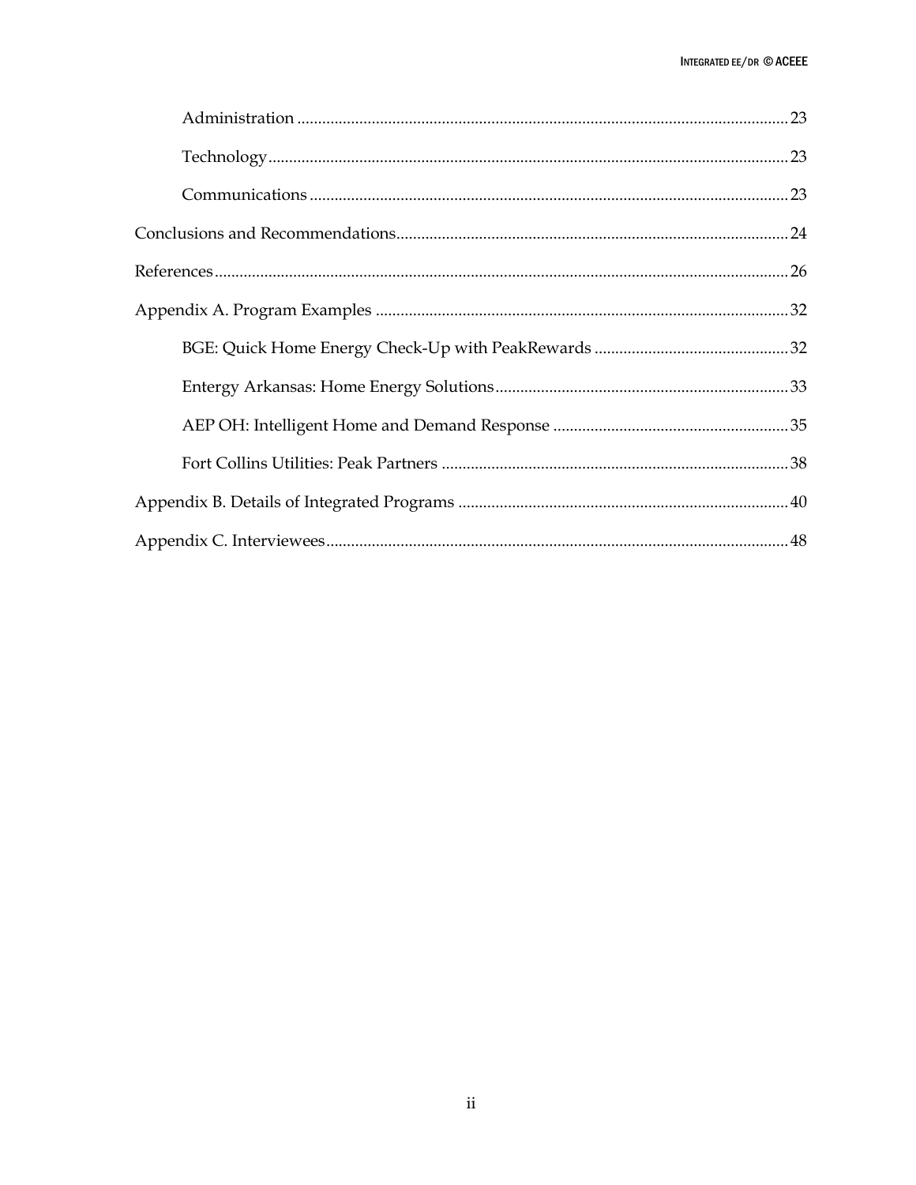Administration ... 23

Technology ... 23

Communications ... 23

Conclusions and Recommendations ... 24

References ... 26

Appendix A. Program Examples ... 32

BGE: Quick Home Energy Check-Up with PeakRewards ... 32

Entergy Arkansas: Home Energy Solutions ... 33

AEP OH: Intelligent Home and Demand Response ... 35

Fort Collins Utilities: Peak Partners ... 38

Appendix B. Details of Integrated Programs ... 40

Appendix C. Interviewees ... 48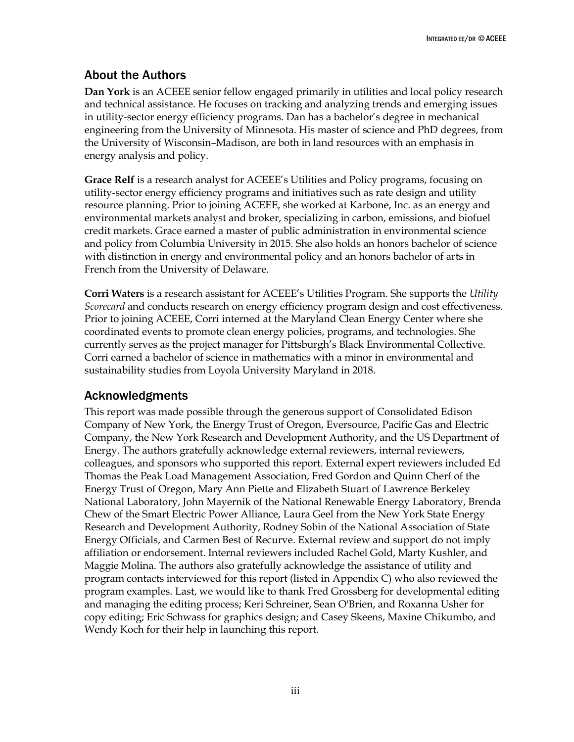## About the Authors

**Dan York** is an ACEEE senior fellow engaged primarily in utilities and local policy research and technical assistance. He focuses on tracking and analyzing trends and emerging issues in utility-sector energy efficiency programs. Dan has a bachelor's degree in mechanical engineering from the University of Minnesota. His master of science and PhD degrees, from the University of Wisconsin–Madison, are both in land resources with an emphasis in energy analysis and policy.

**Grace Relf** is a research analyst for ACEEE's Utilities and Policy programs, focusing on utility-sector energy efficiency programs and initiatives such as rate design and utility resource planning. Prior to joining ACEEE, she worked at Karbone, Inc. as an energy and environmental markets analyst and broker, specializing in carbon, emissions, and biofuel credit markets. Grace earned a master of public administration in environmental science and policy from Columbia University in 2015. She also holds an honors bachelor of science with distinction in energy and environmental policy and an honors bachelor of arts in French from the University of Delaware.

**Corri Waters** is a research assistant for ACEEE's Utilities Program. She supports the *Utility Scorecard* and conducts research on energy efficiency program design and cost effectiveness. Prior to joining ACEEE, Corri interned at the Maryland Clean Energy Center where she coordinated events to promote clean energy policies, programs, and technologies. She currently serves as the project manager for Pittsburgh's Black Environmental Collective. Corri earned a bachelor of science in mathematics with a minor in environmental and sustainability studies from Loyola University Maryland in 2018.

## Acknowledgments

This report was made possible through the generous support of Consolidated Edison Company of New York, the Energy Trust of Oregon, Eversource, Pacific Gas and Electric Company, the New York Research and Development Authority, and the US Department of Energy. The authors gratefully acknowledge external reviewers, internal reviewers, colleagues, and sponsors who supported this report. External expert reviewers included Ed Thomas the Peak Load Management Association, Fred Gordon and Quinn Cherf of the Energy Trust of Oregon, Mary Ann Piette and Elizabeth Stuart of Lawrence Berkeley National Laboratory, John Mayernik of the National Renewable Energy Laboratory, Brenda Chew of the Smart Electric Power Alliance, Laura Geel from the New York State Energy Research and Development Authority, Rodney Sobin of the National Association of State Energy Officials, and Carmen Best of Recurve. External review and support do not imply affiliation or endorsement. Internal reviewers included Rachel Gold, Marty Kushler, and Maggie Molina. The authors also gratefully acknowledge the assistance of utility and program contacts interviewed for this report (listed in Appendix C) who also reviewed the program examples. Last, we would like to thank Fred Grossberg for developmental editing and managing the editing process; Keri Schreiner, Sean O'Brien, and Roxanna Usher for copy editing; Eric Schwass for graphics design; and Casey Skeens, Maxine Chikumbo, and Wendy Koch for their help in launching this report.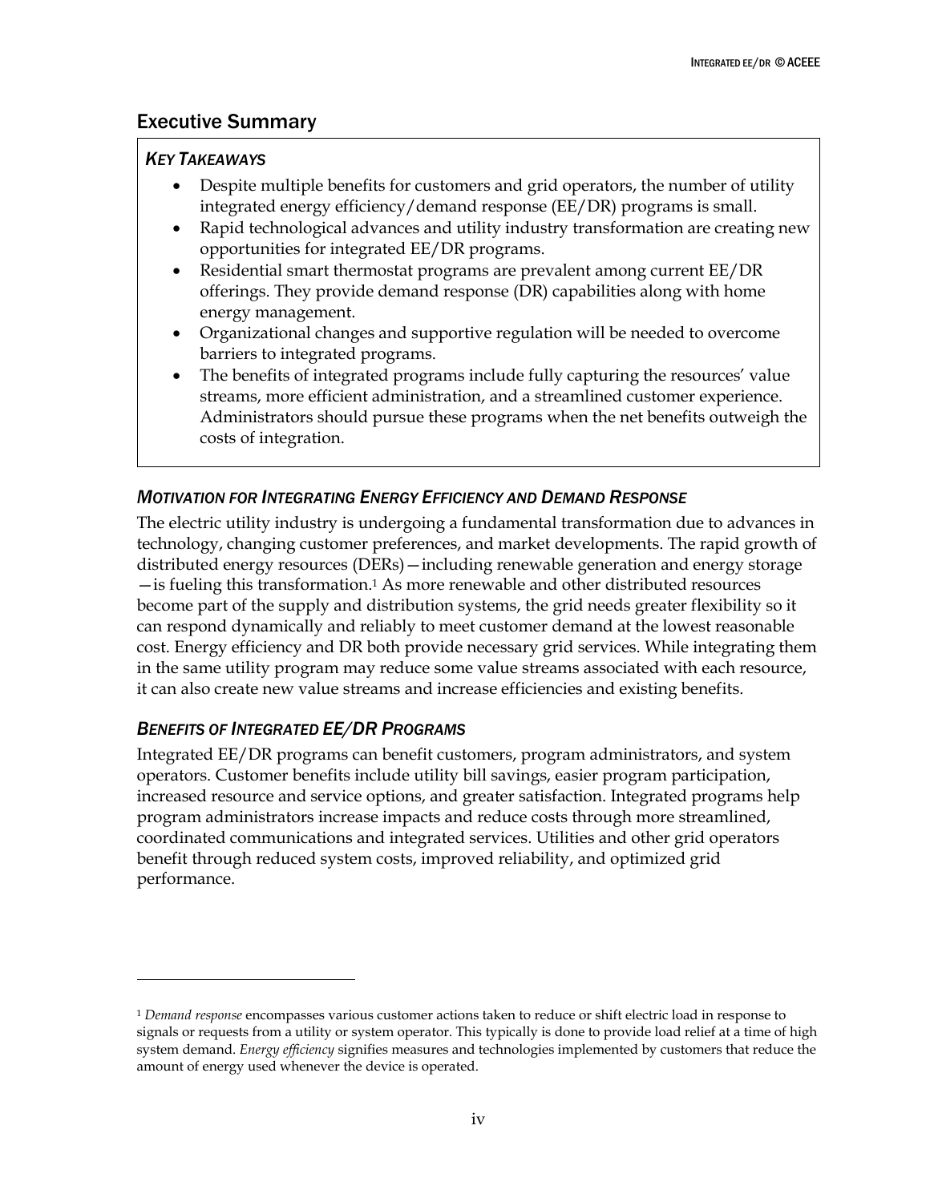## Executive Summary

### *Key Takeaways*

- Despite multiple benefits for customers and grid operators, the number of utility integrated energy efficiency/demand response (EE/DR) programs is small.
- Rapid technological advances and utility industry transformation are creating new opportunities for integrated EE/DR programs.
- Residential smart thermostat programs are prevalent among current EE/DR offerings. They provide demand response (DR) capabilities along with home energy management.
- Organizational changes and supportive regulation will be needed to overcome barriers to integrated programs.
- The benefits of integrated programs include fully capturing the resources' value streams, more efficient administration, and a streamlined customer experience. Administrators should pursue these programs when the net benefits outweigh the costs of integration.

### *Motivation for Integrating Energy Efficiency and Demand Response*

The electric utility industry is undergoing a fundamental transformation due to advances in technology, changing customer preferences, and market developments. The rapid growth of distributed energy resources (DERs)—including renewable generation and energy storage—is fueling this transformation.[1] As more renewable and other distributed resources become part of the supply and distribution systems, the grid needs greater flexibility so it can respond dynamically and reliably to meet customer demand at the lowest reasonable cost. Energy efficiency and DR both provide necessary grid services. While integrating them in the same utility program may reduce some value streams associated with each resource, it can also create new value streams and increase efficiencies and existing benefits.

### *Benefits of Integrated EE/DR Programs*

Integrated EE/DR programs can benefit customers, program administrators, and system operators. Customer benefits include utility bill savings, easier program participation, increased resource and service options, and greater satisfaction. Integrated programs help program administrators increase impacts and reduce costs through more streamlined, coordinated communications and integrated services. Utilities and other grid operators benefit through reduced system costs, improved reliability, and optimized grid performance.

---

[1] *Demand response* encompasses various customer actions taken to reduce or shift electric load in response to signals or requests from a utility or system operator. This typically is done to provide load relief at a time of high system demand. *Energy efficiency* signifies measures and technologies implemented by customers that reduce the amount of energy used whenever the device is operated.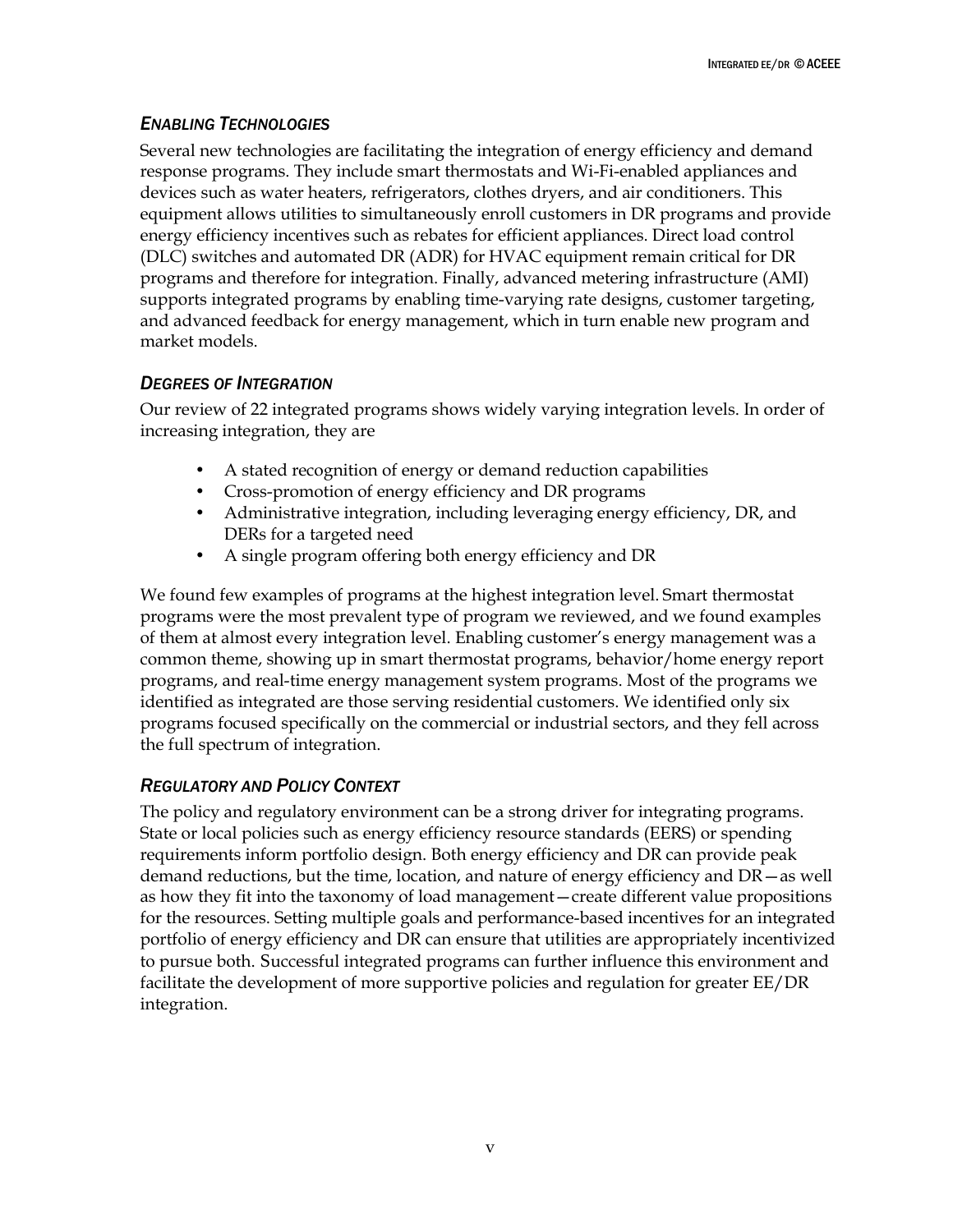### *Enabling Technologies*

Several new technologies are facilitating the integration of energy efficiency and demand response programs. They include smart thermostats and Wi-Fi-enabled appliances and devices such as water heaters, refrigerators, clothes dryers, and air conditioners. This equipment allows utilities to simultaneously enroll customers in DR programs and provide energy efficiency incentives such as rebates for efficient appliances. Direct load control (DLC) switches and automated DR (ADR) for HVAC equipment remain critical for DR programs and therefore for integration. Finally, advanced metering infrastructure (AMI) supports integrated programs by enabling time-varying rate designs, customer targeting, and advanced feedback for energy management, which in turn enable new program and market models.

### *Degrees of Integration*

Our review of 22 integrated programs shows widely varying integration levels. In order of increasing integration, they are

- A stated recognition of energy or demand reduction capabilities
- Cross-promotion of energy efficiency and DR programs
- Administrative integration, including leveraging energy efficiency, DR, and DERs for a targeted need
- A single program offering both energy efficiency and DR

We found few examples of programs at the highest integration level. Smart thermostat programs were the most prevalent type of program we reviewed, and we found examples of them at almost every integration level. Enabling customer's energy management was a common theme, showing up in smart thermostat programs, behavior/home energy report programs, and real-time energy management system programs. Most of the programs we identified as integrated are those serving residential customers. We identified only six programs focused specifically on the commercial or industrial sectors, and they fell across the full spectrum of integration.

### *Regulatory and Policy Context*

The policy and regulatory environment can be a strong driver for integrating programs. State or local policies such as energy efficiency resource standards (EERS) or spending requirements inform portfolio design. Both energy efficiency and DR can provide peak demand reductions, but the time, location, and nature of energy efficiency and DR—as well as how they fit into the taxonomy of load management—create different value propositions for the resources. Setting multiple goals and performance-based incentives for an integrated portfolio of energy efficiency and DR can ensure that utilities are appropriately incentivized to pursue both. Successful integrated programs can further influence this environment and facilitate the development of more supportive policies and regulation for greater EE/DR integration.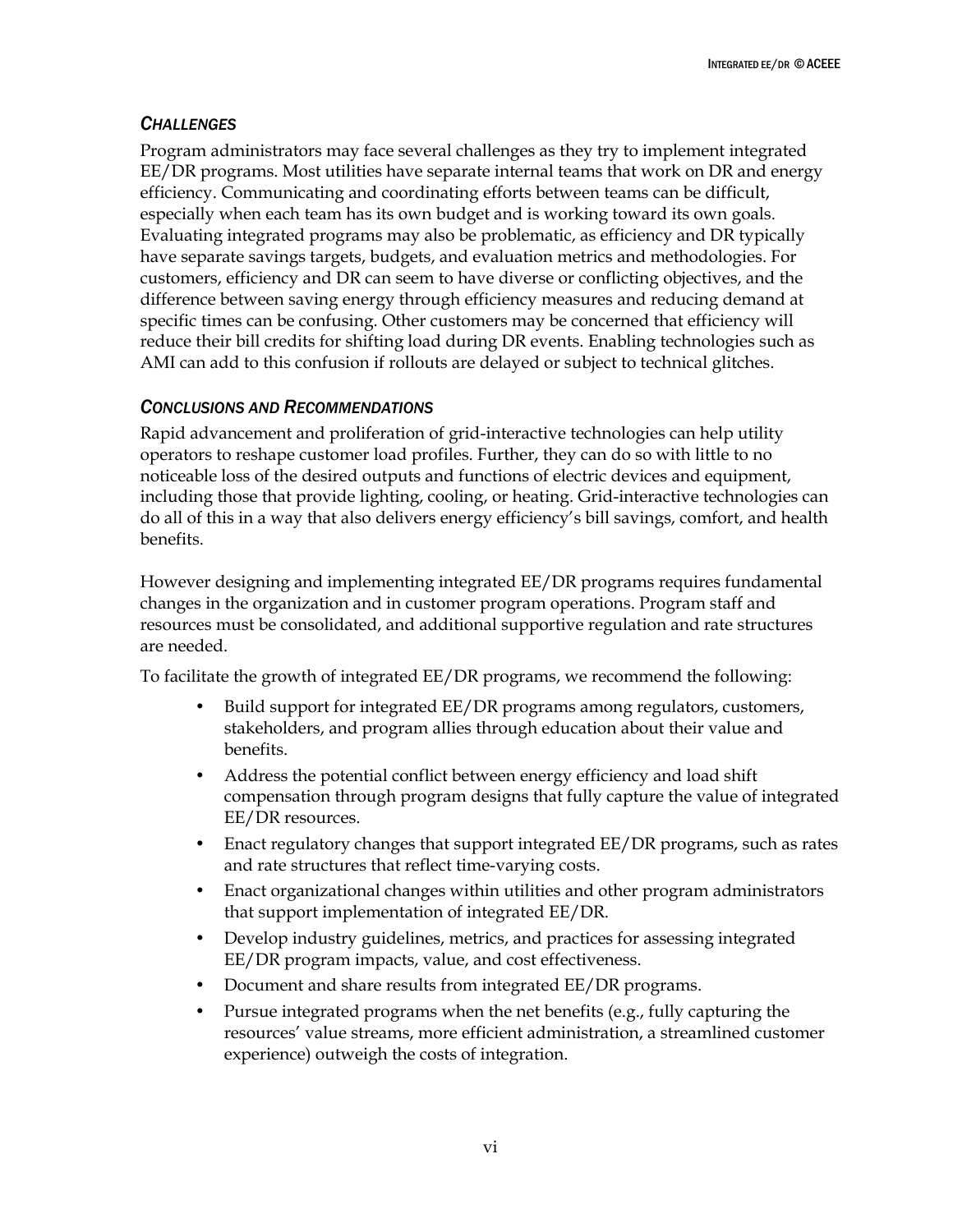### *Challenges*

Program administrators may face several challenges as they try to implement integrated EE/DR programs. Most utilities have separate internal teams that work on DR and energy efficiency. Communicating and coordinating efforts between teams can be difficult, especially when each team has its own budget and is working toward its own goals. Evaluating integrated programs may also be problematic, as efficiency and DR typically have separate savings targets, budgets, and evaluation metrics and methodologies. For customers, efficiency and DR can seem to have diverse or conflicting objectives, and the difference between saving energy through efficiency measures and reducing demand at specific times can be confusing. Other customers may be concerned that efficiency will reduce their bill credits for shifting load during DR events. Enabling technologies such as AMI can add to this confusion if rollouts are delayed or subject to technical glitches.

### *Conclusions and Recommendations*

Rapid advancement and proliferation of grid-interactive technologies can help utility operators to reshape customer load profiles. Further, they can do so with little to no noticeable loss of the desired outputs and functions of electric devices and equipment, including those that provide lighting, cooling, or heating. Grid-interactive technologies can do all of this in a way that also delivers energy efficiency's bill savings, comfort, and health benefits.

However designing and implementing integrated EE/DR programs requires fundamental changes in the organization and in customer program operations. Program staff and resources must be consolidated, and additional supportive regulation and rate structures are needed.

To facilitate the growth of integrated EE/DR programs, we recommend the following:

- Build support for integrated EE/DR programs among regulators, customers, stakeholders, and program allies through education about their value and benefits.
- Address the potential conflict between energy efficiency and load shift compensation through program designs that fully capture the value of integrated EE/DR resources.
- Enact regulatory changes that support integrated EE/DR programs, such as rates and rate structures that reflect time-varying costs.
- Enact organizational changes within utilities and other program administrators that support implementation of integrated EE/DR.
- Develop industry guidelines, metrics, and practices for assessing integrated EE/DR program impacts, value, and cost effectiveness.
- Document and share results from integrated EE/DR programs.
- Pursue integrated programs when the net benefits (e.g., fully capturing the resources' value streams, more efficient administration, a streamlined customer experience) outweigh the costs of integration.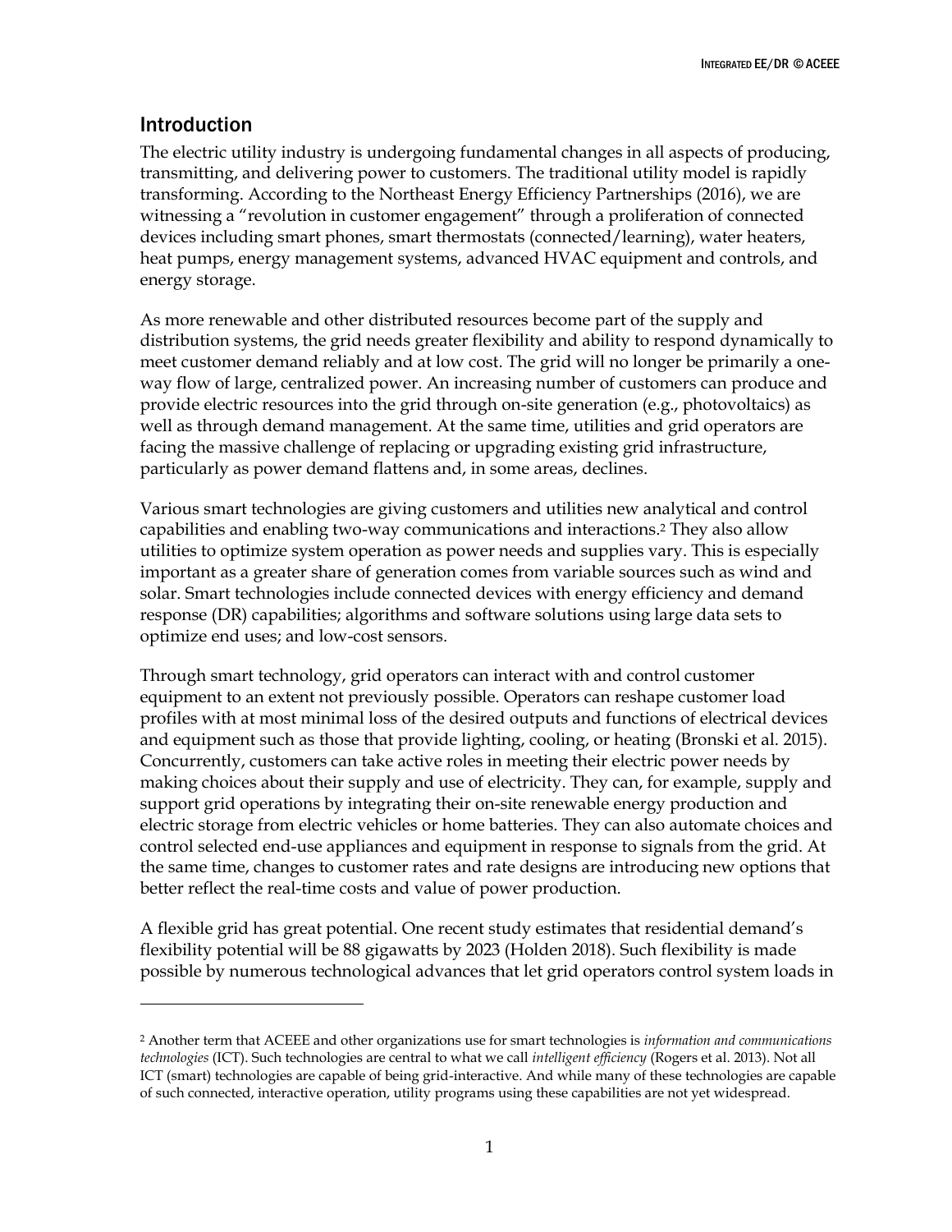## Introduction

The electric utility industry is undergoing fundamental changes in all aspects of producing, transmitting, and delivering power to customers. The traditional utility model is rapidly transforming. According to the Northeast Energy Efficiency Partnerships (2016), we are witnessing a "revolution in customer engagement" through a proliferation of connected devices including smart phones, smart thermostats (connected/learning), water heaters, heat pumps, energy management systems, advanced HVAC equipment and controls, and energy storage.

As more renewable and other distributed resources become part of the supply and distribution systems, the grid needs greater flexibility and ability to respond dynamically to meet customer demand reliably and at low cost. The grid will no longer be primarily a one-way flow of large, centralized power. An increasing number of customers can produce and provide electric resources into the grid through on-site generation (e.g., photovoltaics) as well as through demand management. At the same time, utilities and grid operators are facing the massive challenge of replacing or upgrading existing grid infrastructure, particularly as power demand flattens and, in some areas, declines.

Various smart technologies are giving customers and utilities new analytical and control capabilities and enabling two-way communications and interactions.[2] They also allow utilities to optimize system operation as power needs and supplies vary. This is especially important as a greater share of generation comes from variable sources such as wind and solar. Smart technologies include connected devices with energy efficiency and demand response (DR) capabilities; algorithms and software solutions using large data sets to optimize end uses; and low-cost sensors.

Through smart technology, grid operators can interact with and control customer equipment to an extent not previously possible. Operators can reshape customer load profiles with at most minimal loss of the desired outputs and functions of electrical devices and equipment such as those that provide lighting, cooling, or heating (Bronski et al. 2015). Concurrently, customers can take active roles in meeting their electric power needs by making choices about their supply and use of electricity. They can, for example, supply and support grid operations by integrating their on-site renewable energy production and electric storage from electric vehicles or home batteries. They can also automate choices and control selected end-use appliances and equipment in response to signals from the grid. At the same time, changes to customer rates and rate designs are introducing new options that better reflect the real-time costs and value of power production.

A flexible grid has great potential. One recent study estimates that residential demand's flexibility potential will be 88 gigawatts by 2023 (Holden 2018). Such flexibility is made possible by numerous technological advances that let grid operators control system loads in

---

[2] Another term that ACEEE and other organizations use for smart technologies is *information and communications technologies* (ICT). Such technologies are central to what we call *intelligent efficiency* (Rogers et al. 2013). Not all ICT (smart) technologies are capable of being grid-interactive. And while many of these technologies are capable of such connected, interactive operation, utility programs using these capabilities are not yet widespread.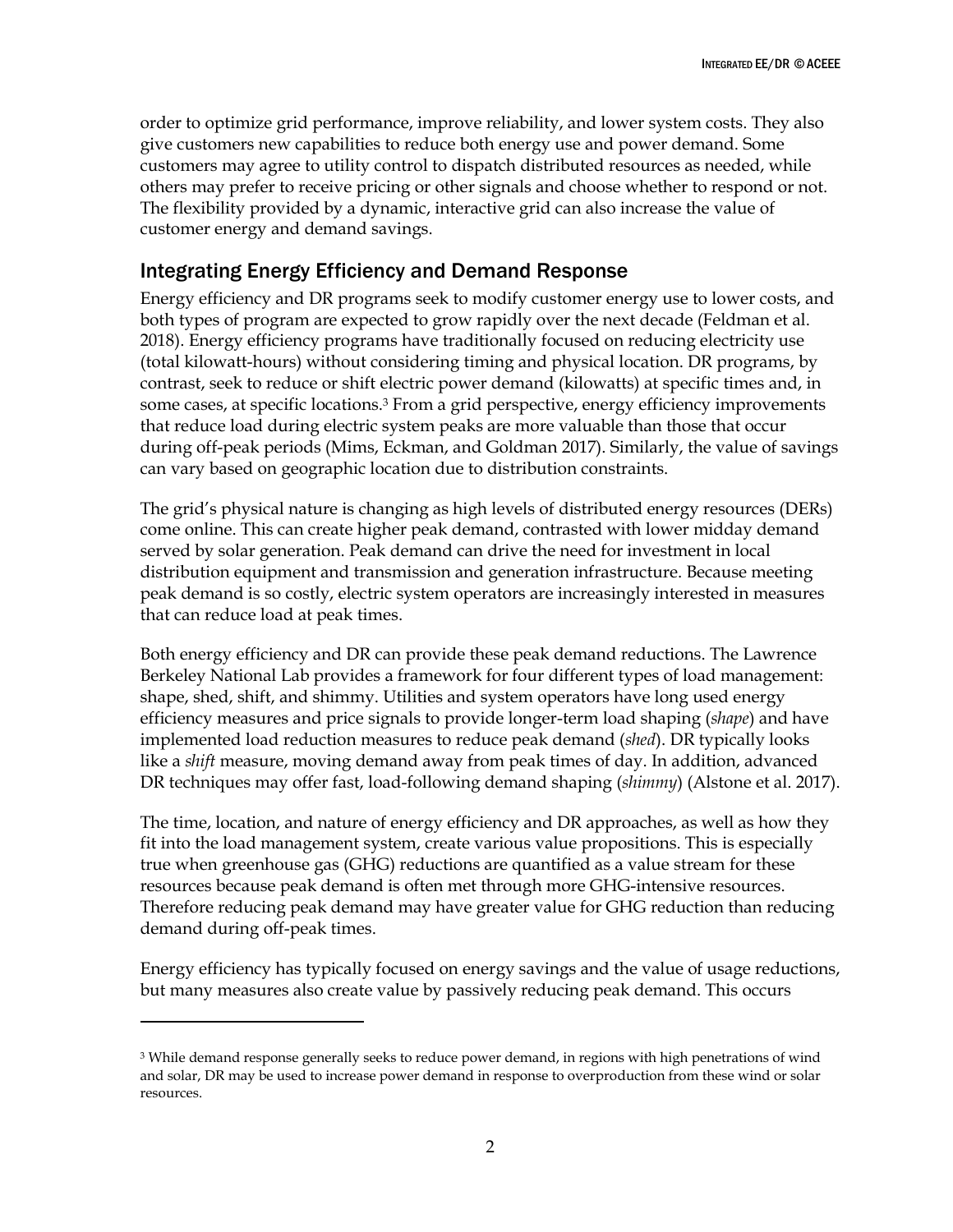order to optimize grid performance, improve reliability, and lower system costs. They also give customers new capabilities to reduce both energy use and power demand. Some customers may agree to utility control to dispatch distributed resources as needed, while others may prefer to receive pricing or other signals and choose whether to respond or not. The flexibility provided by a dynamic, interactive grid can also increase the value of customer energy and demand savings.

## Integrating Energy Efficiency and Demand Response

Energy efficiency and DR programs seek to modify customer energy use to lower costs, and both types of program are expected to grow rapidly over the next decade (Feldman et al. 2018). Energy efficiency programs have traditionally focused on reducing electricity use (total kilowatt-hours) without considering timing and physical location. DR programs, by contrast, seek to reduce or shift electric power demand (kilowatts) at specific times and, in some cases, at specific locations.[3] From a grid perspective, energy efficiency improvements that reduce load during electric system peaks are more valuable than those that occur during off-peak periods (Mims, Eckman, and Goldman 2017). Similarly, the value of savings can vary based on geographic location due to distribution constraints.

The grid's physical nature is changing as high levels of distributed energy resources (DERs) come online. This can create higher peak demand, contrasted with lower midday demand served by solar generation. Peak demand can drive the need for investment in local distribution equipment and transmission and generation infrastructure. Because meeting peak demand is so costly, electric system operators are increasingly interested in measures that can reduce load at peak times.

Both energy efficiency and DR can provide these peak demand reductions. The Lawrence Berkeley National Lab provides a framework for four different types of load management: shape, shed, shift, and shimmy. Utilities and system operators have long used energy efficiency measures and price signals to provide longer-term load shaping (*shape*) and have implemented load reduction measures to reduce peak demand (*shed*). DR typically looks like a *shift* measure, moving demand away from peak times of day. In addition, advanced DR techniques may offer fast, load-following demand shaping (*shimmy*) (Alstone et al. 2017).

The time, location, and nature of energy efficiency and DR approaches, as well as how they fit into the load management system, create various value propositions. This is especially true when greenhouse gas (GHG) reductions are quantified as a value stream for these resources because peak demand is often met through more GHG-intensive resources. Therefore reducing peak demand may have greater value for GHG reduction than reducing demand during off-peak times.

Energy efficiency has typically focused on energy savings and the value of usage reductions, but many measures also create value by passively reducing peak demand. This occurs

---

[3] While demand response generally seeks to reduce power demand, in regions with high penetrations of wind and solar, DR may be used to increase power demand in response to overproduction from these wind or solar resources.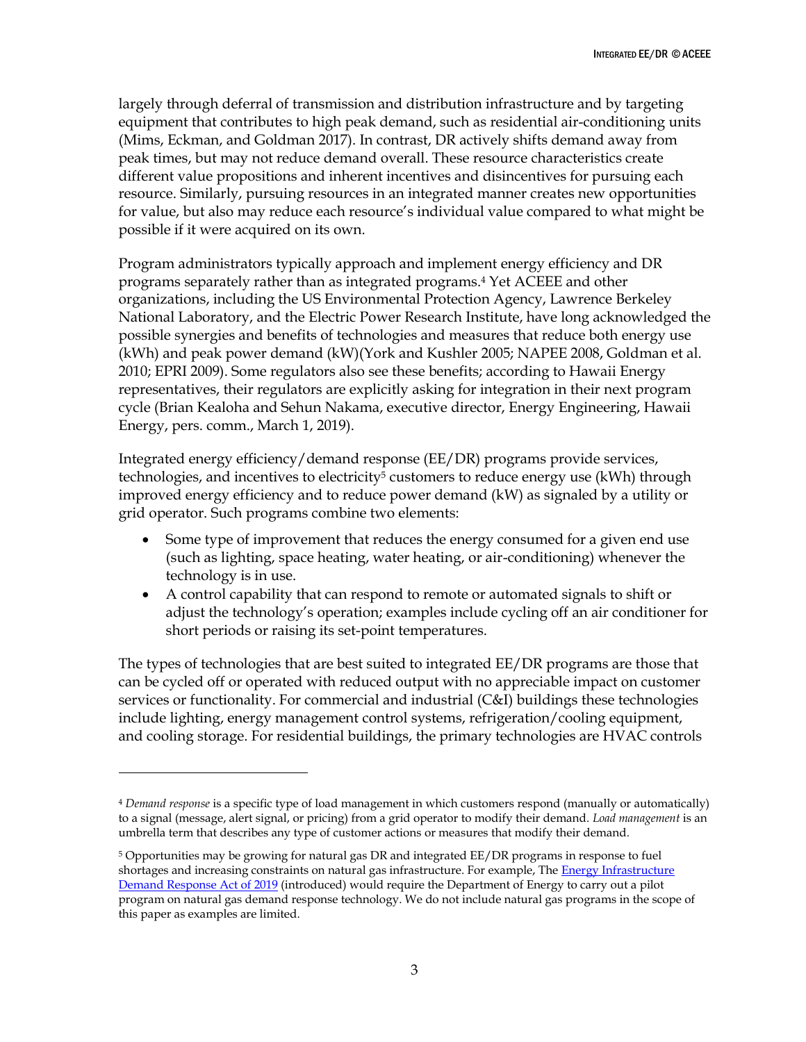largely through deferral of transmission and distribution infrastructure and by targeting equipment that contributes to high peak demand, such as residential air-conditioning units (Mims, Eckman, and Goldman 2017). In contrast, DR actively shifts demand away from peak times, but may not reduce demand overall. These resource characteristics create different value propositions and inherent incentives and disincentives for pursuing each resource. Similarly, pursuing resources in an integrated manner creates new opportunities for value, but also may reduce each resource's individual value compared to what might be possible if it were acquired on its own.

Program administrators typically approach and implement energy efficiency and DR programs separately rather than as integrated programs.[4] Yet ACEEE and other organizations, including the US Environmental Protection Agency, Lawrence Berkeley National Laboratory, and the Electric Power Research Institute, have long acknowledged the possible synergies and benefits of technologies and measures that reduce both energy use (kWh) and peak power demand (kW)(York and Kushler 2005; NAPEE 2008, Goldman et al. 2010; EPRI 2009). Some regulators also see these benefits; according to Hawaii Energy representatives, their regulators are explicitly asking for integration in their next program cycle (Brian Kealoha and Sehun Nakama, executive director, Energy Engineering, Hawaii Energy, pers. comm., March 1, 2019).

Integrated energy efficiency/demand response (EE/DR) programs provide services, technologies, and incentives to electricity[5] customers to reduce energy use (kWh) through improved energy efficiency and to reduce power demand (kW) as signaled by a utility or grid operator. Such programs combine two elements:

- Some type of improvement that reduces the energy consumed for a given end use (such as lighting, space heating, water heating, or air-conditioning) whenever the technology is in use.
- A control capability that can respond to remote or automated signals to shift or adjust the technology's operation; examples include cycling off an air conditioner for short periods or raising its set-point temperatures.

The types of technologies that are best suited to integrated EE/DR programs are those that can be cycled off or operated with reduced output with no appreciable impact on customer services or functionality. For commercial and industrial (C&I) buildings these technologies include lighting, energy management control systems, refrigeration/cooling equipment, and cooling storage. For residential buildings, the primary technologies are HVAC controls

---

[4] *Demand response* is a specific type of load management in which customers respond (manually or automatically) to a signal (message, alert signal, or pricing) from a grid operator to modify their demand. *Load management* is an umbrella term that describes any type of customer actions or measures that modify their demand.

[5] Opportunities may be growing for natural gas DR and integrated EE/DR programs in response to fuel shortages and increasing constraints on natural gas infrastructure. For example, The Energy Infrastructure Demand Response Act of 2019 (introduced) would require the Department of Energy to carry out a pilot program on natural gas demand response technology. We do not include natural gas programs in the scope of this paper as examples are limited.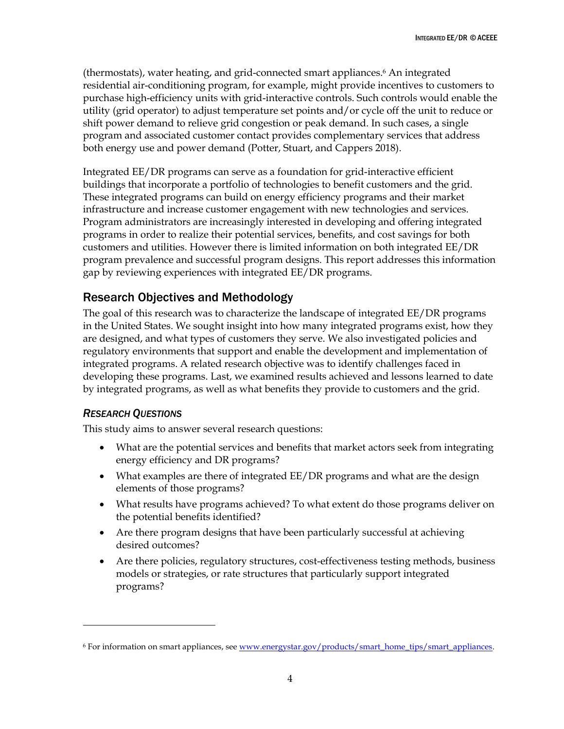(thermostats), water heating, and grid-connected smart appliances.[6] An integrated residential air-conditioning program, for example, might provide incentives to customers to purchase high-efficiency units with grid-interactive controls. Such controls would enable the utility (grid operator) to adjust temperature set points and/or cycle off the unit to reduce or shift power demand to relieve grid congestion or peak demand. In such cases, a single program and associated customer contact provides complementary services that address both energy use and power demand (Potter, Stuart, and Cappers 2018).

Integrated EE/DR programs can serve as a foundation for grid-interactive efficient buildings that incorporate a portfolio of technologies to benefit customers and the grid. These integrated programs can build on energy efficiency programs and their market infrastructure and increase customer engagement with new technologies and services. Program administrators are increasingly interested in developing and offering integrated programs in order to realize their potential services, benefits, and cost savings for both customers and utilities. However there is limited information on both integrated EE/DR program prevalence and successful program designs. This report addresses this information gap by reviewing experiences with integrated EE/DR programs.

## Research Objectives and Methodology

The goal of this research was to characterize the landscape of integrated EE/DR programs in the United States. We sought insight into how many integrated programs exist, how they are designed, and what types of customers they serve. We also investigated policies and regulatory environments that support and enable the development and implementation of integrated programs. A related research objective was to identify challenges faced in developing these programs. Last, we examined results achieved and lessons learned to date by integrated programs, as well as what benefits they provide to customers and the grid.

### *Research Questions*

This study aims to answer several research questions:

- What are the potential services and benefits that market actors seek from integrating energy efficiency and DR programs?
- What examples are there of integrated EE/DR programs and what are the design elements of those programs?
- What results have programs achieved? To what extent do those programs deliver on the potential benefits identified?
- Are there program designs that have been particularly successful at achieving desired outcomes?
- Are there policies, regulatory structures, cost-effectiveness testing methods, business models or strategies, or rate structures that particularly support integrated programs?

[6] For information on smart appliances, see www.energystar.gov/products/smart_home_tips/smart_appliances.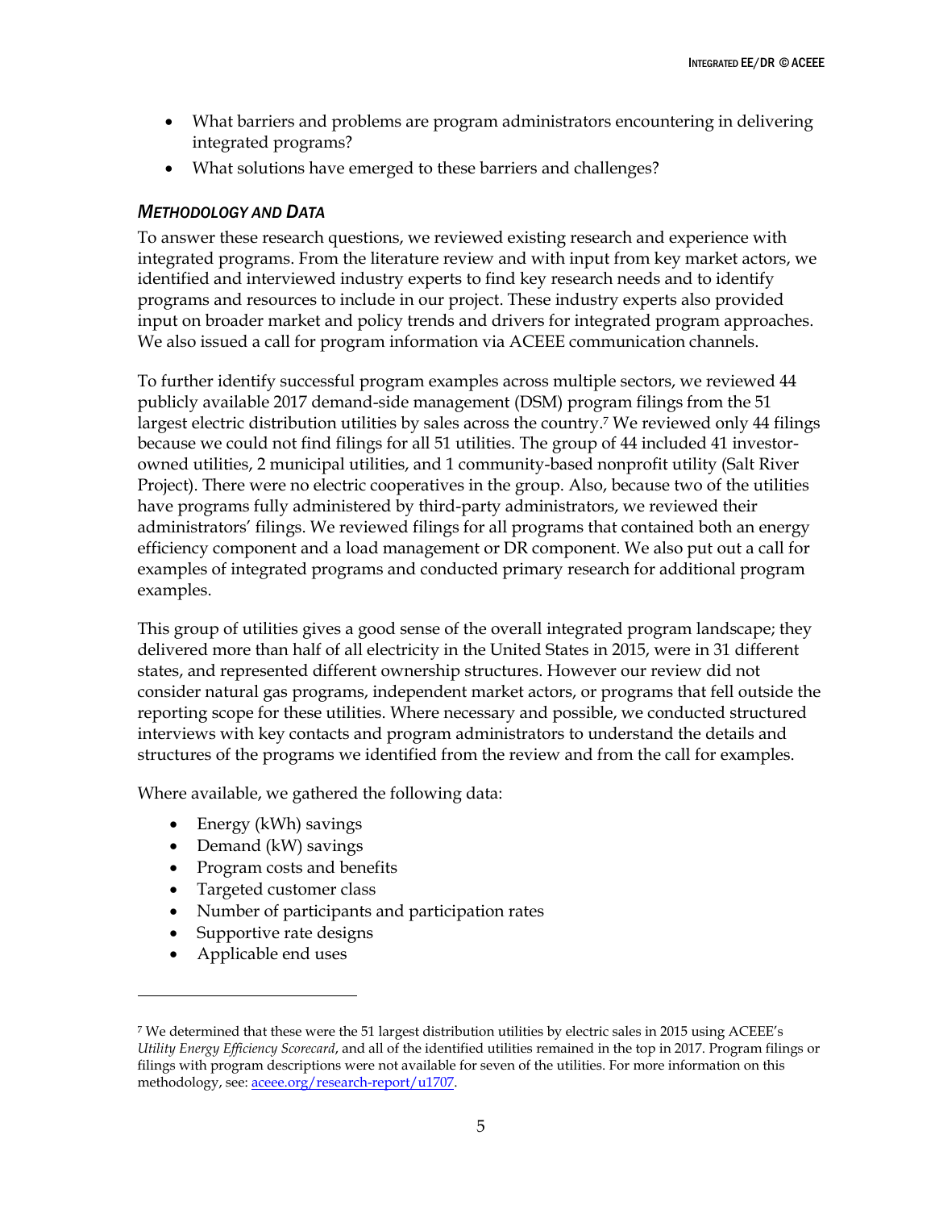- What barriers and problems are program administrators encountering in delivering integrated programs?
- What solutions have emerged to these barriers and challenges?

### *Methodology and Data*

To answer these research questions, we reviewed existing research and experience with integrated programs. From the literature review and with input from key market actors, we identified and interviewed industry experts to find key research needs and to identify programs and resources to include in our project. These industry experts also provided input on broader market and policy trends and drivers for integrated program approaches. We also issued a call for program information via ACEEE communication channels.

To further identify successful program examples across multiple sectors, we reviewed 44 publicly available 2017 demand-side management (DSM) program filings from the 51 largest electric distribution utilities by sales across the country.[7] We reviewed only 44 filings because we could not find filings for all 51 utilities. The group of 44 included 41 investor-owned utilities, 2 municipal utilities, and 1 community-based nonprofit utility (Salt River Project). There were no electric cooperatives in the group. Also, because two of the utilities have programs fully administered by third-party administrators, we reviewed their administrators' filings. We reviewed filings for all programs that contained both an energy efficiency component and a load management or DR component. We also put out a call for examples of integrated programs and conducted primary research for additional program examples.

This group of utilities gives a good sense of the overall integrated program landscape; they delivered more than half of all electricity in the United States in 2015, were in 31 different states, and represented different ownership structures. However our review did not consider natural gas programs, independent market actors, or programs that fell outside the reporting scope for these utilities. Where necessary and possible, we conducted structured interviews with key contacts and program administrators to understand the details and structures of the programs we identified from the review and from the call for examples.

Where available, we gathered the following data:

- Energy (kWh) savings
- Demand (kW) savings
- Program costs and benefits
- Targeted customer class
- Number of participants and participation rates
- Supportive rate designs
- Applicable end uses

---

[7] We determined that these were the 51 largest distribution utilities by electric sales in 2015 using ACEEE's *Utility Energy Efficiency Scorecard*, and all of the identified utilities remained in the top in 2017. Program filings or filings with program descriptions were not available for seven of the utilities. For more information on this methodology, see: aceee.org/research-report/u1707.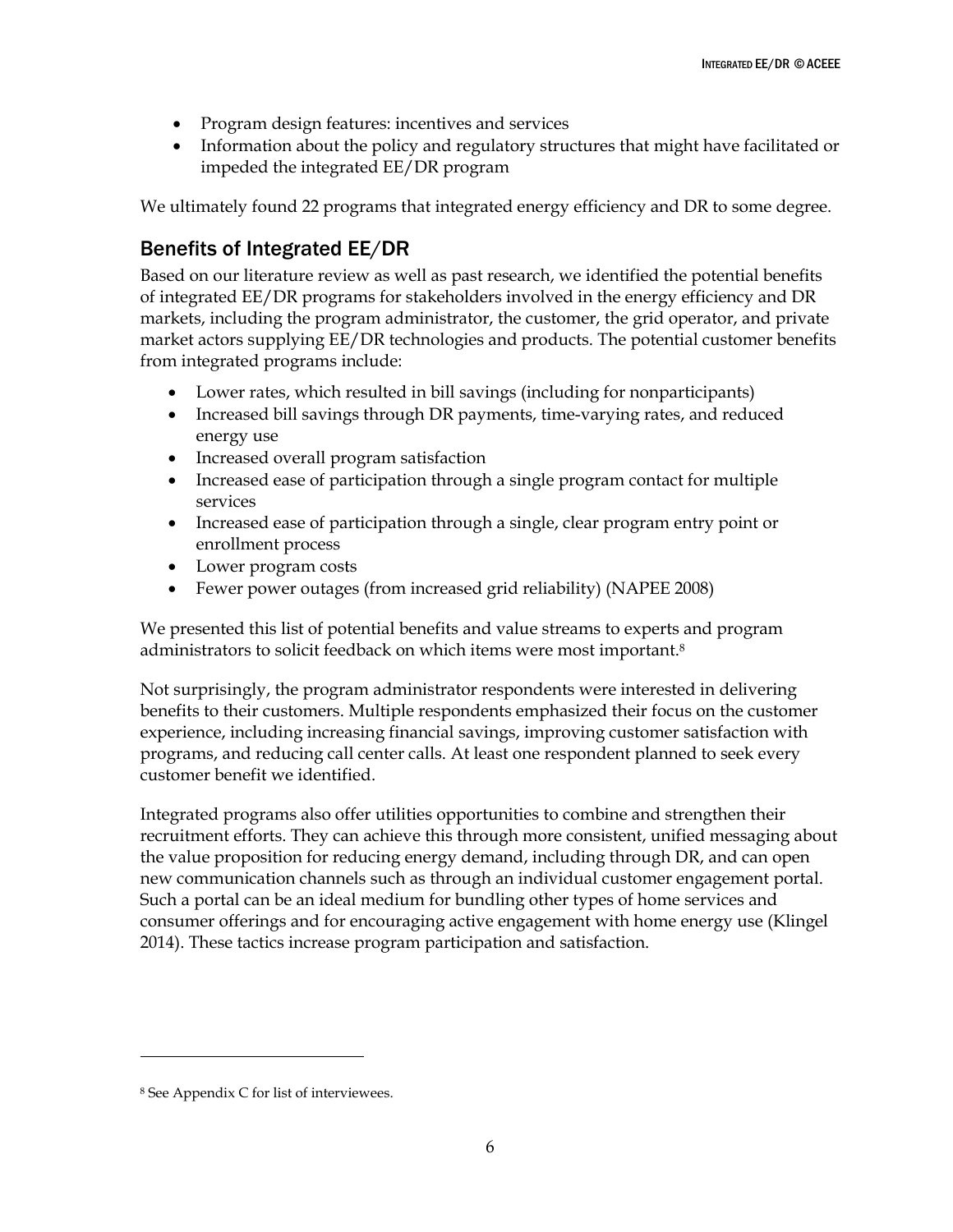- Program design features: incentives and services
- Information about the policy and regulatory structures that might have facilitated or impeded the integrated EE/DR program

We ultimately found 22 programs that integrated energy efficiency and DR to some degree.

## Benefits of Integrated EE/DR

Based on our literature review as well as past research, we identified the potential benefits of integrated EE/DR programs for stakeholders involved in the energy efficiency and DR markets, including the program administrator, the customer, the grid operator, and private market actors supplying EE/DR technologies and products. The potential customer benefits from integrated programs include:

- Lower rates, which resulted in bill savings (including for nonparticipants)
- Increased bill savings through DR payments, time-varying rates, and reduced energy use
- Increased overall program satisfaction
- Increased ease of participation through a single program contact for multiple services
- Increased ease of participation through a single, clear program entry point or enrollment process
- Lower program costs
- Fewer power outages (from increased grid reliability) (NAPEE 2008)

We presented this list of potential benefits and value streams to experts and program administrators to solicit feedback on which items were most important.[8]

Not surprisingly, the program administrator respondents were interested in delivering benefits to their customers. Multiple respondents emphasized their focus on the customer experience, including increasing financial savings, improving customer satisfaction with programs, and reducing call center calls. At least one respondent planned to seek every customer benefit we identified.

Integrated programs also offer utilities opportunities to combine and strengthen their recruitment efforts. They can achieve this through more consistent, unified messaging about the value proposition for reducing energy demand, including through DR, and can open new communication channels such as through an individual customer engagement portal. Such a portal can be an ideal medium for bundling other types of home services and consumer offerings and for encouraging active engagement with home energy use (Klingel 2014). These tactics increase program participation and satisfaction.

[8] See Appendix C for list of interviewees.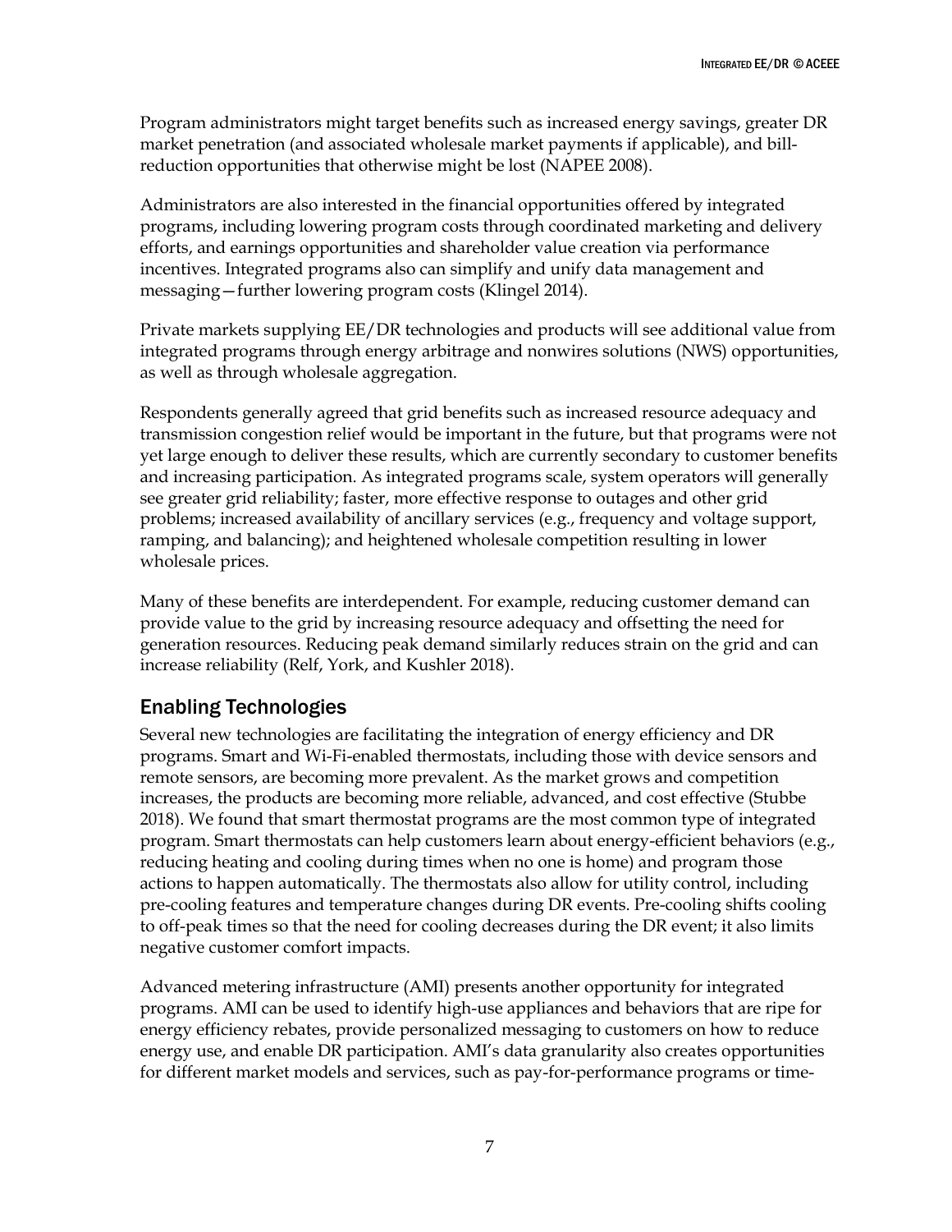Program administrators might target benefits such as increased energy savings, greater DR market penetration (and associated wholesale market payments if applicable), and bill-reduction opportunities that otherwise might be lost (NAPEE 2008).

Administrators are also interested in the financial opportunities offered by integrated programs, including lowering program costs through coordinated marketing and delivery efforts, and earnings opportunities and shareholder value creation via performance incentives. Integrated programs also can simplify and unify data management and messaging—further lowering program costs (Klingel 2014).

Private markets supplying EE/DR technologies and products will see additional value from integrated programs through energy arbitrage and nonwires solutions (NWS) opportunities, as well as through wholesale aggregation.

Respondents generally agreed that grid benefits such as increased resource adequacy and transmission congestion relief would be important in the future, but that programs were not yet large enough to deliver these results, which are currently secondary to customer benefits and increasing participation. As integrated programs scale, system operators will generally see greater grid reliability; faster, more effective response to outages and other grid problems; increased availability of ancillary services (e.g., frequency and voltage support, ramping, and balancing); and heightened wholesale competition resulting in lower wholesale prices.

Many of these benefits are interdependent. For example, reducing customer demand can provide value to the grid by increasing resource adequacy and offsetting the need for generation resources. Reducing peak demand similarly reduces strain on the grid and can increase reliability (Relf, York, and Kushler 2018).

## Enabling Technologies

Several new technologies are facilitating the integration of energy efficiency and DR programs. Smart and Wi-Fi-enabled thermostats, including those with device sensors and remote sensors, are becoming more prevalent. As the market grows and competition increases, the products are becoming more reliable, advanced, and cost effective (Stubbe 2018). We found that smart thermostat programs are the most common type of integrated program. Smart thermostats can help customers learn about energy-efficient behaviors (e.g., reducing heating and cooling during times when no one is home) and program those actions to happen automatically. The thermostats also allow for utility control, including pre-cooling features and temperature changes during DR events. Pre-cooling shifts cooling to off-peak times so that the need for cooling decreases during the DR event; it also limits negative customer comfort impacts.

Advanced metering infrastructure (AMI) presents another opportunity for integrated programs. AMI can be used to identify high-use appliances and behaviors that are ripe for energy efficiency rebates, provide personalized messaging to customers on how to reduce energy use, and enable DR participation. AMI's data granularity also creates opportunities for different market models and services, such as pay-for-performance programs or time-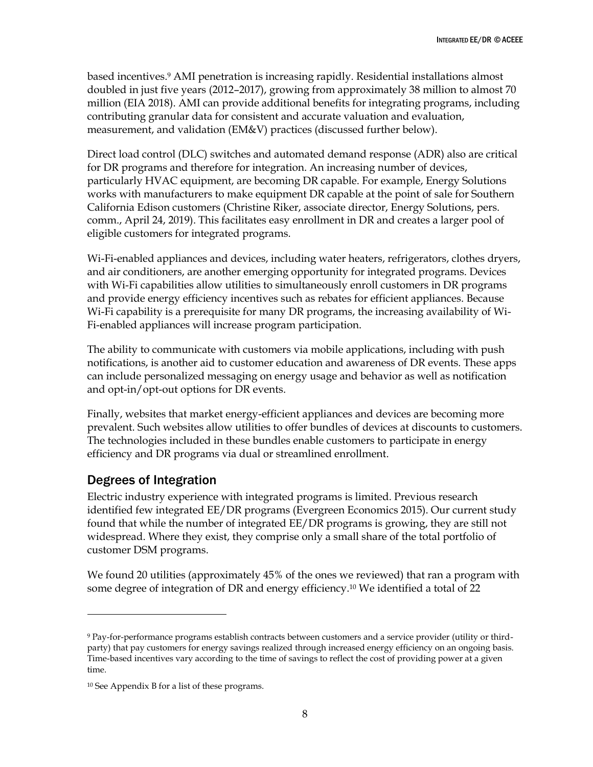based incentives.[9] AMI penetration is increasing rapidly. Residential installations almost doubled in just five years (2012–2017), growing from approximately 38 million to almost 70 million (EIA 2018). AMI can provide additional benefits for integrating programs, including contributing granular data for consistent and accurate valuation and evaluation, measurement, and validation (EM&V) practices (discussed further below).

Direct load control (DLC) switches and automated demand response (ADR) also are critical for DR programs and therefore for integration. An increasing number of devices, particularly HVAC equipment, are becoming DR capable. For example, Energy Solutions works with manufacturers to make equipment DR capable at the point of sale for Southern California Edison customers (Christine Riker, associate director, Energy Solutions, pers. comm., April 24, 2019). This facilitates easy enrollment in DR and creates a larger pool of eligible customers for integrated programs.

Wi-Fi-enabled appliances and devices, including water heaters, refrigerators, clothes dryers, and air conditioners, are another emerging opportunity for integrated programs. Devices with Wi-Fi capabilities allow utilities to simultaneously enroll customers in DR programs and provide energy efficiency incentives such as rebates for efficient appliances. Because Wi-Fi capability is a prerequisite for many DR programs, the increasing availability of Wi-Fi-enabled appliances will increase program participation.

The ability to communicate with customers via mobile applications, including with push notifications, is another aid to customer education and awareness of DR events. These apps can include personalized messaging on energy usage and behavior as well as notification and opt-in/opt-out options for DR events.

Finally, websites that market energy-efficient appliances and devices are becoming more prevalent. Such websites allow utilities to offer bundles of devices at discounts to customers. The technologies included in these bundles enable customers to participate in energy efficiency and DR programs via dual or streamlined enrollment.

## Degrees of Integration

Electric industry experience with integrated programs is limited. Previous research identified few integrated EE/DR programs (Evergreen Economics 2015). Our current study found that while the number of integrated EE/DR programs is growing, they are still not widespread. Where they exist, they comprise only a small share of the total portfolio of customer DSM programs.

We found 20 utilities (approximately 45% of the ones we reviewed) that ran a program with some degree of integration of DR and energy efficiency.[10] We identified a total of 22

---

[9] Pay-for-performance programs establish contracts between customers and a service provider (utility or third-party) that pay customers for energy savings realized through increased energy efficiency on an ongoing basis. Time-based incentives vary according to the time of savings to reflect the cost of providing power at a given time.

[10] See Appendix B for a list of these programs.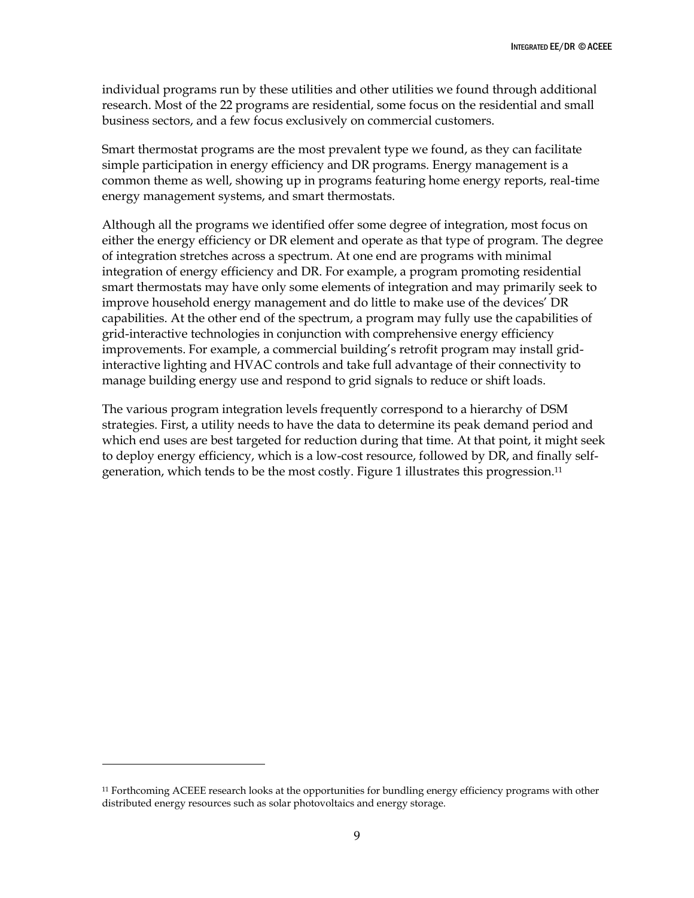individual programs run by these utilities and other utilities we found through additional research. Most of the 22 programs are residential, some focus on the residential and small business sectors, and a few focus exclusively on commercial customers.

Smart thermostat programs are the most prevalent type we found, as they can facilitate simple participation in energy efficiency and DR programs. Energy management is a common theme as well, showing up in programs featuring home energy reports, real-time energy management systems, and smart thermostats.

Although all the programs we identified offer some degree of integration, most focus on either the energy efficiency or DR element and operate as that type of program. The degree of integration stretches across a spectrum. At one end are programs with minimal integration of energy efficiency and DR. For example, a program promoting residential smart thermostats may have only some elements of integration and may primarily seek to improve household energy management and do little to make use of the devices' DR capabilities. At the other end of the spectrum, a program may fully use the capabilities of grid-interactive technologies in conjunction with comprehensive energy efficiency improvements. For example, a commercial building's retrofit program may install grid-interactive lighting and HVAC controls and take full advantage of their connectivity to manage building energy use and respond to grid signals to reduce or shift loads.

The various program integration levels frequently correspond to a hierarchy of DSM strategies. First, a utility needs to have the data to determine its peak demand period and which end uses are best targeted for reduction during that time. At that point, it might seek to deploy energy efficiency, which is a low-cost resource, followed by DR, and finally self-generation, which tends to be the most costly. Figure 1 illustrates this progression.[11]

---

[11] Forthcoming ACEEE research looks at the opportunities for bundling energy efficiency programs with other distributed energy resources such as solar photovoltaics and energy storage.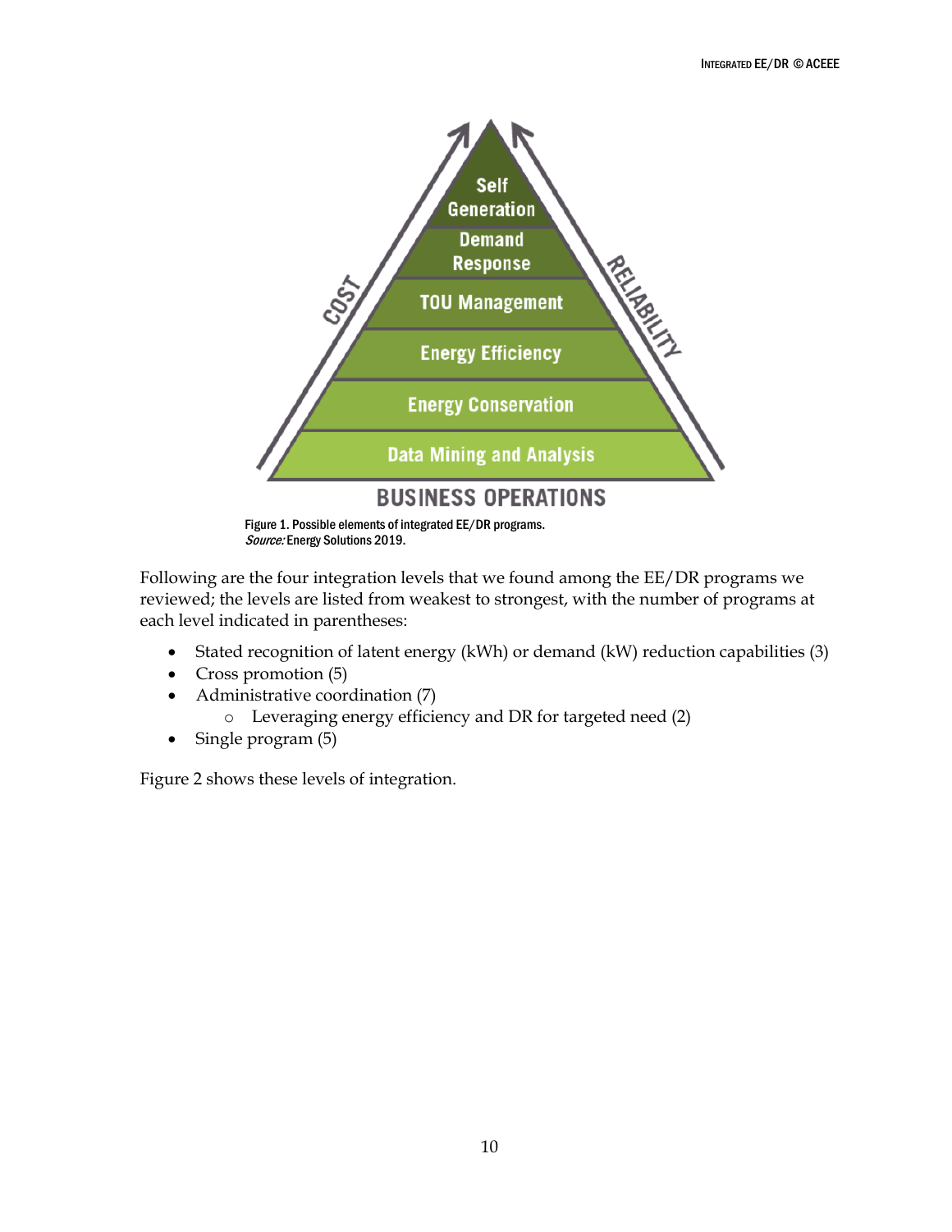Figure 1. Possible elements of integrated EE/DR programs.
*Source:* Energy Solutions 2019.

Following are the four integration levels that we found among the EE/DR programs we reviewed; the levels are listed from weakest to strongest, with the number of programs at each level indicated in parentheses:

- Stated recognition of latent energy (kWh) or demand (kW) reduction capabilities (3)
- Cross promotion (5)
- Administrative coordination (7)
  - Leveraging energy efficiency and DR for targeted need (2)
- Single program (5)

Figure 2 shows these levels of integration.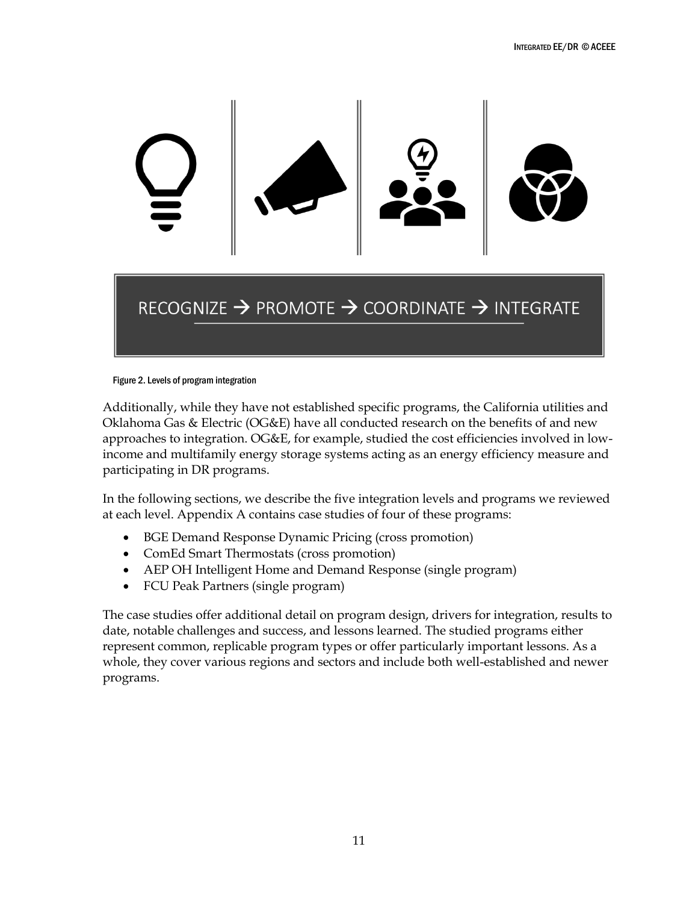RECOGNIZE → PROMOTE → COORDINATE → INTEGRATE

Figure 2. Levels of program integration

Additionally, while they have not established specific programs, the California utilities and Oklahoma Gas & Electric (OG&E) have all conducted research on the benefits of and new approaches to integration. OG&E, for example, studied the cost efficiencies involved in low-income and multifamily energy storage systems acting as an energy efficiency measure and participating in DR programs.

In the following sections, we describe the five integration levels and programs we reviewed at each level. Appendix A contains case studies of four of these programs:

- BGE Demand Response Dynamic Pricing (cross promotion)
- ComEd Smart Thermostats (cross promotion)
- AEP OH Intelligent Home and Demand Response (single program)
- FCU Peak Partners (single program)

The case studies offer additional detail on program design, drivers for integration, results to date, notable challenges and success, and lessons learned. The studied programs either represent common, replicable program types or offer particularly important lessons. As a whole, they cover various regions and sectors and include both well-established and newer programs.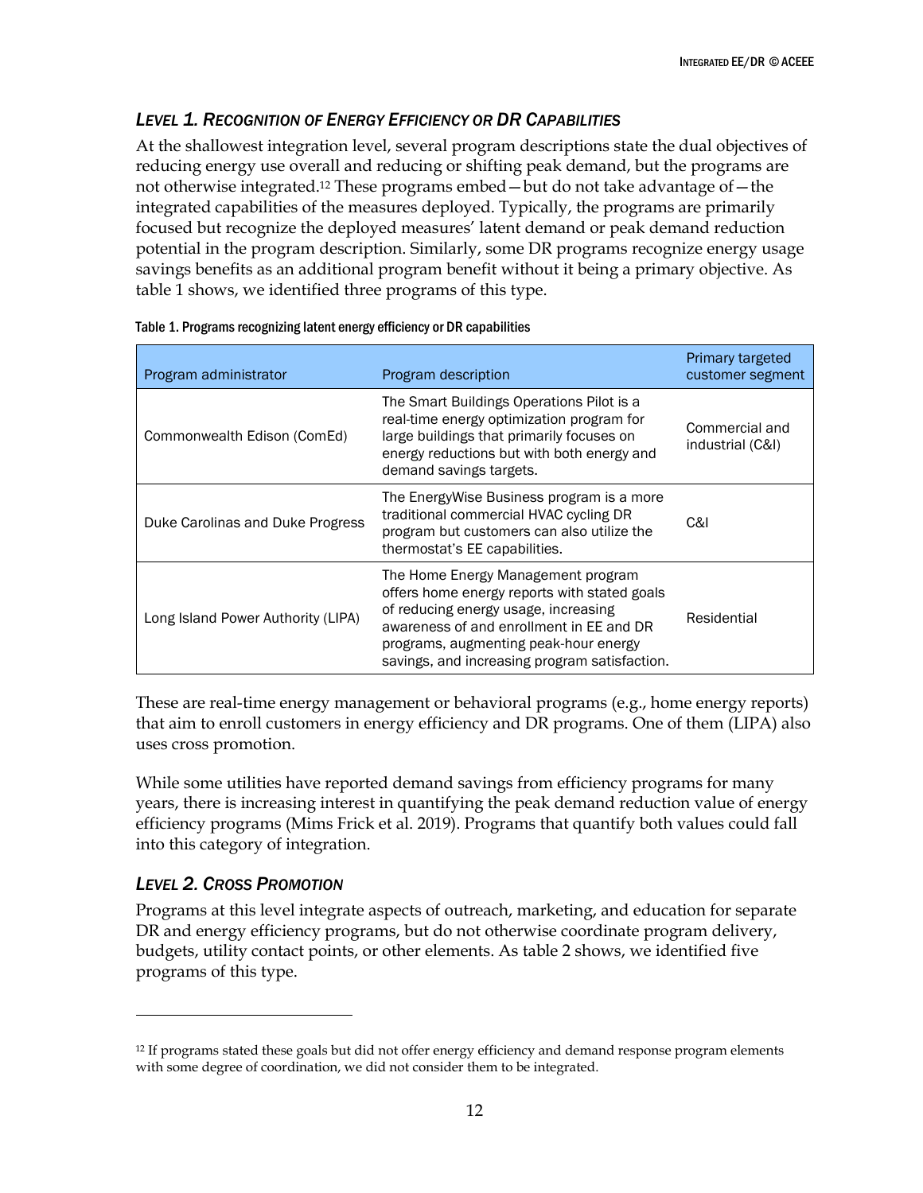### *Level 1. Recognition of Energy Efficiency or DR Capabilities*

At the shallowest integration level, several program descriptions state the dual objectives of reducing energy use overall and reducing or shifting peak demand, but the programs are not otherwise integrated.[12] These programs embed—but do not take advantage of—the integrated capabilities of the measures deployed. Typically, the programs are primarily focused but recognize the deployed measures' latent demand or peak demand reduction potential in the program description. Similarly, some DR programs recognize energy usage savings benefits as an additional program benefit without it being a primary objective. As table 1 shows, we identified three programs of this type.

Table 1. Programs recognizing latent energy efficiency or DR capabilities

| Program administrator | Program description | Primary targeted customer segment |
| --- | --- | --- |
| Commonwealth Edison (ComEd) | The Smart Buildings Operations Pilot is a real-time energy optimization program for large buildings that primarily focuses on energy reductions but with both energy and demand savings targets. | Commercial and industrial (C&I) |
| Duke Carolinas and Duke Progress | The EnergyWise Business program is a more traditional commercial HVAC cycling DR program but customers can also utilize the thermostat's EE capabilities. | C&I |
| Long Island Power Authority (LIPA) | The Home Energy Management program offers home energy reports with stated goals of reducing energy usage, increasing awareness of and enrollment in EE and DR programs, augmenting peak-hour energy savings, and increasing program satisfaction. | Residential |

These are real-time energy management or behavioral programs (e.g., home energy reports) that aim to enroll customers in energy efficiency and DR programs. One of them (LIPA) also uses cross promotion.

While some utilities have reported demand savings from efficiency programs for many years, there is increasing interest in quantifying the peak demand reduction value of energy efficiency programs (Mims Frick et al. 2019). Programs that quantify both values could fall into this category of integration.

### *Level 2. Cross Promotion*

Programs at this level integrate aspects of outreach, marketing, and education for separate DR and energy efficiency programs, but do not otherwise coordinate program delivery, budgets, utility contact points, or other elements. As table 2 shows, we identified five programs of this type.

[12] If programs stated these goals but did not offer energy efficiency and demand response program elements with some degree of coordination, we did not consider them to be integrated.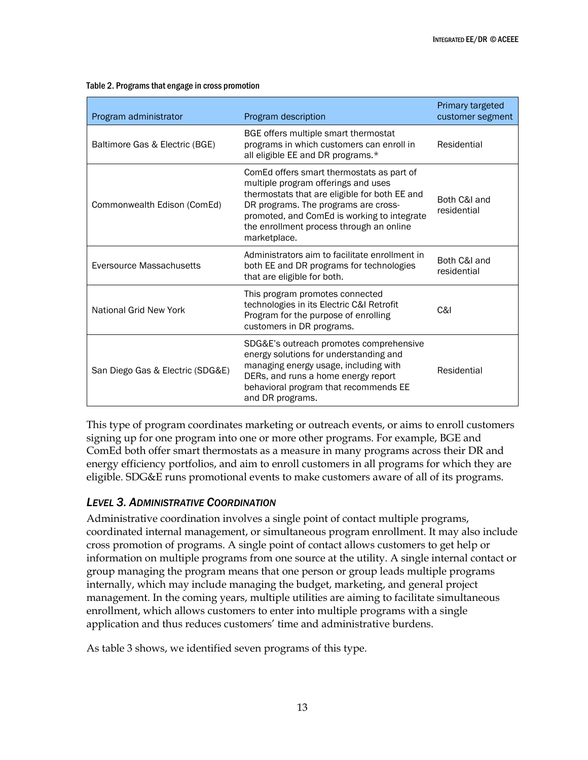Table 2. Programs that engage in cross promotion

| Program administrator | Program description | Primary targeted customer segment |
|---|---|---|
| Baltimore Gas & Electric (BGE) | BGE offers multiple smart thermostat programs in which customers can enroll in all eligible EE and DR programs.* | Residential |
| Commonwealth Edison (ComEd) | ComEd offers smart thermostats as part of multiple program offerings and uses thermostats that are eligible for both EE and DR programs. The programs are cross-promoted, and ComEd is working to integrate the enrollment process through an online marketplace. | Both C&I and residential |
| Eversource Massachusetts | Administrators aim to facilitate enrollment in both EE and DR programs for technologies that are eligible for both. | Both C&I and residential |
| National Grid New York | This program promotes connected technologies in its Electric C&I Retrofit Program for the purpose of enrolling customers in DR programs. | C&I |
| San Diego Gas & Electric (SDG&E) | SDG&E's outreach promotes comprehensive energy solutions for understanding and managing energy usage, including with DERs, and runs a home energy report behavioral program that recommends EE and DR programs. | Residential |

This type of program coordinates marketing or outreach events, or aims to enroll customers signing up for one program into one or more other programs. For example, BGE and ComEd both offer smart thermostats as a measure in many programs across their DR and energy efficiency portfolios, and aim to enroll customers in all programs for which they are eligible. SDG&E runs promotional events to make customers aware of all of its programs.

### *LEVEL 3. ADMINISTRATIVE COORDINATION*

Administrative coordination involves a single point of contact multiple programs, coordinated internal management, or simultaneous program enrollment. It may also include cross promotion of programs. A single point of contact allows customers to get help or information on multiple programs from one source at the utility. A single internal contact or group managing the program means that one person or group leads multiple programs internally, which may include managing the budget, marketing, and general project management. In the coming years, multiple utilities are aiming to facilitate simultaneous enrollment, which allows customers to enter into multiple programs with a single application and thus reduces customers' time and administrative burdens.

As table 3 shows, we identified seven programs of this type.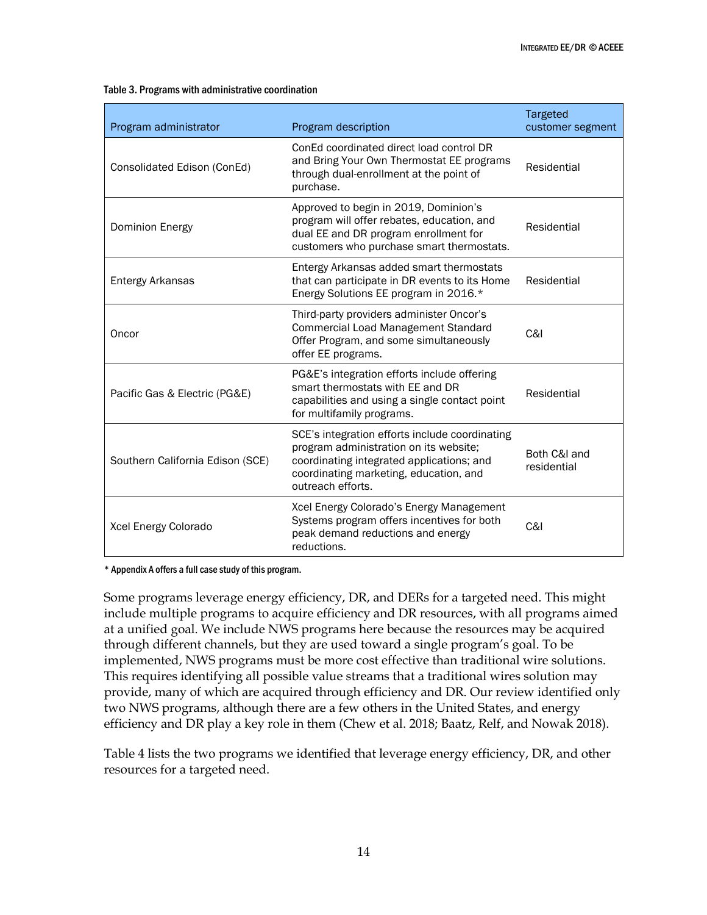Table 3. Programs with administrative coordination

| Program administrator | Program description | Targeted customer segment |
| --- | --- | --- |
| Consolidated Edison (ConEd) | ConEd coordinated direct load control DR and Bring Your Own Thermostat EE programs through dual-enrollment at the point of purchase. | Residential |
| Dominion Energy | Approved to begin in 2019, Dominion's program will offer rebates, education, and dual EE and DR program enrollment for customers who purchase smart thermostats. | Residential |
| Entergy Arkansas | Entergy Arkansas added smart thermostats that can participate in DR events to its Home Energy Solutions EE program in 2016.* | Residential |
| Oncor | Third-party providers administer Oncor's Commercial Load Management Standard Offer Program, and some simultaneously offer EE programs. | C&I |
| Pacific Gas & Electric (PG&E) | PG&E's integration efforts include offering smart thermostats with EE and DR capabilities and using a single contact point for multifamily programs. | Residential |
| Southern California Edison (SCE) | SCE's integration efforts include coordinating program administration on its website; coordinating integrated applications; and coordinating marketing, education, and outreach efforts. | Both C&I and residential |
| Xcel Energy Colorado | Xcel Energy Colorado's Energy Management Systems program offers incentives for both peak demand reductions and energy reductions. | C&I |

* Appendix A offers a full case study of this program.

Some programs leverage energy efficiency, DR, and DERs for a targeted need. This might include multiple programs to acquire efficiency and DR resources, with all programs aimed at a unified goal. We include NWS programs here because the resources may be acquired through different channels, but they are used toward a single program's goal. To be implemented, NWS programs must be more cost effective than traditional wire solutions. This requires identifying all possible value streams that a traditional wires solution may provide, many of which are acquired through efficiency and DR. Our review identified only two NWS programs, although there are a few others in the United States, and energy efficiency and DR play a key role in them (Chew et al. 2018; Baatz, Relf, and Nowak 2018).

Table 4 lists the two programs we identified that leverage energy efficiency, DR, and other resources for a targeted need.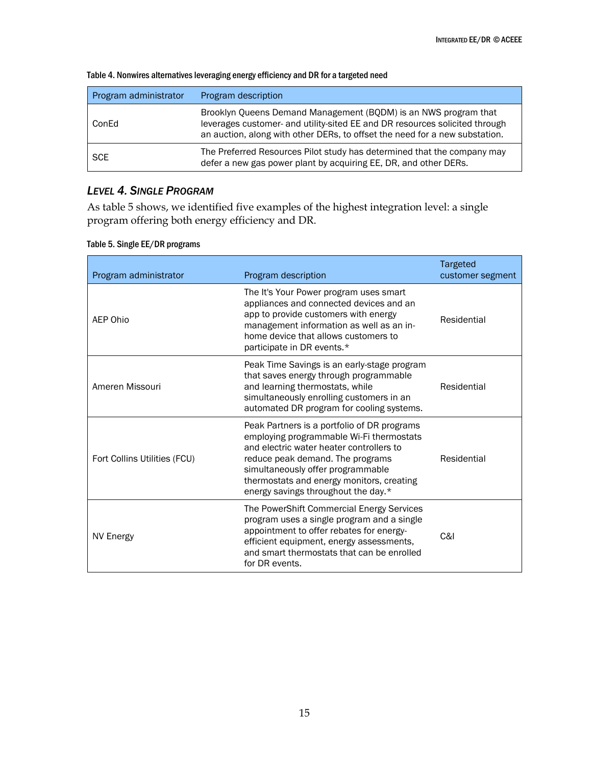Table 4. Nonwires alternatives leveraging energy efficiency and DR for a targeted need

| Program administrator | Program description |
| --- | --- |
| ConEd | Brooklyn Queens Demand Management (BQDM) is an NWS program that leverages customer- and utility-sited EE and DR resources solicited through an auction, along with other DERs, to offset the need for a new substation. |
| SCE | The Preferred Resources Pilot study has determined that the company may defer a new gas power plant by acquiring EE, DR, and other DERs. |

### *Level 4. Single Program*

As table 5 shows, we identified five examples of the highest integration level: a single program offering both energy efficiency and DR.

Table 5. Single EE/DR programs

| Program administrator | Program description | Targeted customer segment |
| --- | --- | --- |
| AEP Ohio | The It's Your Power program uses smart appliances and connected devices and an app to provide customers with energy management information as well as an in-home device that allows customers to participate in DR events.* | Residential |
| Ameren Missouri | Peak Time Savings is an early-stage program that saves energy through programmable and learning thermostats, while simultaneously enrolling customers in an automated DR program for cooling systems. | Residential |
| Fort Collins Utilities (FCU) | Peak Partners is a portfolio of DR programs employing programmable Wi-Fi thermostats and electric water heater controllers to reduce peak demand. The programs simultaneously offer programmable thermostats and energy monitors, creating energy savings throughout the day.* | Residential |
| NV Energy | The PowerShift Commercial Energy Services program uses a single program and a single appointment to offer rebates for energy-efficient equipment, energy assessments, and smart thermostats that can be enrolled for DR events. | C&I |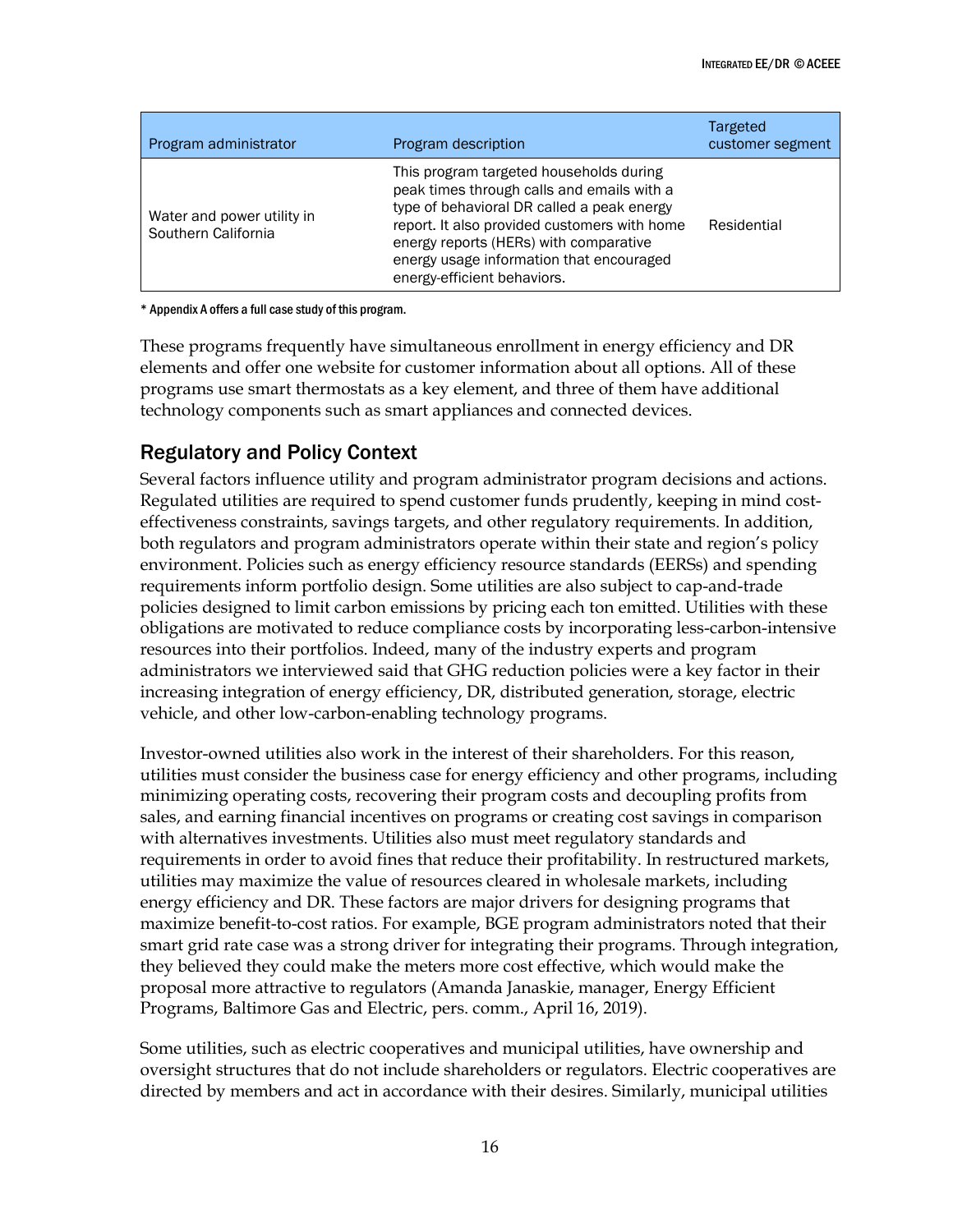| Program administrator | Program description | Targeted customer segment |
|---|---|---|
| Water and power utility in Southern California | This program targeted households during peak times through calls and emails with a type of behavioral DR called a peak energy report. It also provided customers with home energy reports (HERs) with comparative energy usage information that encouraged energy-efficient behaviors. | Residential |

* Appendix A offers a full case study of this program.

These programs frequently have simultaneous enrollment in energy efficiency and DR elements and offer one website for customer information about all options. All of these programs use smart thermostats as a key element, and three of them have additional technology components such as smart appliances and connected devices.

## Regulatory and Policy Context

Several factors influence utility and program administrator program decisions and actions. Regulated utilities are required to spend customer funds prudently, keeping in mind cost-effectiveness constraints, savings targets, and other regulatory requirements. In addition, both regulators and program administrators operate within their state and region's policy environment. Policies such as energy efficiency resource standards (EERSs) and spending requirements inform portfolio design. Some utilities are also subject to cap-and-trade policies designed to limit carbon emissions by pricing each ton emitted. Utilities with these obligations are motivated to reduce compliance costs by incorporating less-carbon-intensive resources into their portfolios. Indeed, many of the industry experts and program administrators we interviewed said that GHG reduction policies were a key factor in their increasing integration of energy efficiency, DR, distributed generation, storage, electric vehicle, and other low-carbon-enabling technology programs.

Investor-owned utilities also work in the interest of their shareholders. For this reason, utilities must consider the business case for energy efficiency and other programs, including minimizing operating costs, recovering their program costs and decoupling profits from sales, and earning financial incentives on programs or creating cost savings in comparison with alternatives investments. Utilities also must meet regulatory standards and requirements in order to avoid fines that reduce their profitability. In restructured markets, utilities may maximize the value of resources cleared in wholesale markets, including energy efficiency and DR. These factors are major drivers for designing programs that maximize benefit-to-cost ratios. For example, BGE program administrators noted that their smart grid rate case was a strong driver for integrating their programs. Through integration, they believed they could make the meters more cost effective, which would make the proposal more attractive to regulators (Amanda Janaskie, manager, Energy Efficient Programs, Baltimore Gas and Electric, pers. comm., April 16, 2019).

Some utilities, such as electric cooperatives and municipal utilities, have ownership and oversight structures that do not include shareholders or regulators. Electric cooperatives are directed by members and act in accordance with their desires. Similarly, municipal utilities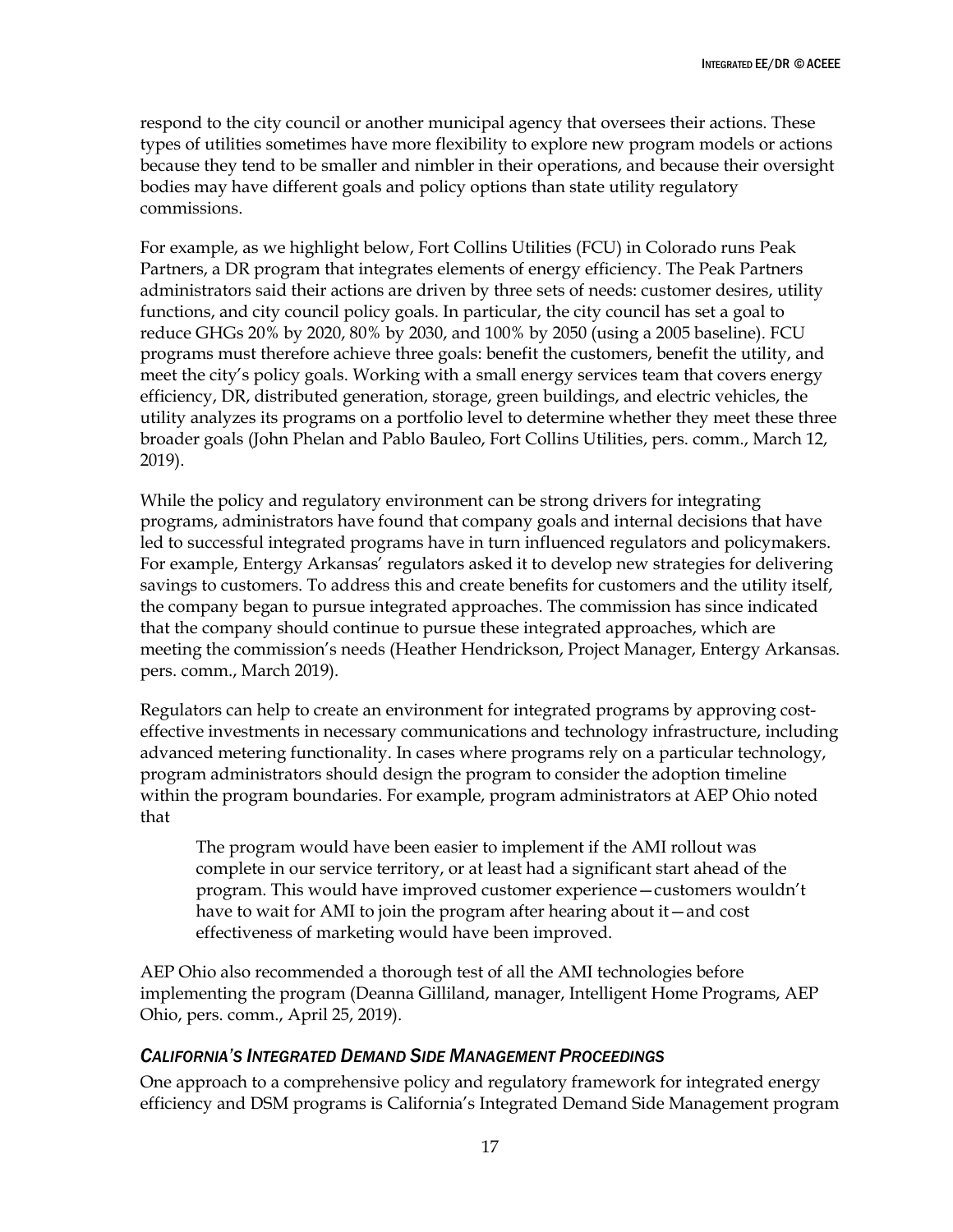respond to the city council or another municipal agency that oversees their actions. These types of utilities sometimes have more flexibility to explore new program models or actions because they tend to be smaller and nimbler in their operations, and because their oversight bodies may have different goals and policy options than state utility regulatory commissions.

For example, as we highlight below, Fort Collins Utilities (FCU) in Colorado runs Peak Partners, a DR program that integrates elements of energy efficiency. The Peak Partners administrators said their actions are driven by three sets of needs: customer desires, utility functions, and city council policy goals. In particular, the city council has set a goal to reduce GHGs 20% by 2020, 80% by 2030, and 100% by 2050 (using a 2005 baseline). FCU programs must therefore achieve three goals: benefit the customers, benefit the utility, and meet the city's policy goals. Working with a small energy services team that covers energy efficiency, DR, distributed generation, storage, green buildings, and electric vehicles, the utility analyzes its programs on a portfolio level to determine whether they meet these three broader goals (John Phelan and Pablo Bauleo, Fort Collins Utilities, pers. comm., March 12, 2019).

While the policy and regulatory environment can be strong drivers for integrating programs, administrators have found that company goals and internal decisions that have led to successful integrated programs have in turn influenced regulators and policymakers. For example, Entergy Arkansas' regulators asked it to develop new strategies for delivering savings to customers. To address this and create benefits for customers and the utility itself, the company began to pursue integrated approaches. The commission has since indicated that the company should continue to pursue these integrated approaches, which are meeting the commission's needs (Heather Hendrickson, Project Manager, Entergy Arkansas. pers. comm., March 2019).

Regulators can help to create an environment for integrated programs by approving cost-effective investments in necessary communications and technology infrastructure, including advanced metering functionality. In cases where programs rely on a particular technology, program administrators should design the program to consider the adoption timeline within the program boundaries. For example, program administrators at AEP Ohio noted that

> The program would have been easier to implement if the AMI rollout was complete in our service territory, or at least had a significant start ahead of the program. This would have improved customer experience—customers wouldn't have to wait for AMI to join the program after hearing about it—and cost effectiveness of marketing would have been improved.

AEP Ohio also recommended a thorough test of all the AMI technologies before implementing the program (Deanna Gilliland, manager, Intelligent Home Programs, AEP Ohio, pers. comm., April 25, 2019).

### *California's Integrated Demand Side Management Proceedings*

One approach to a comprehensive policy and regulatory framework for integrated energy efficiency and DSM programs is California's Integrated Demand Side Management program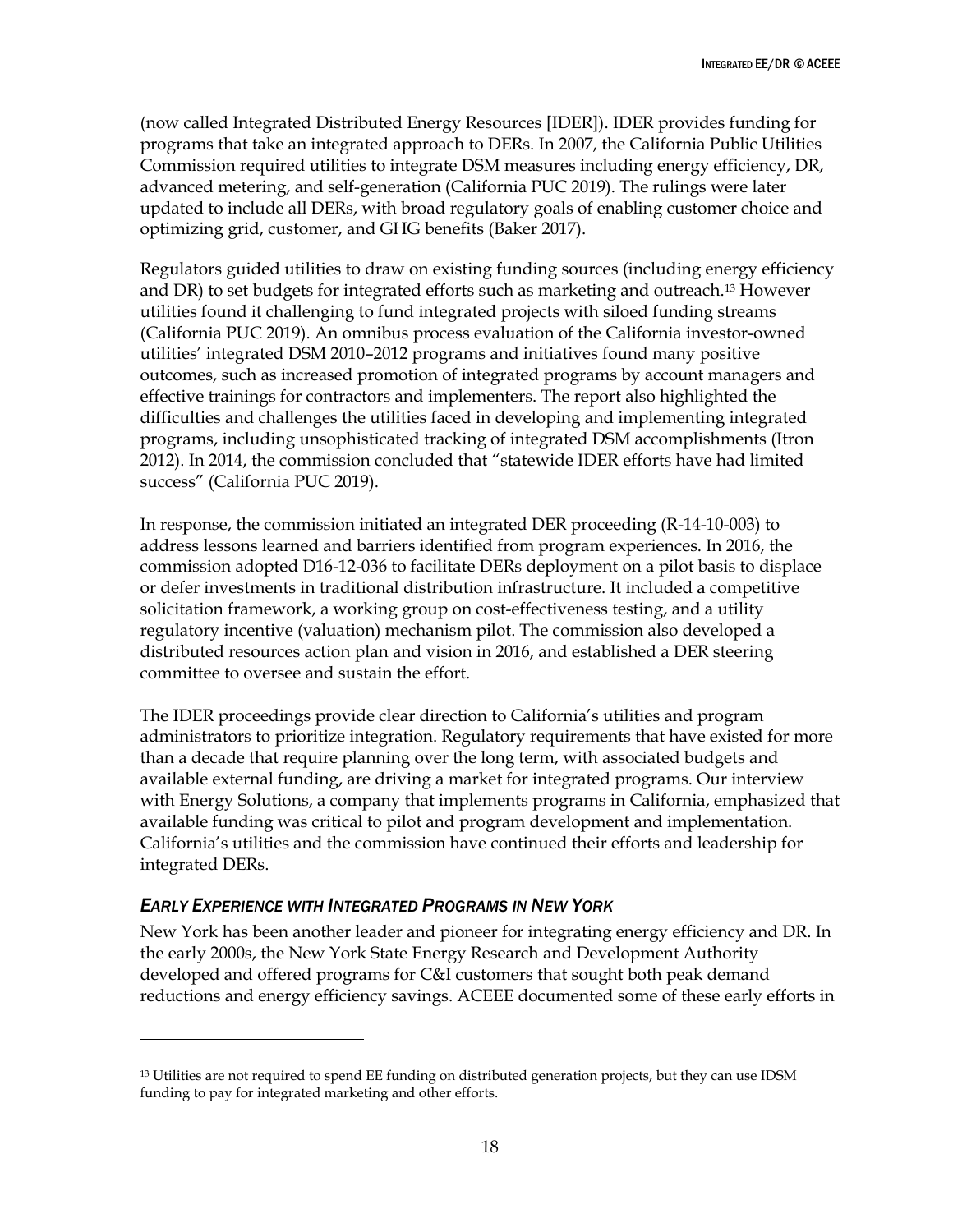(now called Integrated Distributed Energy Resources [IDER]). IDER provides funding for programs that take an integrated approach to DERs. In 2007, the California Public Utilities Commission required utilities to integrate DSM measures including energy efficiency, DR, advanced metering, and self-generation (California PUC 2019). The rulings were later updated to include all DERs, with broad regulatory goals of enabling customer choice and optimizing grid, customer, and GHG benefits (Baker 2017).

Regulators guided utilities to draw on existing funding sources (including energy efficiency and DR) to set budgets for integrated efforts such as marketing and outreach.[13] However utilities found it challenging to fund integrated projects with siloed funding streams (California PUC 2019). An omnibus process evaluation of the California investor-owned utilities' integrated DSM 2010–2012 programs and initiatives found many positive outcomes, such as increased promotion of integrated programs by account managers and effective trainings for contractors and implementers. The report also highlighted the difficulties and challenges the utilities faced in developing and implementing integrated programs, including unsophisticated tracking of integrated DSM accomplishments (Itron 2012). In 2014, the commission concluded that "statewide IDER efforts have had limited success" (California PUC 2019).

In response, the commission initiated an integrated DER proceeding (R-14-10-003) to address lessons learned and barriers identified from program experiences. In 2016, the commission adopted D16-12-036 to facilitate DERs deployment on a pilot basis to displace or defer investments in traditional distribution infrastructure. It included a competitive solicitation framework, a working group on cost-effectiveness testing, and a utility regulatory incentive (valuation) mechanism pilot. The commission also developed a distributed resources action plan and vision in 2016, and established a DER steering committee to oversee and sustain the effort.

The IDER proceedings provide clear direction to California's utilities and program administrators to prioritize integration. Regulatory requirements that have existed for more than a decade that require planning over the long term, with associated budgets and available external funding, are driving a market for integrated programs. Our interview with Energy Solutions, a company that implements programs in California, emphasized that available funding was critical to pilot and program development and implementation. California's utilities and the commission have continued their efforts and leadership for integrated DERs.

### *Early Experience with Integrated Programs in New York*

New York has been another leader and pioneer for integrating energy efficiency and DR. In the early 2000s, the New York State Energy Research and Development Authority developed and offered programs for C&I customers that sought both peak demand reductions and energy efficiency savings. ACEEE documented some of these early efforts in

---

[13] Utilities are not required to spend EE funding on distributed generation projects, but they can use IDSM funding to pay for integrated marketing and other efforts.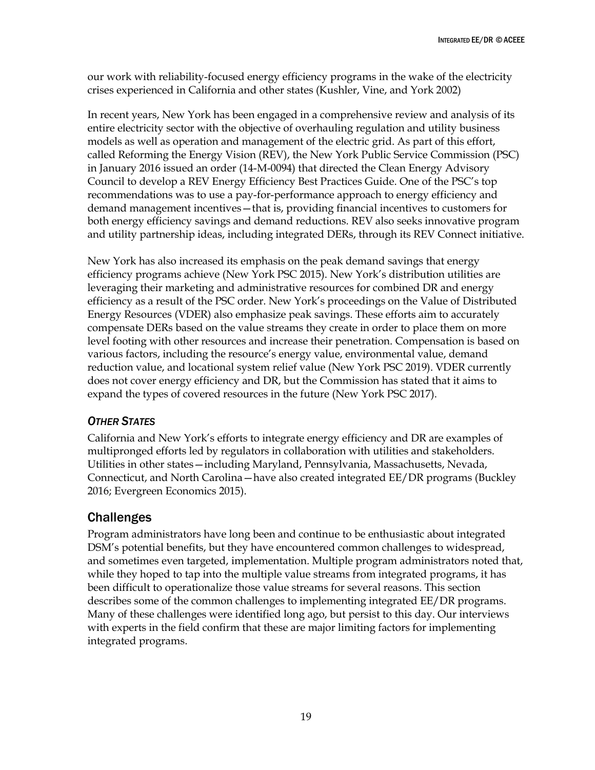our work with reliability-focused energy efficiency programs in the wake of the electricity crises experienced in California and other states (Kushler, Vine, and York 2002)

In recent years, New York has been engaged in a comprehensive review and analysis of its entire electricity sector with the objective of overhauling regulation and utility business models as well as operation and management of the electric grid. As part of this effort, called Reforming the Energy Vision (REV), the New York Public Service Commission (PSC) in January 2016 issued an order (14-M-0094) that directed the Clean Energy Advisory Council to develop a REV Energy Efficiency Best Practices Guide. One of the PSC's top recommendations was to use a pay-for-performance approach to energy efficiency and demand management incentives—that is, providing financial incentives to customers for both energy efficiency savings and demand reductions. REV also seeks innovative program and utility partnership ideas, including integrated DERs, through its REV Connect initiative.

New York has also increased its emphasis on the peak demand savings that energy efficiency programs achieve (New York PSC 2015). New York's distribution utilities are leveraging their marketing and administrative resources for combined DR and energy efficiency as a result of the PSC order. New York's proceedings on the Value of Distributed Energy Resources (VDER) also emphasize peak savings. These efforts aim to accurately compensate DERs based on the value streams they create in order to place them on more level footing with other resources and increase their penetration. Compensation is based on various factors, including the resource's energy value, environmental value, demand reduction value, and locational system relief value (New York PSC 2019). VDER currently does not cover energy efficiency and DR, but the Commission has stated that it aims to expand the types of covered resources in the future (New York PSC 2017).

### *Other States*

California and New York's efforts to integrate energy efficiency and DR are examples of multipronged efforts led by regulators in collaboration with utilities and stakeholders. Utilities in other states—including Maryland, Pennsylvania, Massachusetts, Nevada, Connecticut, and North Carolina—have also created integrated EE/DR programs (Buckley 2016; Evergreen Economics 2015).

## Challenges

Program administrators have long been and continue to be enthusiastic about integrated DSM's potential benefits, but they have encountered common challenges to widespread, and sometimes even targeted, implementation. Multiple program administrators noted that, while they hoped to tap into the multiple value streams from integrated programs, it has been difficult to operationalize those value streams for several reasons. This section describes some of the common challenges to implementing integrated EE/DR programs. Many of these challenges were identified long ago, but persist to this day. Our interviews with experts in the field confirm that these are major limiting factors for implementing integrated programs.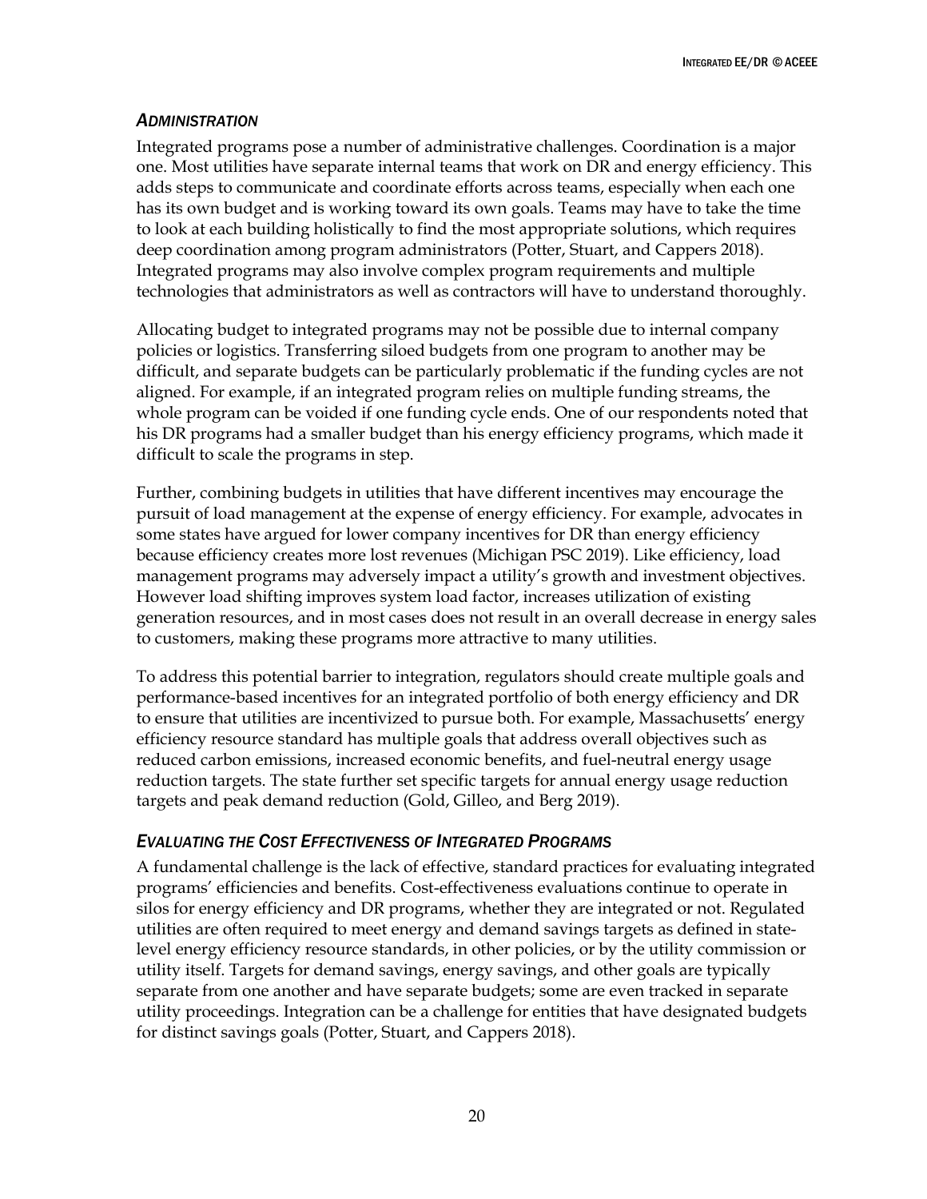### *ADMINISTRATION*

Integrated programs pose a number of administrative challenges. Coordination is a major one. Most utilities have separate internal teams that work on DR and energy efficiency. This adds steps to communicate and coordinate efforts across teams, especially when each one has its own budget and is working toward its own goals. Teams may have to take the time to look at each building holistically to find the most appropriate solutions, which requires deep coordination among program administrators (Potter, Stuart, and Cappers 2018). Integrated programs may also involve complex program requirements and multiple technologies that administrators as well as contractors will have to understand thoroughly.

Allocating budget to integrated programs may not be possible due to internal company policies or logistics. Transferring siloed budgets from one program to another may be difficult, and separate budgets can be particularly problematic if the funding cycles are not aligned. For example, if an integrated program relies on multiple funding streams, the whole program can be voided if one funding cycle ends. One of our respondents noted that his DR programs had a smaller budget than his energy efficiency programs, which made it difficult to scale the programs in step.

Further, combining budgets in utilities that have different incentives may encourage the pursuit of load management at the expense of energy efficiency. For example, advocates in some states have argued for lower company incentives for DR than energy efficiency because efficiency creates more lost revenues (Michigan PSC 2019). Like efficiency, load management programs may adversely impact a utility's growth and investment objectives. However load shifting improves system load factor, increases utilization of existing generation resources, and in most cases does not result in an overall decrease in energy sales to customers, making these programs more attractive to many utilities.

To address this potential barrier to integration, regulators should create multiple goals and performance-based incentives for an integrated portfolio of both energy efficiency and DR to ensure that utilities are incentivized to pursue both. For example, Massachusetts' energy efficiency resource standard has multiple goals that address overall objectives such as reduced carbon emissions, increased economic benefits, and fuel-neutral energy usage reduction targets. The state further set specific targets for annual energy usage reduction targets and peak demand reduction (Gold, Gilleo, and Berg 2019).

### *EVALUATING THE COST EFFECTIVENESS OF INTEGRATED PROGRAMS*

A fundamental challenge is the lack of effective, standard practices for evaluating integrated programs' efficiencies and benefits. Cost-effectiveness evaluations continue to operate in silos for energy efficiency and DR programs, whether they are integrated or not. Regulated utilities are often required to meet energy and demand savings targets as defined in state-level energy efficiency resource standards, in other policies, or by the utility commission or utility itself. Targets for demand savings, energy savings, and other goals are typically separate from one another and have separate budgets; some are even tracked in separate utility proceedings. Integration can be a challenge for entities that have designated budgets for distinct savings goals (Potter, Stuart, and Cappers 2018).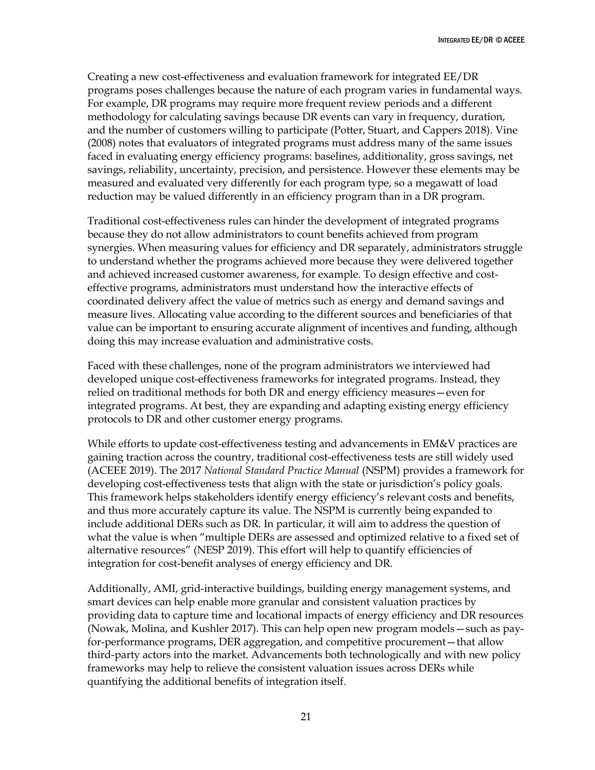Creating a new cost-effectiveness and evaluation framework for integrated EE/DR programs poses challenges because the nature of each program varies in fundamental ways. For example, DR programs may require more frequent review periods and a different methodology for calculating savings because DR events can vary in frequency, duration, and the number of customers willing to participate (Potter, Stuart, and Cappers 2018). Vine (2008) notes that evaluators of integrated programs must address many of the same issues faced in evaluating energy efficiency programs: baselines, additionality, gross savings, net savings, reliability, uncertainty, precision, and persistence. However these elements may be measured and evaluated very differently for each program type, so a megawatt of load reduction may be valued differently in an efficiency program than in a DR program.

Traditional cost-effectiveness rules can hinder the development of integrated programs because they do not allow administrators to count benefits achieved from program synergies. When measuring values for efficiency and DR separately, administrators struggle to understand whether the programs achieved more because they were delivered together and achieved increased customer awareness, for example. To design effective and cost-effective programs, administrators must understand how the interactive effects of coordinated delivery affect the value of metrics such as energy and demand savings and measure lives. Allocating value according to the different sources and beneficiaries of that value can be important to ensuring accurate alignment of incentives and funding, although doing this may increase evaluation and administrative costs.

Faced with these challenges, none of the program administrators we interviewed had developed unique cost-effectiveness frameworks for integrated programs. Instead, they relied on traditional methods for both DR and energy efficiency measures—even for integrated programs. At best, they are expanding and adapting existing energy efficiency protocols to DR and other customer energy programs.

While efforts to update cost-effectiveness testing and advancements in EM&V practices are gaining traction across the country, traditional cost-effectiveness tests are still widely used (ACEEE 2019). The 2017 *National Standard Practice Manual* (NSPM) provides a framework for developing cost-effectiveness tests that align with the state or jurisdiction's policy goals. This framework helps stakeholders identify energy efficiency's relevant costs and benefits, and thus more accurately capture its value. The NSPM is currently being expanded to include additional DERs such as DR. In particular, it will aim to address the question of what the value is when "multiple DERs are assessed and optimized relative to a fixed set of alternative resources" (NESP 2019). This effort will help to quantify efficiencies of integration for cost-benefit analyses of energy efficiency and DR.

Additionally, AMI, grid-interactive buildings, building energy management systems, and smart devices can help enable more granular and consistent valuation practices by providing data to capture time and locational impacts of energy efficiency and DR resources (Nowak, Molina, and Kushler 2017). This can help open new program models—such as pay-for-performance programs, DER aggregation, and competitive procurement—that allow third-party actors into the market. Advancements both technologically and with new policy frameworks may help to relieve the consistent valuation issues across DERs while quantifying the additional benefits of integration itself.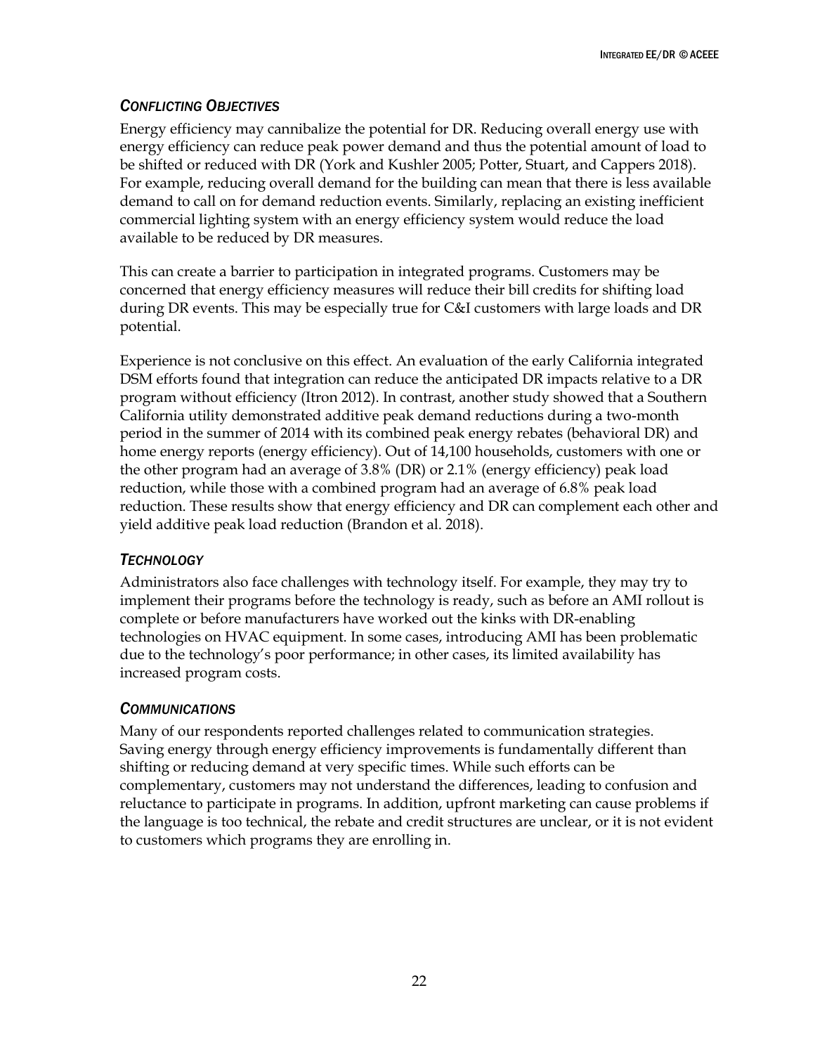### *Conflicting Objectives*

Energy efficiency may cannibalize the potential for DR. Reducing overall energy use with energy efficiency can reduce peak power demand and thus the potential amount of load to be shifted or reduced with DR (York and Kushler 2005; Potter, Stuart, and Cappers 2018). For example, reducing overall demand for the building can mean that there is less available demand to call on for demand reduction events. Similarly, replacing an existing inefficient commercial lighting system with an energy efficiency system would reduce the load available to be reduced by DR measures.

This can create a barrier to participation in integrated programs. Customers may be concerned that energy efficiency measures will reduce their bill credits for shifting load during DR events. This may be especially true for C&I customers with large loads and DR potential.

Experience is not conclusive on this effect. An evaluation of the early California integrated DSM efforts found that integration can reduce the anticipated DR impacts relative to a DR program without efficiency (Itron 2012). In contrast, another study showed that a Southern California utility demonstrated additive peak demand reductions during a two-month period in the summer of 2014 with its combined peak energy rebates (behavioral DR) and home energy reports (energy efficiency). Out of 14,100 households, customers with one or the other program had an average of 3.8% (DR) or 2.1% (energy efficiency) peak load reduction, while those with a combined program had an average of 6.8% peak load reduction. These results show that energy efficiency and DR can complement each other and yield additive peak load reduction (Brandon et al. 2018).

### *Technology*

Administrators also face challenges with technology itself. For example, they may try to implement their programs before the technology is ready, such as before an AMI rollout is complete or before manufacturers have worked out the kinks with DR-enabling technologies on HVAC equipment. In some cases, introducing AMI has been problematic due to the technology's poor performance; in other cases, its limited availability has increased program costs.

### *Communications*

Many of our respondents reported challenges related to communication strategies. Saving energy through energy efficiency improvements is fundamentally different than shifting or reducing demand at very specific times. While such efforts can be complementary, customers may not understand the differences, leading to confusion and reluctance to participate in programs. In addition, upfront marketing can cause problems if the language is too technical, the rebate and credit structures are unclear, or it is not evident to customers which programs they are enrolling in.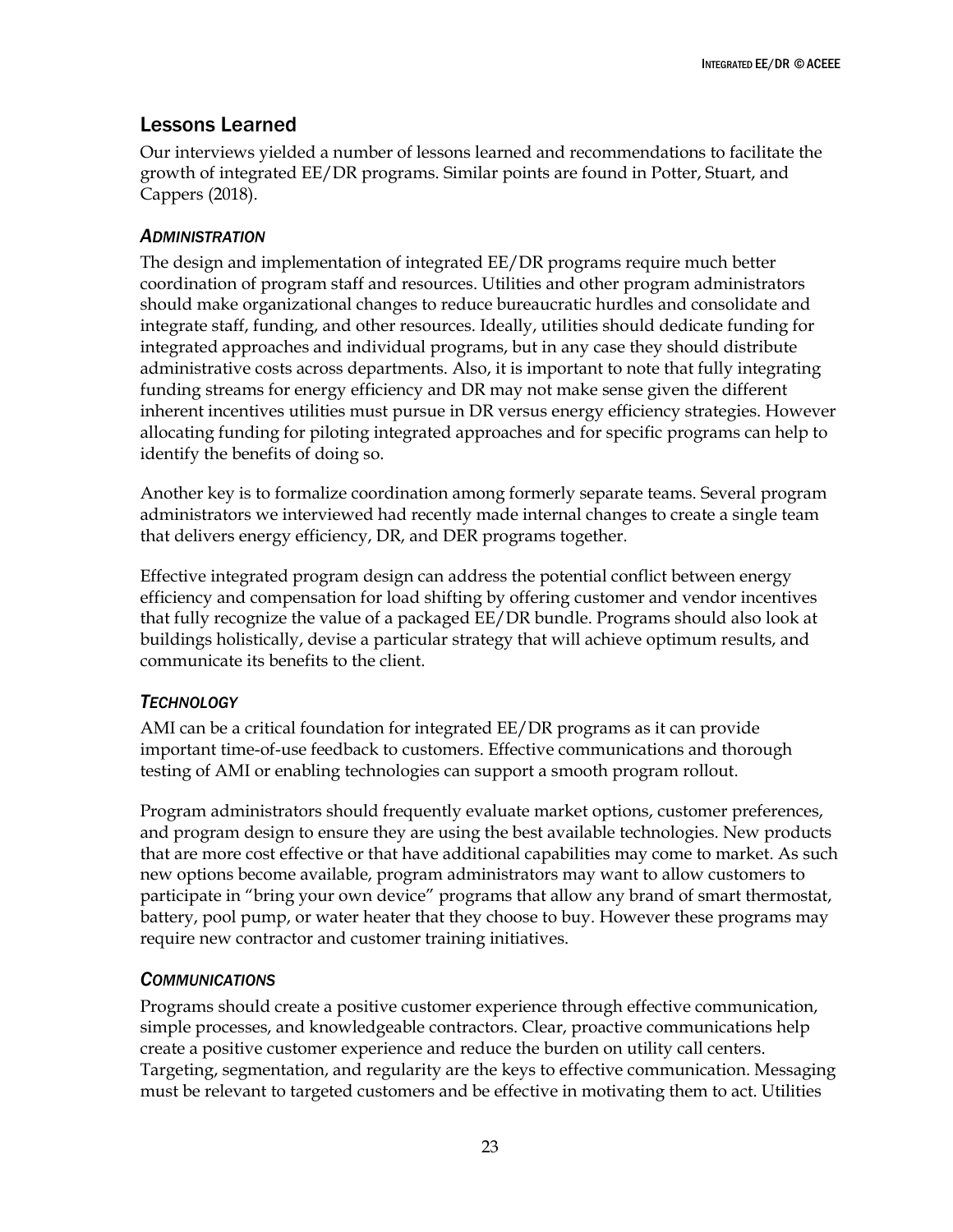## Lessons Learned

Our interviews yielded a number of lessons learned and recommendations to facilitate the growth of integrated EE/DR programs. Similar points are found in Potter, Stuart, and Cappers (2018).

### *Administration*

The design and implementation of integrated EE/DR programs require much better coordination of program staff and resources. Utilities and other program administrators should make organizational changes to reduce bureaucratic hurdles and consolidate and integrate staff, funding, and other resources. Ideally, utilities should dedicate funding for integrated approaches and individual programs, but in any case they should distribute administrative costs across departments. Also, it is important to note that fully integrating funding streams for energy efficiency and DR may not make sense given the different inherent incentives utilities must pursue in DR versus energy efficiency strategies. However allocating funding for piloting integrated approaches and for specific programs can help to identify the benefits of doing so.

Another key is to formalize coordination among formerly separate teams. Several program administrators we interviewed had recently made internal changes to create a single team that delivers energy efficiency, DR, and DER programs together.

Effective integrated program design can address the potential conflict between energy efficiency and compensation for load shifting by offering customer and vendor incentives that fully recognize the value of a packaged EE/DR bundle. Programs should also look at buildings holistically, devise a particular strategy that will achieve optimum results, and communicate its benefits to the client.

### *Technology*

AMI can be a critical foundation for integrated EE/DR programs as it can provide important time-of-use feedback to customers. Effective communications and thorough testing of AMI or enabling technologies can support a smooth program rollout.

Program administrators should frequently evaluate market options, customer preferences, and program design to ensure they are using the best available technologies. New products that are more cost effective or that have additional capabilities may come to market. As such new options become available, program administrators may want to allow customers to participate in "bring your own device" programs that allow any brand of smart thermostat, battery, pool pump, or water heater that they choose to buy. However these programs may require new contractor and customer training initiatives.

### *Communications*

Programs should create a positive customer experience through effective communication, simple processes, and knowledgeable contractors. Clear, proactive communications help create a positive customer experience and reduce the burden on utility call centers. Targeting, segmentation, and regularity are the keys to effective communication. Messaging must be relevant to targeted customers and be effective in motivating them to act. Utilities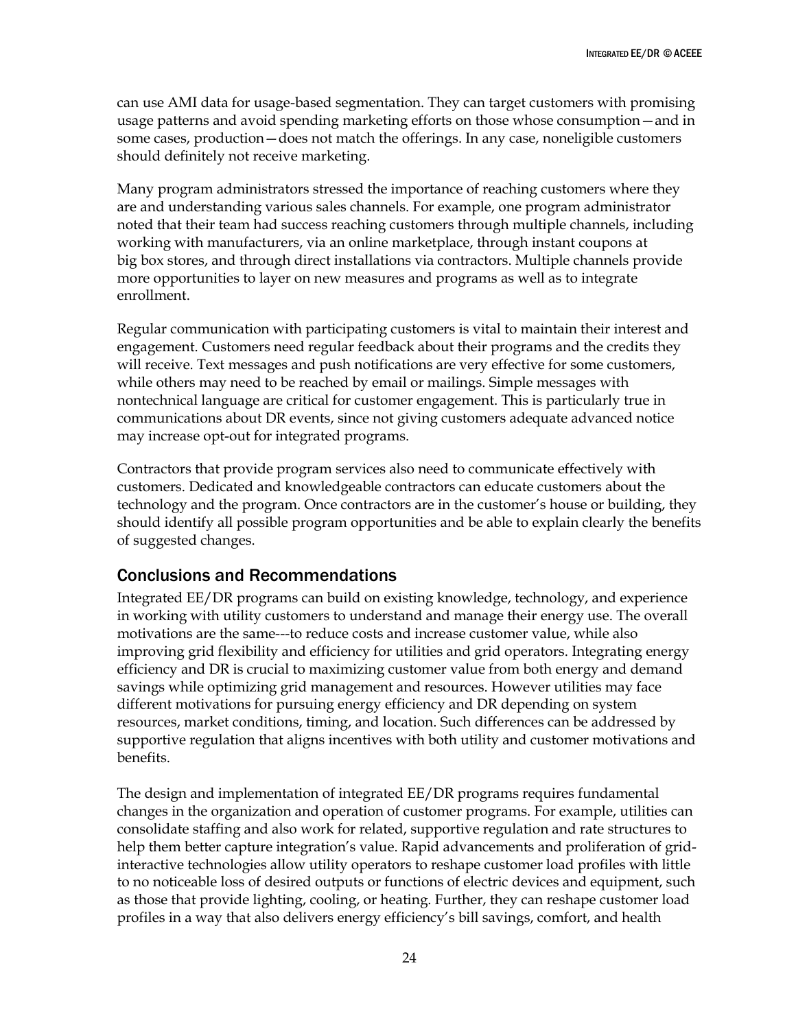can use AMI data for usage-based segmentation. They can target customers with promising usage patterns and avoid spending marketing efforts on those whose consumption—and in some cases, production—does not match the offerings. In any case, noneligible customers should definitely not receive marketing.

Many program administrators stressed the importance of reaching customers where they are and understanding various sales channels. For example, one program administrator noted that their team had success reaching customers through multiple channels, including working with manufacturers, via an online marketplace, through instant coupons at big box stores, and through direct installations via contractors. Multiple channels provide more opportunities to layer on new measures and programs as well as to integrate enrollment.

Regular communication with participating customers is vital to maintain their interest and engagement. Customers need regular feedback about their programs and the credits they will receive. Text messages and push notifications are very effective for some customers, while others may need to be reached by email or mailings. Simple messages with nontechnical language are critical for customer engagement. This is particularly true in communications about DR events, since not giving customers adequate advanced notice may increase opt-out for integrated programs.

Contractors that provide program services also need to communicate effectively with customers. Dedicated and knowledgeable contractors can educate customers about the technology and the program. Once contractors are in the customer's house or building, they should identify all possible program opportunities and be able to explain clearly the benefits of suggested changes.

## Conclusions and Recommendations

Integrated EE/DR programs can build on existing knowledge, technology, and experience in working with utility customers to understand and manage their energy use. The overall motivations are the same---to reduce costs and increase customer value, while also improving grid flexibility and efficiency for utilities and grid operators. Integrating energy efficiency and DR is crucial to maximizing customer value from both energy and demand savings while optimizing grid management and resources. However utilities may face different motivations for pursuing energy efficiency and DR depending on system resources, market conditions, timing, and location. Such differences can be addressed by supportive regulation that aligns incentives with both utility and customer motivations and benefits.

The design and implementation of integrated EE/DR programs requires fundamental changes in the organization and operation of customer programs. For example, utilities can consolidate staffing and also work for related, supportive regulation and rate structures to help them better capture integration's value. Rapid advancements and proliferation of grid-interactive technologies allow utility operators to reshape customer load profiles with little to no noticeable loss of desired outputs or functions of electric devices and equipment, such as those that provide lighting, cooling, or heating. Further, they can reshape customer load profiles in a way that also delivers energy efficiency's bill savings, comfort, and health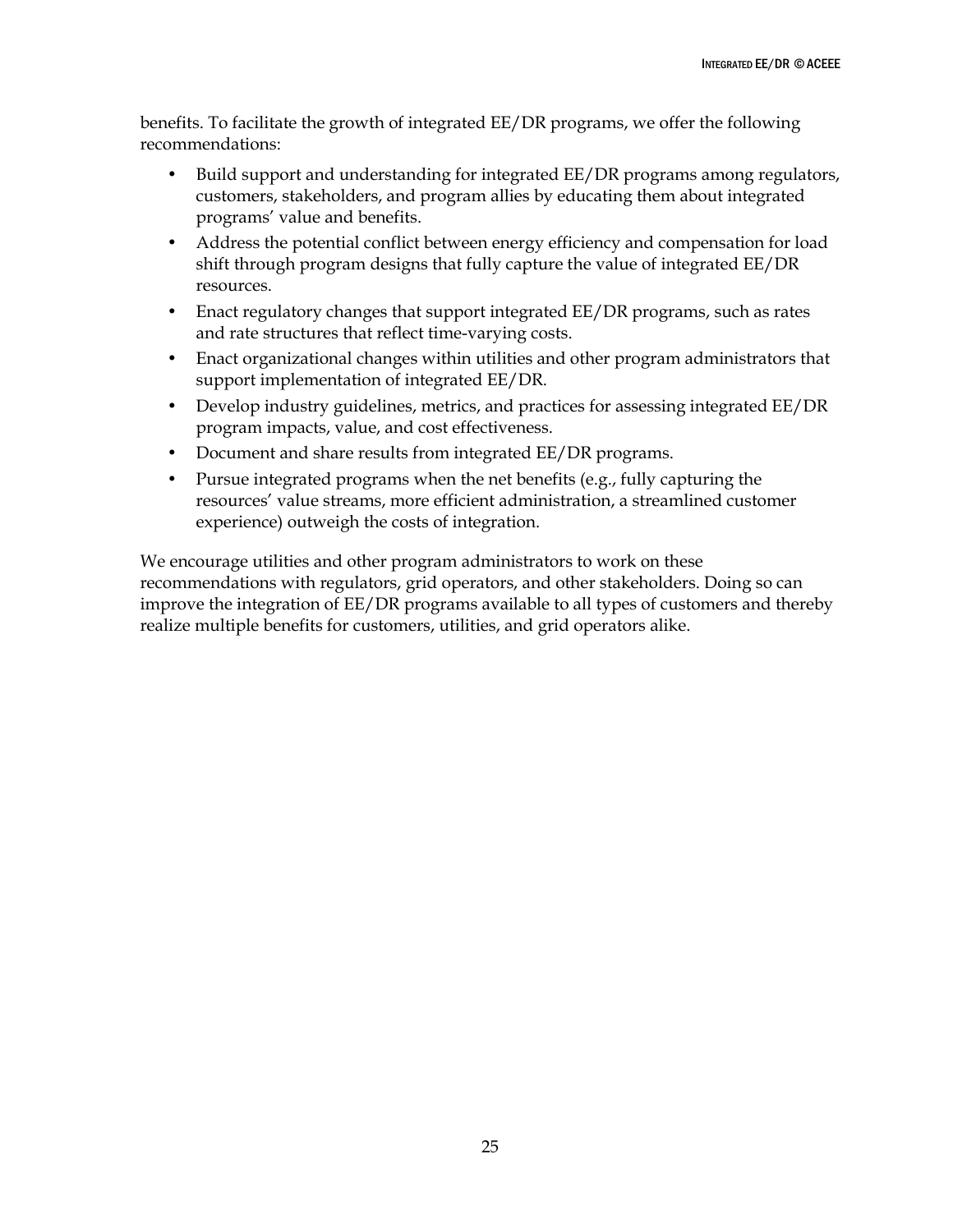benefits. To facilitate the growth of integrated EE/DR programs, we offer the following recommendations:

- Build support and understanding for integrated EE/DR programs among regulators, customers, stakeholders, and program allies by educating them about integrated programs' value and benefits.
- Address the potential conflict between energy efficiency and compensation for load shift through program designs that fully capture the value of integrated EE/DR resources.
- Enact regulatory changes that support integrated EE/DR programs, such as rates and rate structures that reflect time-varying costs.
- Enact organizational changes within utilities and other program administrators that support implementation of integrated EE/DR.
- Develop industry guidelines, metrics, and practices for assessing integrated EE/DR program impacts, value, and cost effectiveness.
- Document and share results from integrated EE/DR programs.
- Pursue integrated programs when the net benefits (e.g., fully capturing the resources' value streams, more efficient administration, a streamlined customer experience) outweigh the costs of integration.

We encourage utilities and other program administrators to work on these recommendations with regulators, grid operators, and other stakeholders. Doing so can improve the integration of EE/DR programs available to all types of customers and thereby realize multiple benefits for customers, utilities, and grid operators alike.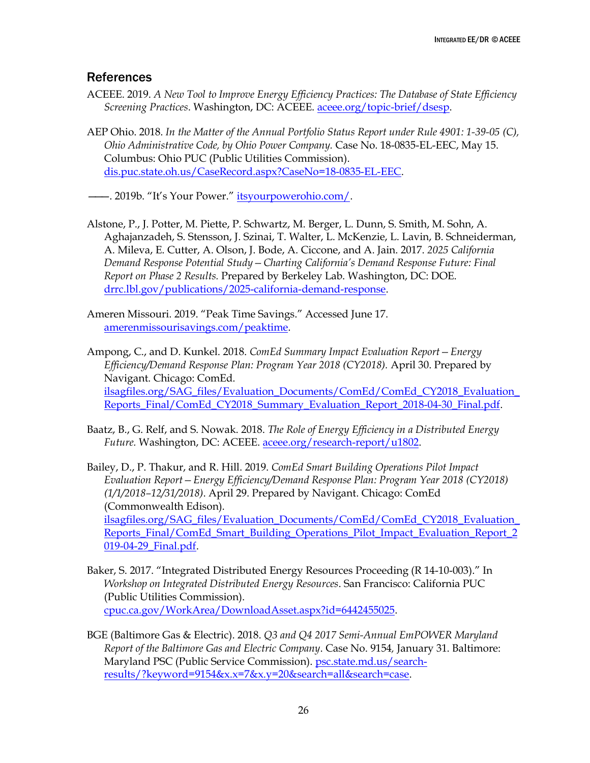## References

ACEEE. 2019. *A New Tool to Improve Energy Efficiency Practices: The Database of State Efficiency Screening Practices*. Washington, DC: ACEEE. aceee.org/topic-brief/dsesp.

AEP Ohio. 2018. *In the Matter of the Annual Portfolio Status Report under Rule 4901: 1-39-05 (C), Ohio Administrative Code, by Ohio Power Company.* Case No. 18-0835-EL-EEC, May 15. Columbus: Ohio PUC (Public Utilities Commission). dis.puc.state.oh.us/CaseRecord.aspx?CaseNo=18-0835-EL-EEC.

———. 2019b. "It's Your Power." itsyourpowerohio.com/.

Alstone, P., J. Potter, M. Piette, P. Schwartz, M. Berger, L. Dunn, S. Smith, M. Sohn, A. Aghajanzadeh, S. Stensson, J. Szinai, T. Walter, L. McKenzie, L. Lavin, B. Schneiderman, A. Mileva, E. Cutter, A. Olson, J. Bode, A. Ciccone, and A. Jain. 2017. *2025 California Demand Response Potential Study—Charting California's Demand Response Future: Final Report on Phase 2 Results.* Prepared by Berkeley Lab. Washington, DC: DOE. drrc.lbl.gov/publications/2025-california-demand-response.

Ameren Missouri. 2019. "Peak Time Savings." Accessed June 17. amerenmissourisavings.com/peaktime.

Ampong, C., and D. Kunkel. 2018. *ComEd Summary Impact Evaluation Report—Energy Efficiency/Demand Response Plan: Program Year 2018 (CY2018).* April 30. Prepared by Navigant. Chicago: ComEd. ilsagfiles.org/SAG_files/Evaluation_Documents/ComEd/ComEd_CY2018_Evaluation_Reports_Final/ComEd_CY2018_Summary_Evaluation_Report_2018-04-30_Final.pdf.

Baatz, B., G. Relf, and S. Nowak. 2018. *The Role of Energy Efficiency in a Distributed Energy Future.* Washington, DC: ACEEE. aceee.org/research-report/u1802.

Bailey, D., P. Thakur, and R. Hill. 2019. *ComEd Smart Building Operations Pilot Impact Evaluation Report—Energy Efficiency/Demand Response Plan: Program Year 2018 (CY2018) (1/1/2018–12/31/2018)*. April 29. Prepared by Navigant. Chicago: ComEd (Commonwealth Edison). ilsagfiles.org/SAG_files/Evaluation_Documents/ComEd/ComEd_CY2018_Evaluation_Reports_Final/ComEd_Smart_Building_Operations_Pilot_Impact_Evaluation_Report_2019-04-29_Final.pdf.

Baker, S. 2017. "Integrated Distributed Energy Resources Proceeding (R 14-10-003)." In *Workshop on Integrated Distributed Energy Resources*. San Francisco: California PUC (Public Utilities Commission). cpuc.ca.gov/WorkArea/DownloadAsset.aspx?id=6442455025.

BGE (Baltimore Gas & Electric). 2018. *Q3 and Q4 2017 Semi-Annual EmPOWER Maryland Report of the Baltimore Gas and Electric Company*. Case No. 9154, January 31. Baltimore: Maryland PSC (Public Service Commission). psc.state.md.us/search-results/?keyword=9154&x.x=7&x.y=20&search=all&search=case.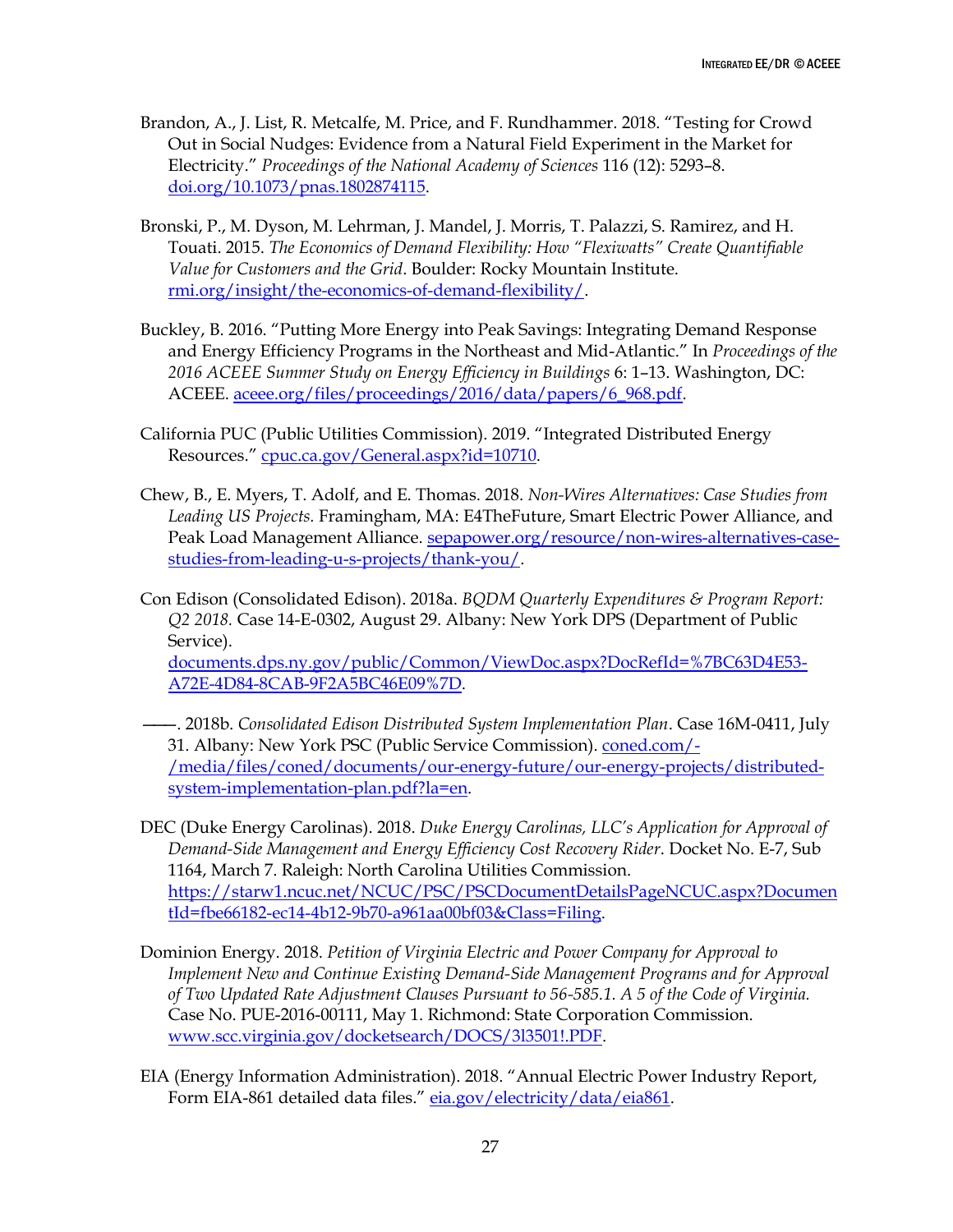Brandon, A., J. List, R. Metcalfe, M. Price, and F. Rundhammer. 2018. "Testing for Crowd Out in Social Nudges: Evidence from a Natural Field Experiment in the Market for Electricity." *Proceedings of the National Academy of Sciences* 116 (12): 5293–8. doi.org/10.1073/pnas.1802874115.

Bronski, P., M. Dyson, M. Lehrman, J. Mandel, J. Morris, T. Palazzi, S. Ramirez, and H. Touati. 2015. *The Economics of Demand Flexibility: How "Flexiwatts" Create Quantifiable Value for Customers and the Grid*. Boulder: Rocky Mountain Institute. rmi.org/insight/the-economics-of-demand-flexibility/.

Buckley, B. 2016. "Putting More Energy into Peak Savings: Integrating Demand Response and Energy Efficiency Programs in the Northeast and Mid-Atlantic." In *Proceedings of the 2016 ACEEE Summer Study on Energy Efficiency in Buildings* 6: 1–13. Washington, DC: ACEEE. aceee.org/files/proceedings/2016/data/papers/6_968.pdf.

California PUC (Public Utilities Commission). 2019. "Integrated Distributed Energy Resources." cpuc.ca.gov/General.aspx?id=10710.

Chew, B., E. Myers, T. Adolf, and E. Thomas. 2018. *Non-Wires Alternatives: Case Studies from Leading US Projects.* Framingham, MA: E4TheFuture, Smart Electric Power Alliance, and Peak Load Management Alliance. sepapower.org/resource/non-wires-alternatives-case-studies-from-leading-u-s-projects/thank-you/.

Con Edison (Consolidated Edison). 2018a. *BQDM Quarterly Expenditures & Program Report: Q2 2018.* Case 14-E-0302, August 29. Albany: New York DPS (Department of Public Service). documents.dps.ny.gov/public/Common/ViewDoc.aspx?DocRefId=%7BC63D4E53-A72E-4D84-8CAB-9F2A5BC46E09%7D.

———. 2018b. *Consolidated Edison Distributed System Implementation Plan*. Case 16M-0411, July 31. Albany: New York PSC (Public Service Commission). coned.com/-/media/files/coned/documents/our-energy-future/our-energy-projects/distributed-system-implementation-plan.pdf?la=en.

DEC (Duke Energy Carolinas). 2018. *Duke Energy Carolinas, LLC's Application for Approval of Demand-Side Management and Energy Efficiency Cost Recovery Rider*. Docket No. E-7, Sub 1164, March 7. Raleigh: North Carolina Utilities Commission. https://starw1.ncuc.net/NCUC/PSC/PSCDocumentDetailsPageNCUC.aspx?DocumentId=fbe66182-ec14-4b12-9b70-a961aa00bf03&Class=Filing.

Dominion Energy. 2018. *Petition of Virginia Electric and Power Company for Approval to Implement New and Continue Existing Demand-Side Management Programs and for Approval of Two Updated Rate Adjustment Clauses Pursuant to 56-585.1. A 5 of the Code of Virginia.* Case No. PUE-2016-00111, May 1. Richmond: State Corporation Commission. www.scc.virginia.gov/docketsearch/DOCS/3l3501!.PDF.

EIA (Energy Information Administration). 2018. "Annual Electric Power Industry Report, Form EIA-861 detailed data files." eia.gov/electricity/data/eia861.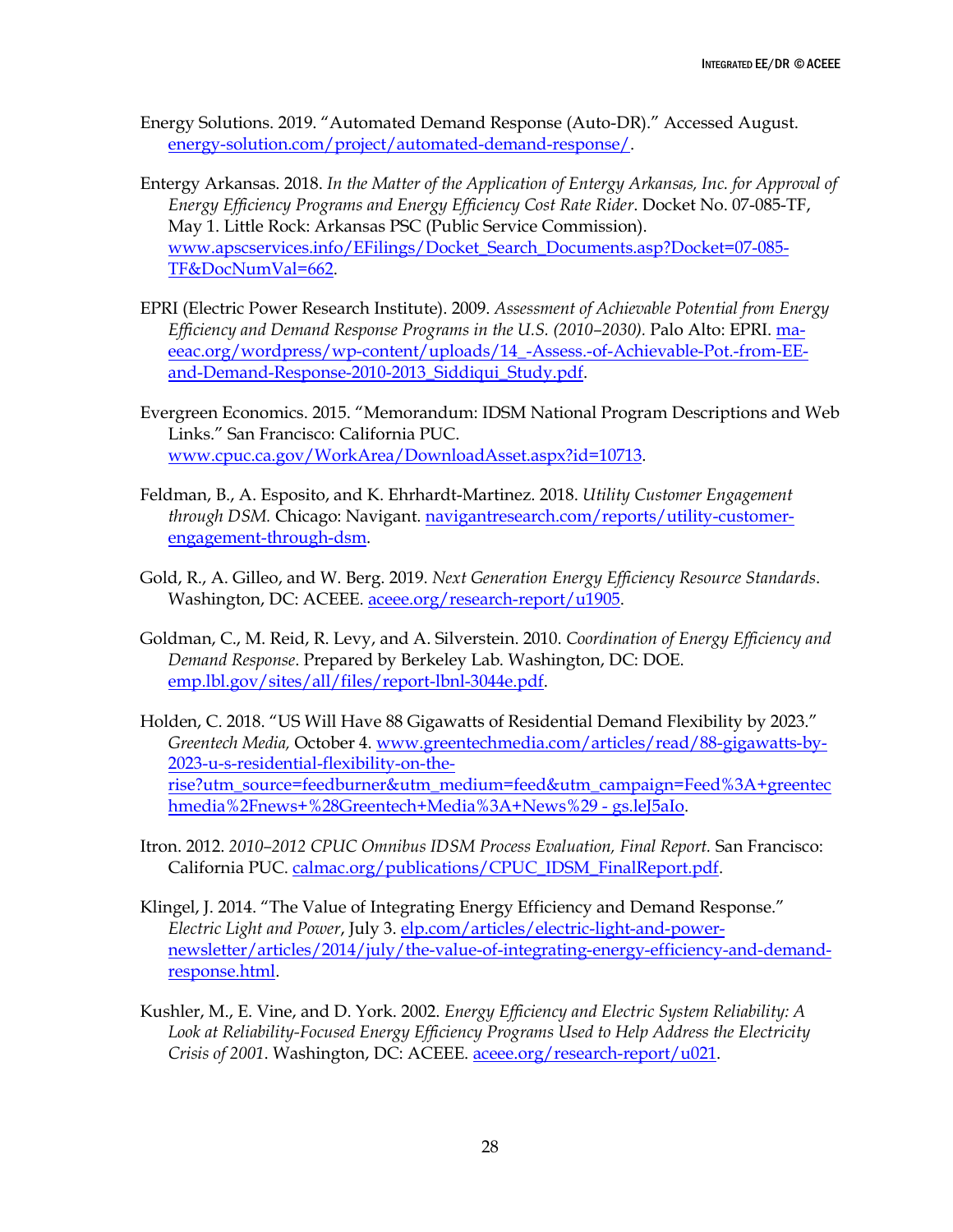Energy Solutions. 2019. "Automated Demand Response (Auto-DR)." Accessed August. energy-solution.com/project/automated-demand-response/.

Entergy Arkansas. 2018. *In the Matter of the Application of Entergy Arkansas, Inc. for Approval of Energy Efficiency Programs and Energy Efficiency Cost Rate Rider*. Docket No. 07-085-TF, May 1. Little Rock: Arkansas PSC (Public Service Commission). www.apscservices.info/EFilings/Docket_Search_Documents.asp?Docket=07-085-TF&DocNumVal=662.

EPRI (Electric Power Research Institute). 2009. *Assessment of Achievable Potential from Energy Efficiency and Demand Response Programs in the U.S. (2010–2030).* Palo Alto: EPRI. ma-eeac.org/wordpress/wp-content/uploads/14_-Assess.-of-Achievable-Pot.-from-EE-and-Demand-Response-2010-2013_Siddiqui_Study.pdf.

Evergreen Economics. 2015. "Memorandum: IDSM National Program Descriptions and Web Links." San Francisco: California PUC. www.cpuc.ca.gov/WorkArea/DownloadAsset.aspx?id=10713.

Feldman, B., A. Esposito, and K. Ehrhardt-Martinez. 2018. *Utility Customer Engagement through DSM.* Chicago: Navigant. navigantresearch.com/reports/utility-customer-engagement-through-dsm.

Gold, R., A. Gilleo, and W. Berg. 2019. *Next Generation Energy Efficiency Resource Standards*. Washington, DC: ACEEE. aceee.org/research-report/u1905.

Goldman, C., M. Reid, R. Levy, and A. Silverstein. 2010. *Coordination of Energy Efficiency and Demand Response*. Prepared by Berkeley Lab. Washington, DC: DOE. emp.lbl.gov/sites/all/files/report-lbnl-3044e.pdf.

Holden, C. 2018. "US Will Have 88 Gigawatts of Residential Demand Flexibility by 2023." *Greentech Media,* October 4. www.greentechmedia.com/articles/read/88-gigawatts-by-2023-u-s-residential-flexibility-on-the-rise?utm_source=feedburner&utm_medium=feed&utm_campaign=Feed%3A+greentechmedia%2Fnews+%28Greentech+Media%3A+News%29 - gs.leJ5aIo.

Itron. 2012. *2010–2012 CPUC Omnibus IDSM Process Evaluation, Final Report.* San Francisco: California PUC. calmac.org/publications/CPUC_IDSM_FinalReport.pdf.

Klingel, J. 2014. "The Value of Integrating Energy Efficiency and Demand Response." *Electric Light and Power*, July 3. elp.com/articles/electric-light-and-power-newsletter/articles/2014/july/the-value-of-integrating-energy-efficiency-and-demand-response.html.

Kushler, M., E. Vine, and D. York. 2002. *Energy Efficiency and Electric System Reliability: A Look at Reliability-Focused Energy Efficiency Programs Used to Help Address the Electricity Crisis of 2001*. Washington, DC: ACEEE. aceee.org/research-report/u021.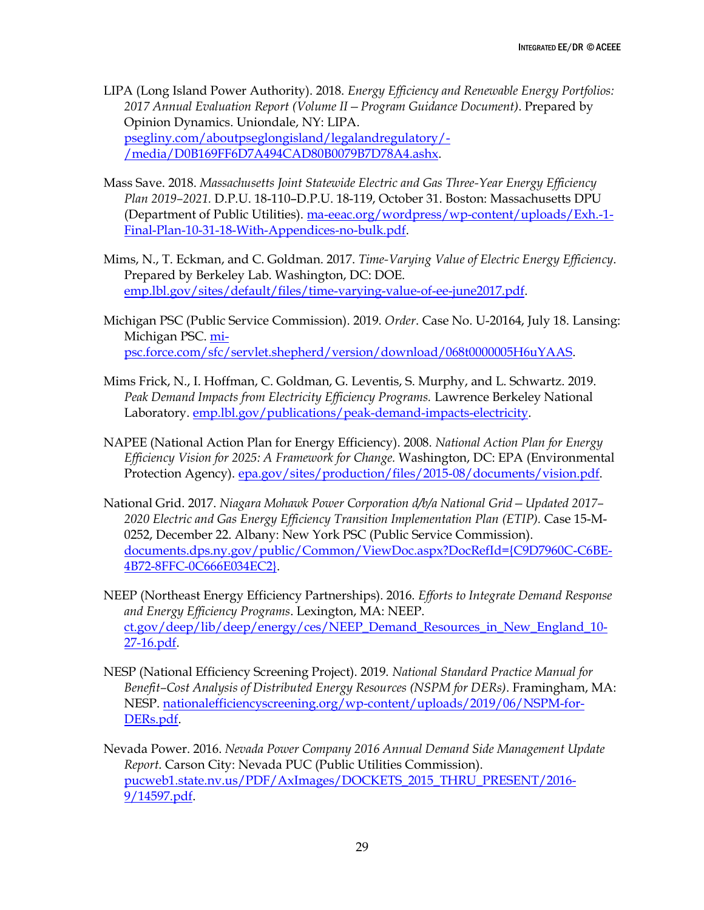LIPA (Long Island Power Authority). 2018. *Energy Efficiency and Renewable Energy Portfolios: 2017 Annual Evaluation Report (Volume II – Program Guidance Document)*. Prepared by Opinion Dynamics. Uniondale, NY: LIPA. [psegliny.com/aboutpseglongisland/legalandregulatory/-/media/D0B169FF6D7A494CAD80B0079B7D78A4.ashx](psegliny.com/aboutpseglongisland/legalandregulatory/-/media/D0B169FF6D7A494CAD80B0079B7D78A4.ashx).

Mass Save. 2018. *Massachusetts Joint Statewide Electric and Gas Three-Year Energy Efficiency Plan 2019–2021.* D.P.U. 18-110–D.P.U. 18-119, October 31. Boston: Massachusetts DPU (Department of Public Utilities). [ma-eeac.org/wordpress/wp-content/uploads/Exh.-1-Final-Plan-10-31-18-With-Appendices-no-bulk.pdf](ma-eeac.org/wordpress/wp-content/uploads/Exh.-1-Final-Plan-10-31-18-With-Appendices-no-bulk.pdf).

Mims, N., T. Eckman, and C. Goldman. 2017. *Time-Varying Value of Electric Energy Efficiency*. Prepared by Berkeley Lab. Washington, DC: DOE. [emp.lbl.gov/sites/default/files/time-varying-value-of-ee-june2017.pdf](emp.lbl.gov/sites/default/files/time-varying-value-of-ee-june2017.pdf).

Michigan PSC (Public Service Commission). 2019. *Order*. Case No. U-20164, July 18. Lansing: Michigan PSC. [mi-psc.force.com/sfc/servlet.shepherd/version/download/068t0000005H6uYAAS](mi-psc.force.com/sfc/servlet.shepherd/version/download/068t0000005H6uYAAS).

Mims Frick, N., I. Hoffman, C. Goldman, G. Leventis, S. Murphy, and L. Schwartz. 2019. *Peak Demand Impacts from Electricity Efficiency Programs.* Lawrence Berkeley National Laboratory. [emp.lbl.gov/publications/peak-demand-impacts-electricity](emp.lbl.gov/publications/peak-demand-impacts-electricity).

NAPEE (National Action Plan for Energy Efficiency). 2008. *National Action Plan for Energy Efficiency Vision for 2025: A Framework for Change.* Washington, DC: EPA (Environmental Protection Agency). [epa.gov/sites/production/files/2015-08/documents/vision.pdf](epa.gov/sites/production/files/2015-08/documents/vision.pdf).

National Grid. 2017. *Niagara Mohawk Power Corporation d/b/a National Grid – Updated 2017–2020 Electric and Gas Energy Efficiency Transition Implementation Plan (ETIP).* Case 15-M-0252, December 22. Albany: New York PSC (Public Service Commission). [documents.dps.ny.gov/public/Common/ViewDoc.aspx?DocRefId={C9D7960C-C6BE-4B72-8FFC-0C666E034EC2}](documents.dps.ny.gov/public/Common/ViewDoc.aspx?DocRefId={C9D7960C-C6BE-4B72-8FFC-0C666E034EC2}).

NEEP (Northeast Energy Efficiency Partnerships). 2016. *Efforts to Integrate Demand Response and Energy Efficiency Programs*. Lexington, MA: NEEP. [ct.gov/deep/lib/deep/energy/ces/NEEP_Demand_Resources_in_New_England_10-27-16.pdf](ct.gov/deep/lib/deep/energy/ces/NEEP_Demand_Resources_in_New_England_10-27-16.pdf).

NESP (National Efficiency Screening Project). 2019. *National Standard Practice Manual for Benefit–Cost Analysis of Distributed Energy Resources (NSPM for DERs)*. Framingham, MA: NESP. [nationalefficiencyscreening.org/wp-content/uploads/2019/06/NSPM-for-DERs.pdf](nationalefficiencyscreening.org/wp-content/uploads/2019/06/NSPM-for-DERs.pdf).

Nevada Power. 2016. *Nevada Power Company 2016 Annual Demand Side Management Update Report*. Carson City: Nevada PUC (Public Utilities Commission). [pucweb1.state.nv.us/PDF/AxImages/DOCKETS_2015_THRU_PRESENT/2016-9/14597.pdf](pucweb1.state.nv.us/PDF/AxImages/DOCKETS_2015_THRU_PRESENT/2016-9/14597.pdf).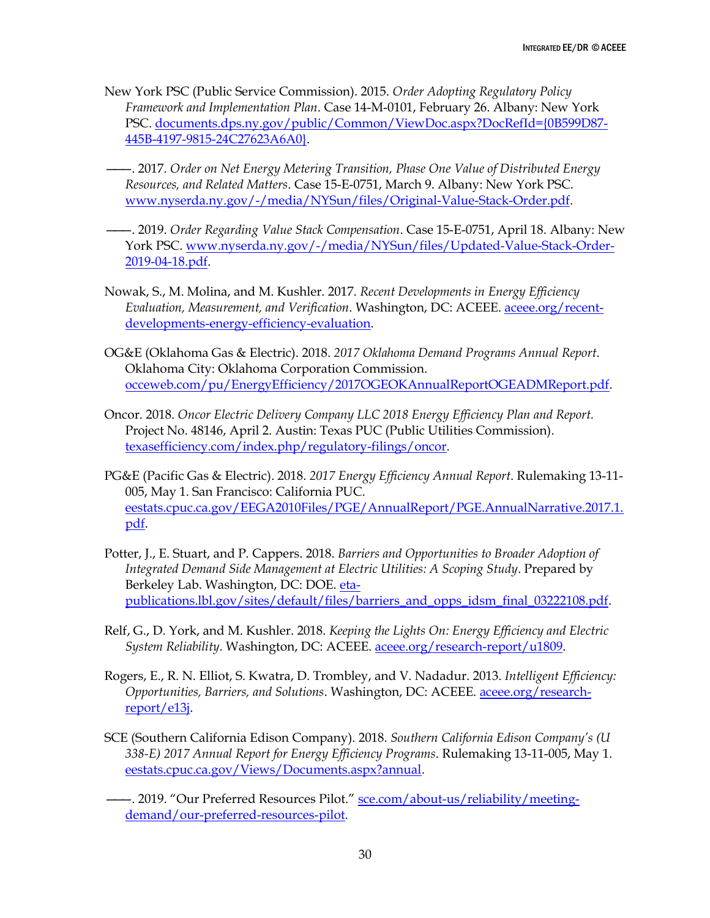New York PSC (Public Service Commission). 2015. *Order Adopting Regulatory Policy Framework and Implementation Plan*. Case 14-M-0101, February 26. Albany: New York PSC. documents.dps.ny.gov/public/Common/ViewDoc.aspx?DocRefId={0B599D87-445B-4197-9815-24C27623A6A0}.

———. 2017. *Order on Net Energy Metering Transition, Phase One Value of Distributed Energy Resources, and Related Matters*. Case 15-E-0751, March 9. Albany: New York PSC. www.nyserda.ny.gov/-/media/NYSun/files/Original-Value-Stack-Order.pdf.

———. 2019. *Order Regarding Value Stack Compensation*. Case 15-E-0751, April 18. Albany: New York PSC. www.nyserda.ny.gov/-/media/NYSun/files/Updated-Value-Stack-Order-2019-04-18.pdf.

Nowak, S., M. Molina, and M. Kushler. 2017. *Recent Developments in Energy Efficiency Evaluation, Measurement, and Verification*. Washington, DC: ACEEE. aceee.org/recent-developments-energy-efficiency-evaluation.

OG&E (Oklahoma Gas & Electric). 2018. *2017 Oklahoma Demand Programs Annual Report*. Oklahoma City: Oklahoma Corporation Commission. occeweb.com/pu/EnergyEfficiency/2017OGEOKAnnualReportOGEADMReport.pdf.

Oncor. 2018. *Oncor Electric Delivery Company LLC 2018 Energy Efficiency Plan and Report.* Project No. 48146, April 2. Austin: Texas PUC (Public Utilities Commission). texasefficiency.com/index.php/regulatory-filings/oncor.

PG&E (Pacific Gas & Electric). 2018. *2017 Energy Efficiency Annual Report*. Rulemaking 13-11-005, May 1. San Francisco: California PUC. eestats.cpuc.ca.gov/EEGA2010Files/PGE/AnnualReport/PGE.AnnualNarrative.2017.1.pdf.

Potter, J., E. Stuart, and P. Cappers. 2018. *Barriers and Opportunities to Broader Adoption of Integrated Demand Side Management at Electric Utilities: A Scoping Study*. Prepared by Berkeley Lab. Washington, DC: DOE. eta-publications.lbl.gov/sites/default/files/barriers_and_opps_idsm_final_03222108.pdf.

Relf, G., D. York, and M. Kushler. 2018. *Keeping the Lights On: Energy Efficiency and Electric System Reliability*. Washington, DC: ACEEE. aceee.org/research-report/u1809.

Rogers, E., R. N. Elliot, S. Kwatra, D. Trombley, and V. Nadadur. 2013. *Intelligent Efficiency: Opportunities, Barriers, and Solutions*. Washington, DC: ACEEE. aceee.org/research-report/e13j.

SCE (Southern California Edison Company). 2018. *Southern California Edison Company's (U 338-E) 2017 Annual Report for Energy Efficiency Programs*. Rulemaking 13-11-005, May 1. eestats.cpuc.ca.gov/Views/Documents.aspx?annual.

———. 2019. "Our Preferred Resources Pilot." sce.com/about-us/reliability/meeting-demand/our-preferred-resources-pilot.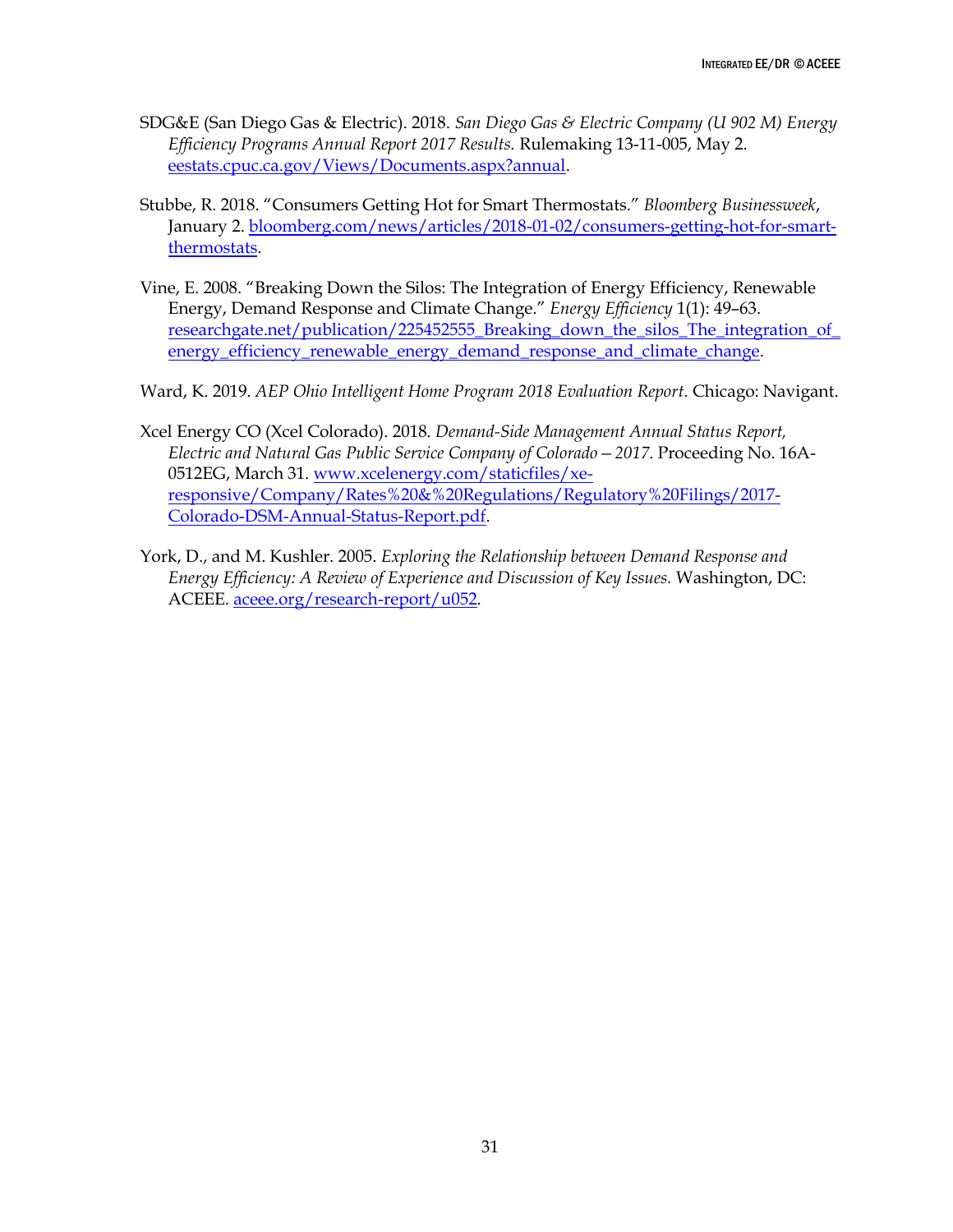SDG&E (San Diego Gas & Electric). 2018. *San Diego Gas & Electric Company (U 902 M) Energy Efficiency Programs Annual Report 2017 Results.* Rulemaking 13-11-005, May 2. [eestats.cpuc.ca.gov/Views/Documents.aspx?annual](eestats.cpuc.ca.gov/Views/Documents.aspx?annual).

Stubbe, R. 2018. "Consumers Getting Hot for Smart Thermostats." *Bloomberg Businessweek*, January 2. [bloomberg.com/news/articles/2018-01-02/consumers-getting-hot-for-smart-thermostats](bloomberg.com/news/articles/2018-01-02/consumers-getting-hot-for-smart-thermostats).

Vine, E. 2008. "Breaking Down the Silos: The Integration of Energy Efficiency, Renewable Energy, Demand Response and Climate Change." *Energy Efficiency* 1(1): 49–63. [researchgate.net/publication/225452555_Breaking_down_the_silos_The_integration_of_energy_efficiency_renewable_energy_demand_response_and_climate_change](researchgate.net/publication/225452555_Breaking_down_the_silos_The_integration_of_energy_efficiency_renewable_energy_demand_response_and_climate_change).

Ward, K. 2019. *AEP Ohio Intelligent Home Program 2018 Evaluation Report*. Chicago: Navigant.

Xcel Energy CO (Xcel Colorado). 2018. *Demand-Side Management Annual Status Report, Electric and Natural Gas Public Service Company of Colorado – 2017*. Proceeding No. 16A-0512EG, March 31. [www.xcelenergy.com/staticfiles/xe-responsive/Company/Rates%20&%20Regulations/Regulatory%20Filings/2017-Colorado-DSM-Annual-Status-Report.pdf](www.xcelenergy.com/staticfiles/xe-responsive/Company/Rates%20&%20Regulations/Regulatory%20Filings/2017-Colorado-DSM-Annual-Status-Report.pdf).

York, D., and M. Kushler. 2005. *Exploring the Relationship between Demand Response and Energy Efficiency: A Review of Experience and Discussion of Key Issues.* Washington, DC: ACEEE. [aceee.org/research-report/u052](aceee.org/research-report/u052).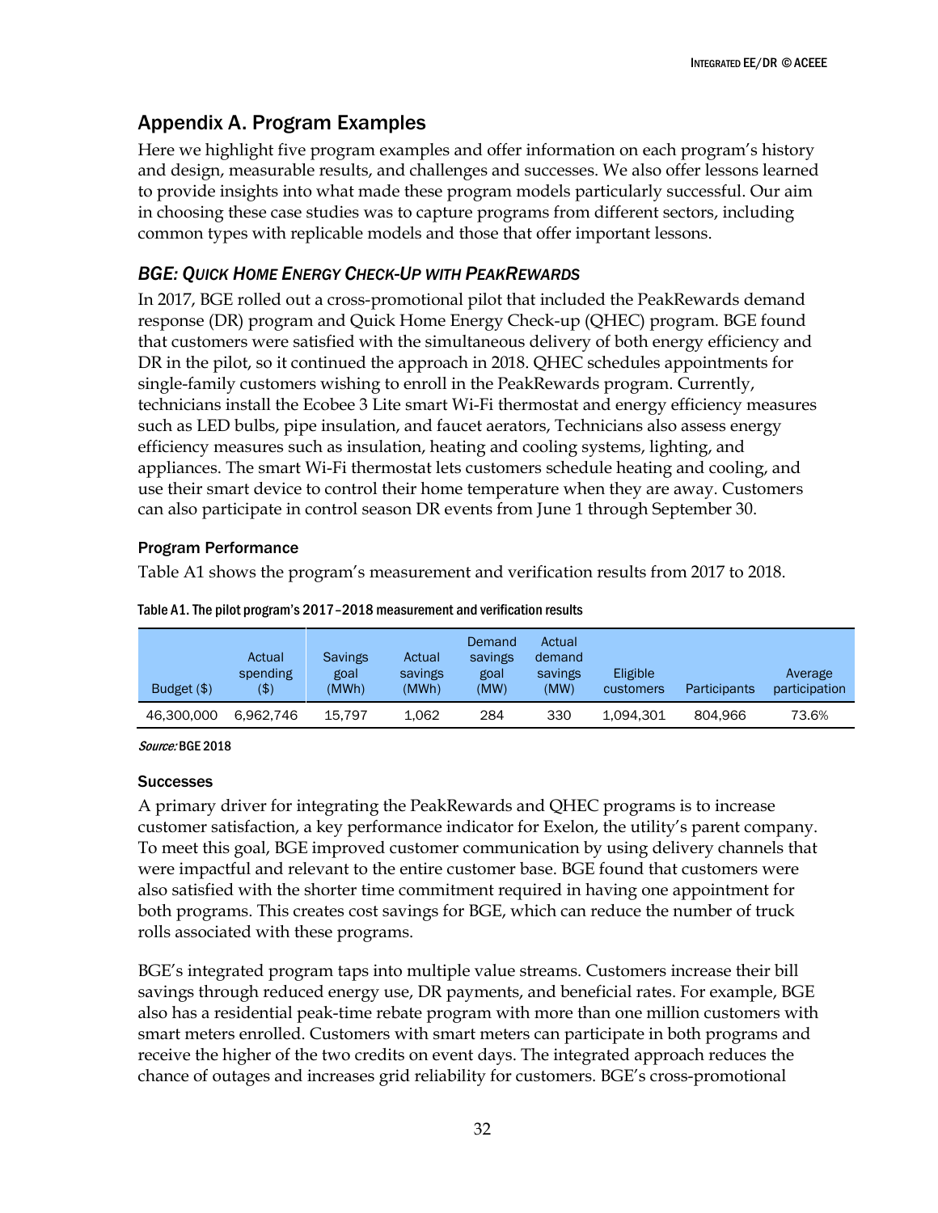## Appendix A. Program Examples

Here we highlight five program examples and offer information on each program's history and design, measurable results, and challenges and successes. We also offer lessons learned to provide insights into what made these program models particularly successful. Our aim in choosing these case studies was to capture programs from different sectors, including common types with replicable models and those that offer important lessons.

### *BGE: Quick Home Energy Check-Up with PeakRewards*

In 2017, BGE rolled out a cross-promotional pilot that included the PeakRewards demand response (DR) program and Quick Home Energy Check-up (QHEC) program. BGE found that customers were satisfied with the simultaneous delivery of both energy efficiency and DR in the pilot, so it continued the approach in 2018. QHEC schedules appointments for single-family customers wishing to enroll in the PeakRewards program. Currently, technicians install the Ecobee 3 Lite smart Wi-Fi thermostat and energy efficiency measures such as LED bulbs, pipe insulation, and faucet aerators, Technicians also assess energy efficiency measures such as insulation, heating and cooling systems, lighting, and appliances. The smart Wi-Fi thermostat lets customers schedule heating and cooling, and use their smart device to control their home temperature when they are away. Customers can also participate in control season DR events from June 1 through September 30.

#### Program Performance

Table A1 shows the program's measurement and verification results from 2017 to 2018.

Table A1. The pilot program's 2017–2018 measurement and verification results

| Budget ($) | Actual spending ($) | Savings goal (MWh) | Actual savings (MWh) | Demand savings goal (MW) | Actual demand savings (MW) | Eligible customers | Participants | Average participation |
|---|---|---|---|---|---|---|---|---|
| 46,300,000 | 6,962,746 | 15,797 | 1,062 | 284 | 330 | 1,094,301 | 804,966 | 73.6% |

*Source:* BGE 2018

#### Successes

A primary driver for integrating the PeakRewards and QHEC programs is to increase customer satisfaction, a key performance indicator for Exelon, the utility's parent company. To meet this goal, BGE improved customer communication by using delivery channels that were impactful and relevant to the entire customer base. BGE found that customers were also satisfied with the shorter time commitment required in having one appointment for both programs. This creates cost savings for BGE, which can reduce the number of truck rolls associated with these programs.

BGE's integrated program taps into multiple value streams. Customers increase their bill savings through reduced energy use, DR payments, and beneficial rates. For example, BGE also has a residential peak-time rebate program with more than one million customers with smart meters enrolled. Customers with smart meters can participate in both programs and receive the higher of the two credits on event days. The integrated approach reduces the chance of outages and increases grid reliability for customers. BGE's cross-promotional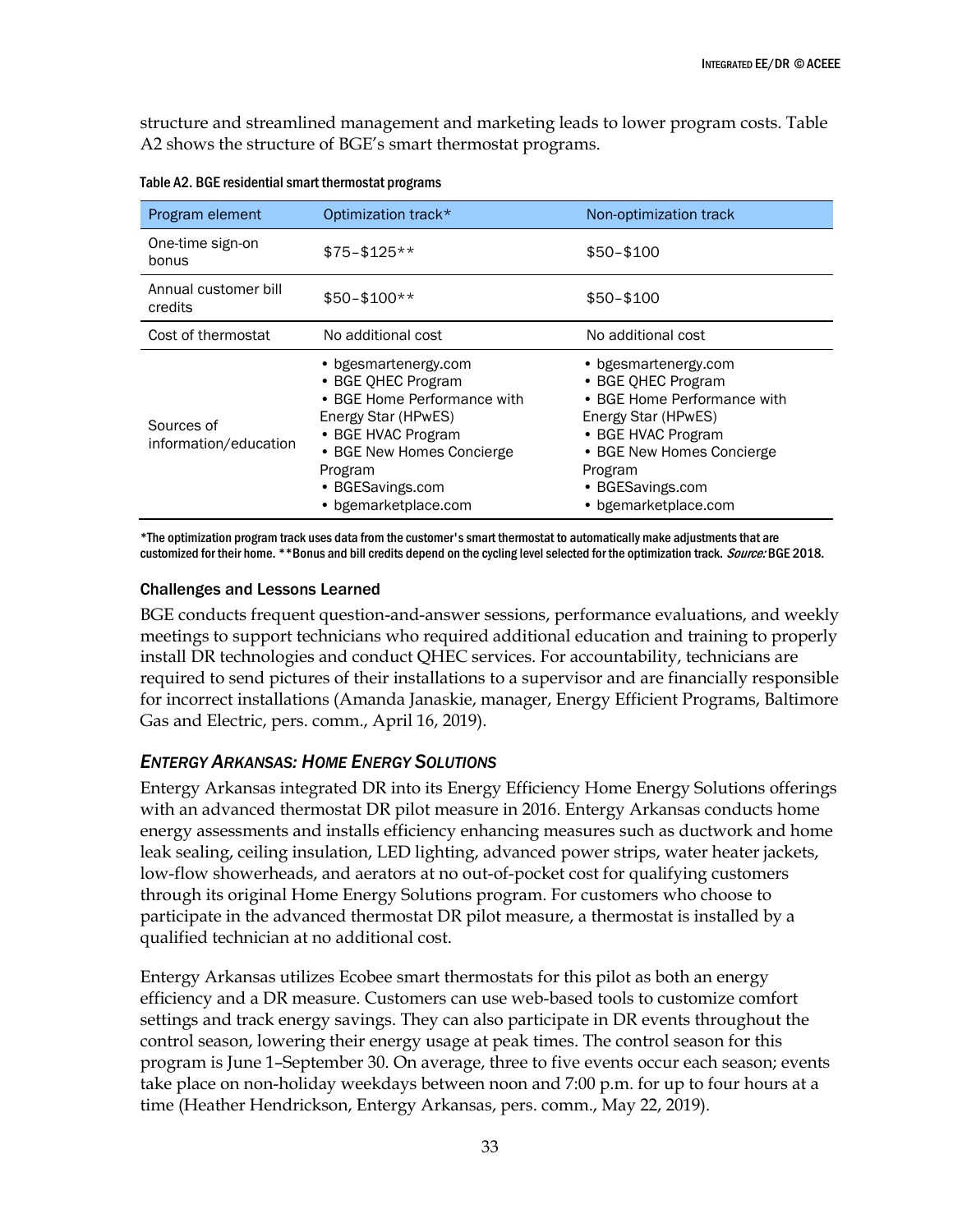structure and streamlined management and marketing leads to lower program costs. Table A2 shows the structure of BGE's smart thermostat programs.

Table A2. BGE residential smart thermostat programs

| Program element | Optimization track* | Non-optimization track |
|---|---|---|
| One-time sign-on bonus | $75–$125** | $50–$100 |
| Annual customer bill credits | $50–$100** | $50–$100 |
| Cost of thermostat | No additional cost | No additional cost |
| Sources of information/education | • bgesmartenergy.com<br>• BGE QHEC Program<br>• BGE Home Performance with Energy Star (HPwES)<br>• BGE HVAC Program<br>• BGE New Homes Concierge Program<br>• BGESavings.com<br>• bgemarketplace.com | • bgesmartenergy.com<br>• BGE QHEC Program<br>• BGE Home Performance with Energy Star (HPwES)<br>• BGE HVAC Program<br>• BGE New Homes Concierge Program<br>• BGESavings.com<br>• bgemarketplace.com |

*The optimization program track uses data from the customer's smart thermostat to automatically make adjustments that are customized for their home. **Bonus and bill credits depend on the cycling level selected for the optimization track. *Source:* BGE 2018.

#### Challenges and Lessons Learned

BGE conducts frequent question-and-answer sessions, performance evaluations, and weekly meetings to support technicians who required additional education and training to properly install DR technologies and conduct QHEC services. For accountability, technicians are required to send pictures of their installations to a supervisor and are financially responsible for incorrect installations (Amanda Janaskie, manager, Energy Efficient Programs, Baltimore Gas and Electric, pers. comm., April 16, 2019).

### *Entergy Arkansas: Home Energy Solutions*

Entergy Arkansas integrated DR into its Energy Efficiency Home Energy Solutions offerings with an advanced thermostat DR pilot measure in 2016. Entergy Arkansas conducts home energy assessments and installs efficiency enhancing measures such as ductwork and home leak sealing, ceiling insulation, LED lighting, advanced power strips, water heater jackets, low-flow showerheads, and aerators at no out-of-pocket cost for qualifying customers through its original Home Energy Solutions program. For customers who choose to participate in the advanced thermostat DR pilot measure, a thermostat is installed by a qualified technician at no additional cost.

Entergy Arkansas utilizes Ecobee smart thermostats for this pilot as both an energy efficiency and a DR measure. Customers can use web-based tools to customize comfort settings and track energy savings. They can also participate in DR events throughout the control season, lowering their energy usage at peak times. The control season for this program is June 1–September 30. On average, three to five events occur each season; events take place on non-holiday weekdays between noon and 7:00 p.m. for up to four hours at a time (Heather Hendrickson, Entergy Arkansas, pers. comm., May 22, 2019).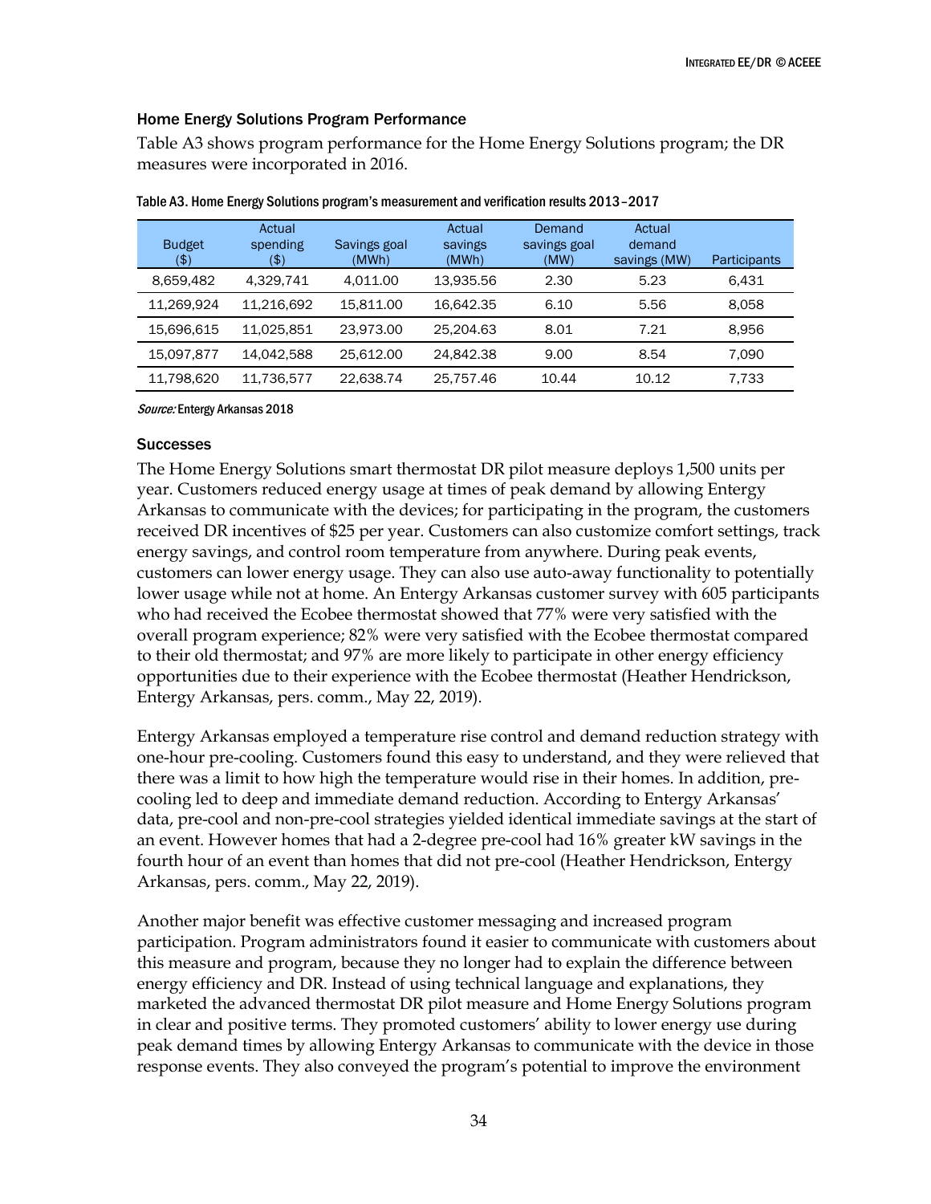### Home Energy Solutions Program Performance

Table A3 shows program performance for the Home Energy Solutions program; the DR measures were incorporated in 2016.

Table A3. Home Energy Solutions program's measurement and verification results 2013–2017

| Budget ($) | Actual spending ($) | Savings goal (MWh) | Actual savings (MWh) | Demand savings goal (MW) | Actual demand savings (MW) | Participants |
|---|---|---|---|---|---|---|
| 8,659,482 | 4,329,741 | 4,011.00 | 13,935.56 | 2.30 | 5.23 | 6,431 |
| 11,269,924 | 11,216,692 | 15,811.00 | 16,642.35 | 6.10 | 5.56 | 8,058 |
| 15,696,615 | 11,025,851 | 23,973.00 | 25,204.63 | 8.01 | 7.21 | 8,956 |
| 15,097,877 | 14,042,588 | 25,612.00 | 24,842.38 | 9.00 | 8.54 | 7,090 |
| 11,798,620 | 11,736,577 | 22,638.74 | 25,757.46 | 10.44 | 10.12 | 7,733 |

*Source:* Entergy Arkansas 2018

#### Successes

The Home Energy Solutions smart thermostat DR pilot measure deploys 1,500 units per year. Customers reduced energy usage at times of peak demand by allowing Entergy Arkansas to communicate with the devices; for participating in the program, the customers received DR incentives of $25 per year. Customers can also customize comfort settings, track energy savings, and control room temperature from anywhere. During peak events, customers can lower energy usage. They can also use auto-away functionality to potentially lower usage while not at home. An Entergy Arkansas customer survey with 605 participants who had received the Ecobee thermostat showed that 77% were very satisfied with the overall program experience; 82% were very satisfied with the Ecobee thermostat compared to their old thermostat; and 97% are more likely to participate in other energy efficiency opportunities due to their experience with the Ecobee thermostat (Heather Hendrickson, Entergy Arkansas, pers. comm., May 22, 2019).

Entergy Arkansas employed a temperature rise control and demand reduction strategy with one-hour pre-cooling. Customers found this easy to understand, and they were relieved that there was a limit to how high the temperature would rise in their homes. In addition, pre-cooling led to deep and immediate demand reduction. According to Entergy Arkansas' data, pre-cool and non-pre-cool strategies yielded identical immediate savings at the start of an event. However homes that had a 2-degree pre-cool had 16% greater kW savings in the fourth hour of an event than homes that did not pre-cool (Heather Hendrickson, Entergy Arkansas, pers. comm., May 22, 2019).

Another major benefit was effective customer messaging and increased program participation. Program administrators found it easier to communicate with customers about this measure and program, because they no longer had to explain the difference between energy efficiency and DR. Instead of using technical language and explanations, they marketed the advanced thermostat DR pilot measure and Home Energy Solutions program in clear and positive terms. They promoted customers' ability to lower energy use during peak demand times by allowing Entergy Arkansas to communicate with the device in those response events. They also conveyed the program's potential to improve the environment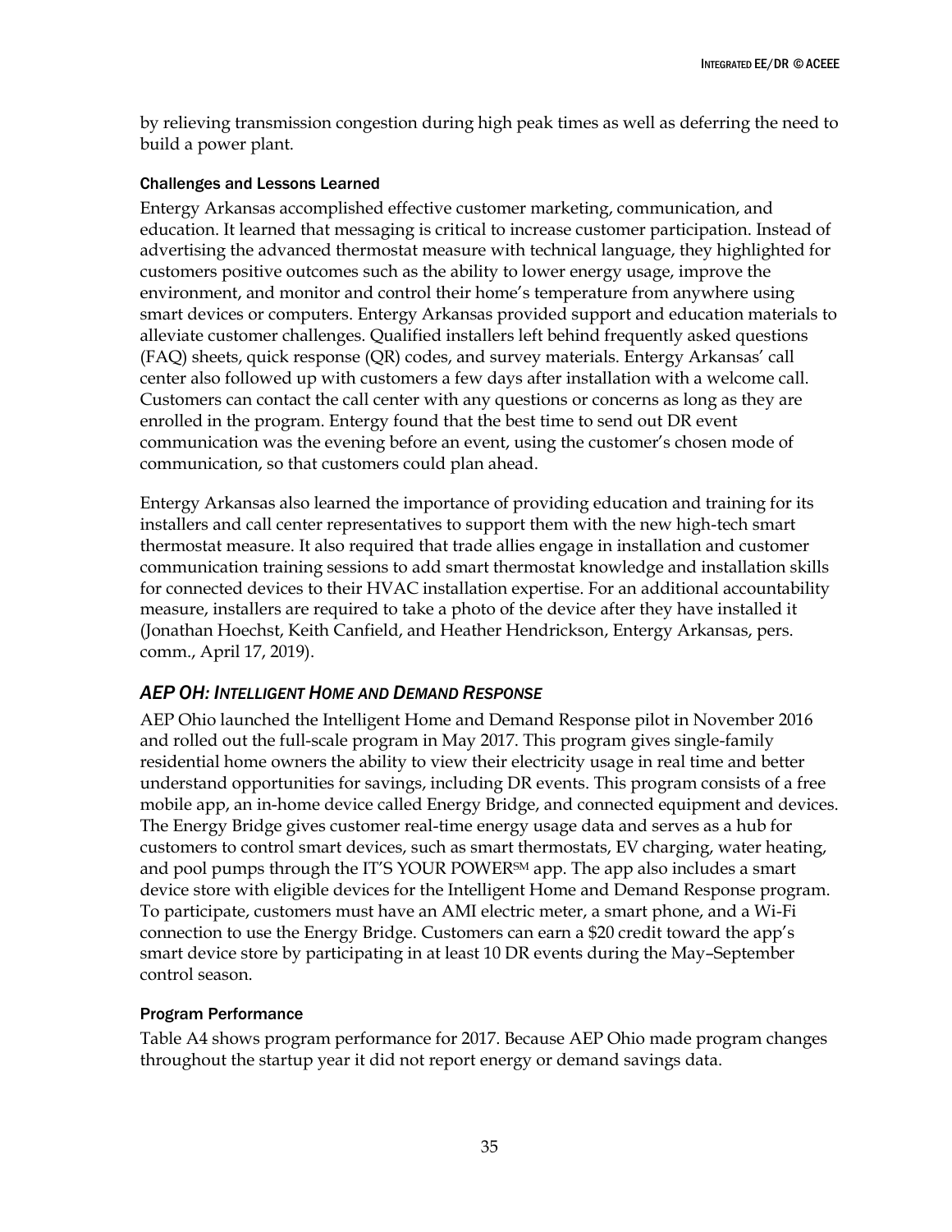by relieving transmission congestion during high peak times as well as deferring the need to build a power plant.

### Challenges and Lessons Learned

Entergy Arkansas accomplished effective customer marketing, communication, and education. It learned that messaging is critical to increase customer participation. Instead of advertising the advanced thermostat measure with technical language, they highlighted for customers positive outcomes such as the ability to lower energy usage, improve the environment, and monitor and control their home's temperature from anywhere using smart devices or computers. Entergy Arkansas provided support and education materials to alleviate customer challenges. Qualified installers left behind frequently asked questions (FAQ) sheets, quick response (QR) codes, and survey materials. Entergy Arkansas' call center also followed up with customers a few days after installation with a welcome call. Customers can contact the call center with any questions or concerns as long as they are enrolled in the program. Entergy found that the best time to send out DR event communication was the evening before an event, using the customer's chosen mode of communication, so that customers could plan ahead.

Entergy Arkansas also learned the importance of providing education and training for its installers and call center representatives to support them with the new high-tech smart thermostat measure. It also required that trade allies engage in installation and customer communication training sessions to add smart thermostat knowledge and installation skills for connected devices to their HVAC installation expertise. For an additional accountability measure, installers are required to take a photo of the device after they have installed it (Jonathan Hoechst, Keith Canfield, and Heather Hendrickson, Entergy Arkansas, pers. comm., April 17, 2019).

## *AEP OH: Intelligent Home and Demand Response*

AEP Ohio launched the Intelligent Home and Demand Response pilot in November 2016 and rolled out the full-scale program in May 2017. This program gives single-family residential home owners the ability to view their electricity usage in real time and better understand opportunities for savings, including DR events. This program consists of a free mobile app, an in-home device called Energy Bridge, and connected equipment and devices. The Energy Bridge gives customer real-time energy usage data and serves as a hub for customers to control smart devices, such as smart thermostats, EV charging, water heating, and pool pumps through the IT'S YOUR POWER℠ app. The app also includes a smart device store with eligible devices for the Intelligent Home and Demand Response program. To participate, customers must have an AMI electric meter, a smart phone, and a Wi-Fi connection to use the Energy Bridge. Customers can earn a $20 credit toward the app's smart device store by participating in at least 10 DR events during the May–September control season.

### Program Performance

Table A4 shows program performance for 2017. Because AEP Ohio made program changes throughout the startup year it did not report energy or demand savings data.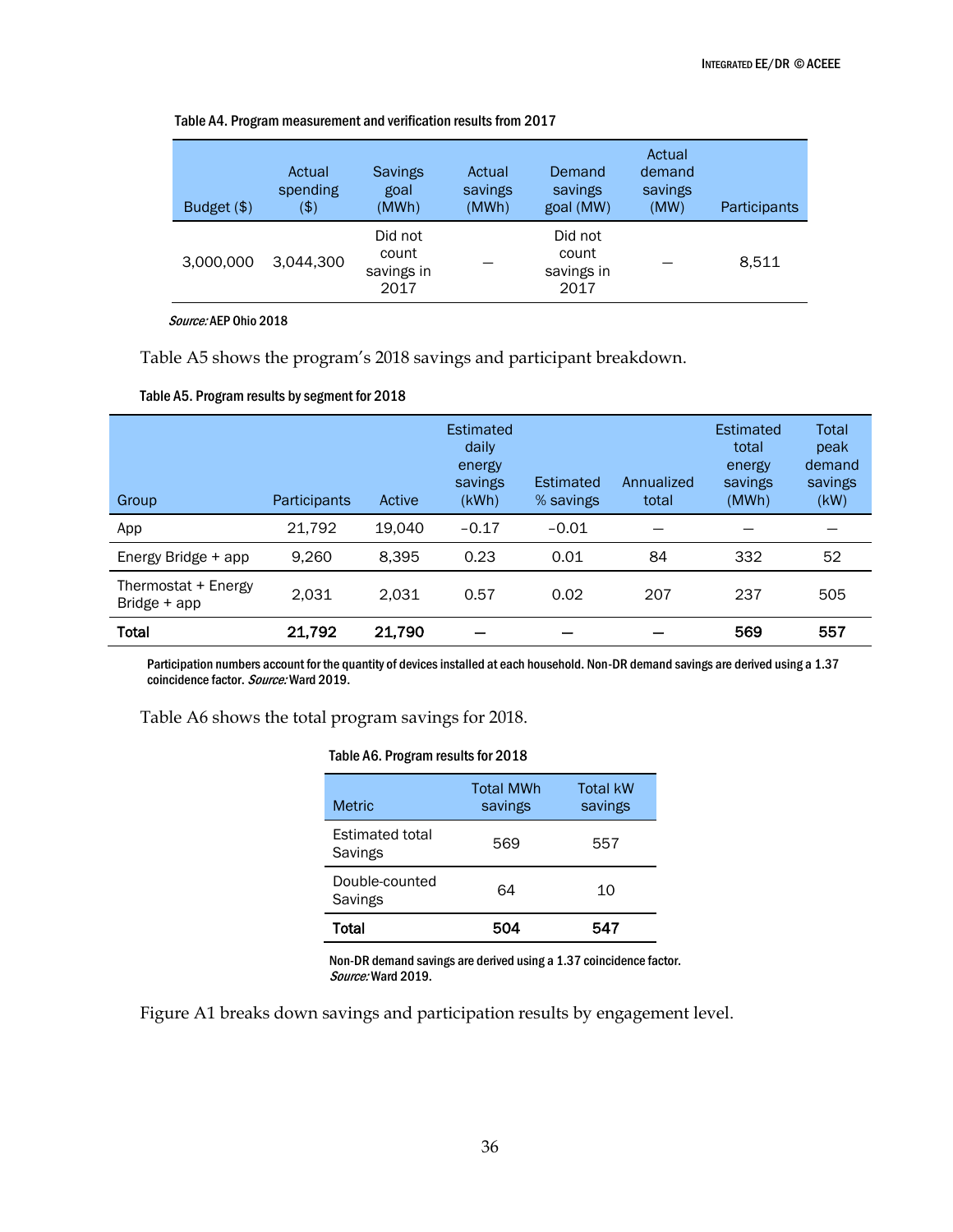**Table A4. Program measurement and verification results from 2017**

| Budget ($) | Actual spending ($) | Savings goal (MWh) | Actual savings (MWh) | Demand savings goal (MW) | Actual demand savings (MW) | Participants |
|---|---|---|---|---|---|---|
| 3,000,000 | 3,044,300 | Did not count savings in 2017 | — | Did not count savings in 2017 | — | 8,511 |

*Source:* AEP Ohio 2018

Table A5 shows the program's 2018 savings and participant breakdown.

**Table A5. Program results by segment for 2018**

| Group | Participants | Active | Estimated daily energy savings (kWh) | Estimated % savings | Annualized total | Estimated total energy savings (MWh) | Total peak demand savings (kW) |
|---|---|---|---|---|---|---|---|
| App | 21,792 | 19,040 | −0.17 | −0.01 | — | — | — |
| Energy Bridge + app | 9,260 | 8,395 | 0.23 | 0.01 | 84 | 332 | 52 |
| Thermostat + Energy Bridge + app | 2,031 | 2,031 | 0.57 | 0.02 | 207 | 237 | 505 |
| **Total** | **21,792** | **21,790** | **—** | **—** | **—** | **569** | **557** |

Participation numbers account for the quantity of devices installed at each household. Non-DR demand savings are derived using a 1.37 coincidence factor. *Source:* Ward 2019.

Table A6 shows the total program savings for 2018.

**Table A6. Program results for 2018**

| Metric | Total MWh savings | Total kW savings |
|---|---|---|
| Estimated total Savings | 569 | 557 |
| Double-counted Savings | 64 | 10 |
| **Total** | **504** | **547** |

Non-DR demand savings are derived using a 1.37 coincidence factor.
*Source:* Ward 2019.

Figure A1 breaks down savings and participation results by engagement level.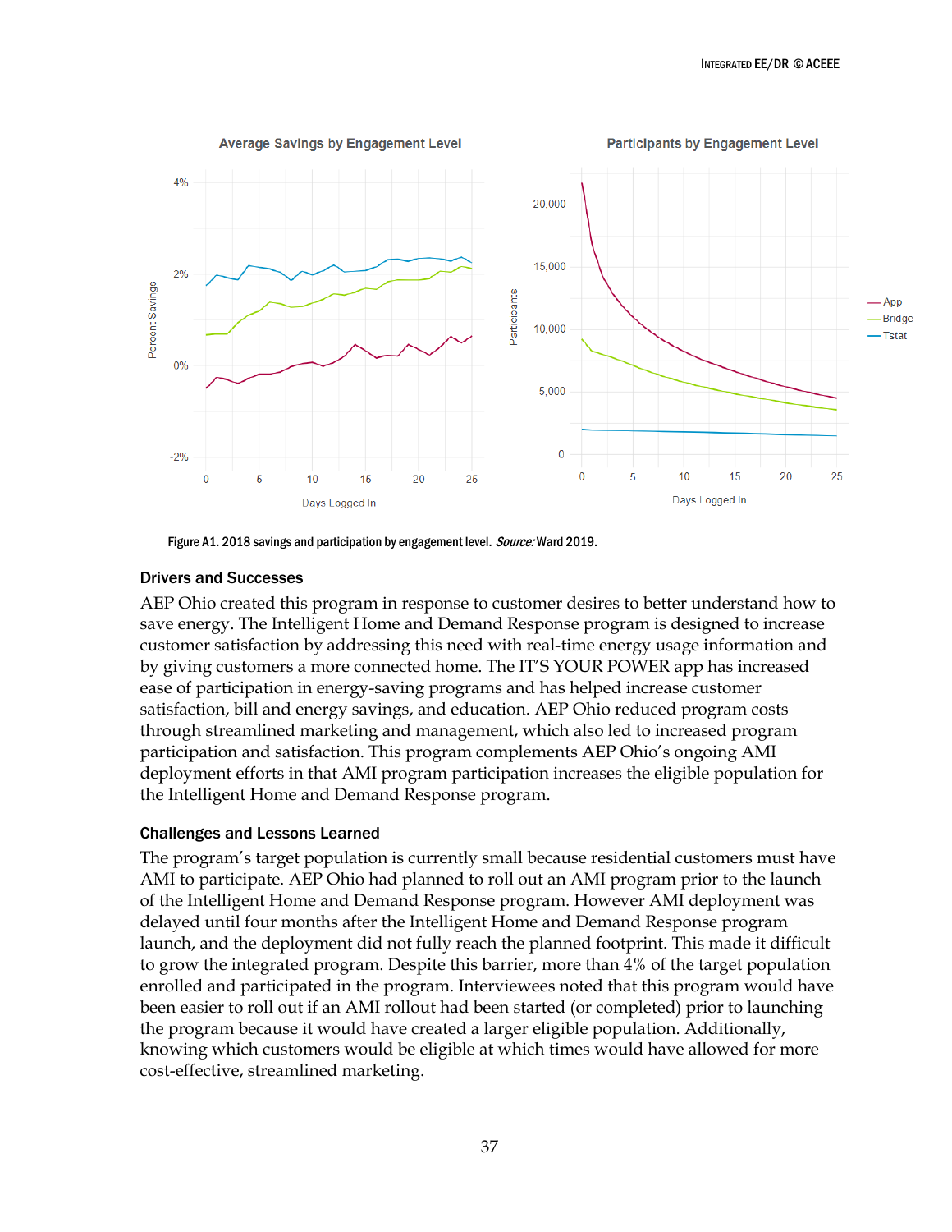Figure A1. 2018 savings and participation by engagement level. *Source:* Ward 2019.

## Drivers and Successes

AEP Ohio created this program in response to customer desires to better understand how to save energy. The Intelligent Home and Demand Response program is designed to increase customer satisfaction by addressing this need with real-time energy usage information and by giving customers a more connected home. The IT'S YOUR POWER app has increased ease of participation in energy-saving programs and has helped increase customer satisfaction, bill and energy savings, and education. AEP Ohio reduced program costs through streamlined marketing and management, which also led to increased program participation and satisfaction. This program complements AEP Ohio's ongoing AMI deployment efforts in that AMI program participation increases the eligible population for the Intelligent Home and Demand Response program.

## Challenges and Lessons Learned

The program's target population is currently small because residential customers must have AMI to participate. AEP Ohio had planned to roll out an AMI program prior to the launch of the Intelligent Home and Demand Response program. However AMI deployment was delayed until four months after the Intelligent Home and Demand Response program launch, and the deployment did not fully reach the planned footprint. This made it difficult to grow the integrated program. Despite this barrier, more than 4% of the target population enrolled and participated in the program. Interviewees noted that this program would have been easier to roll out if an AMI rollout had been started (or completed) prior to launching the program because it would have created a larger eligible population. Additionally, knowing which customers would be eligible at which times would have allowed for more cost-effective, streamlined marketing.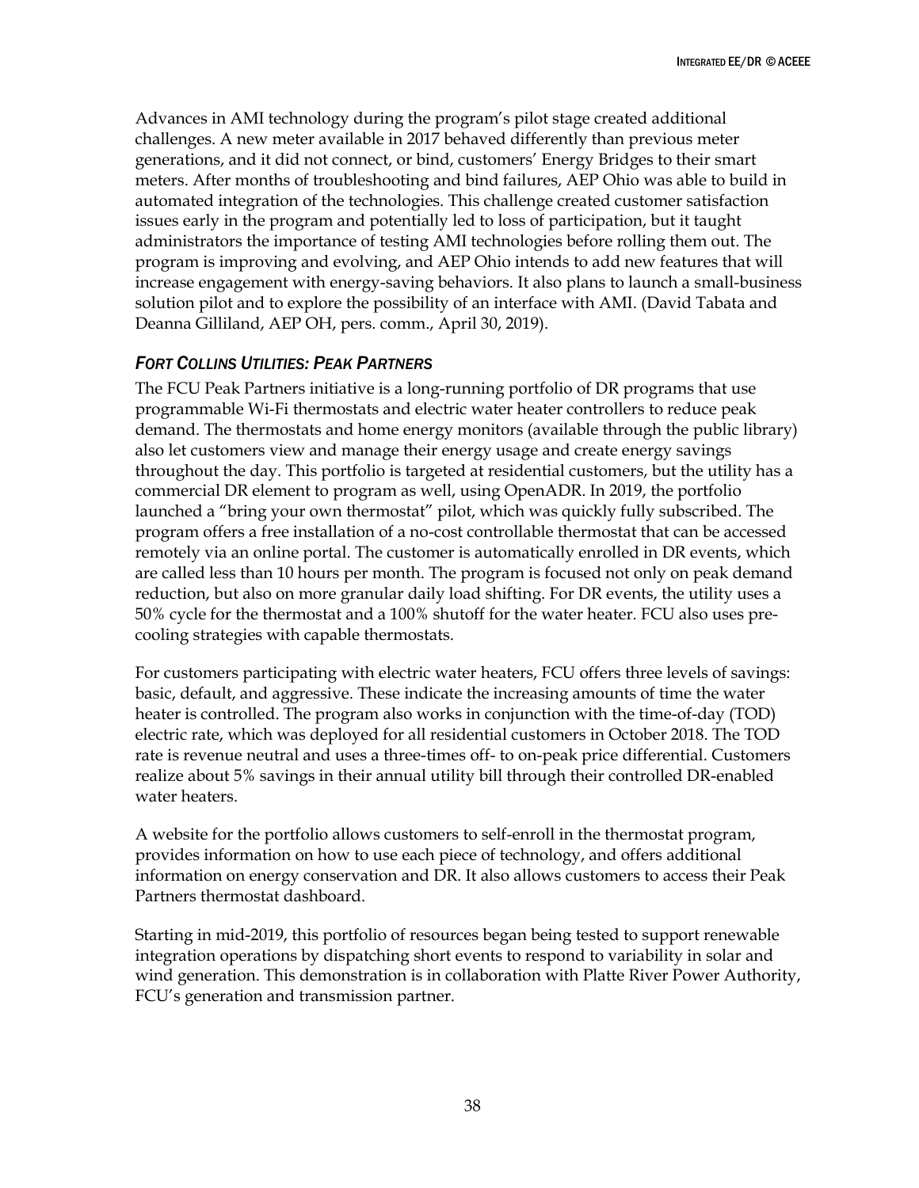Advances in AMI technology during the program's pilot stage created additional challenges. A new meter available in 2017 behaved differently than previous meter generations, and it did not connect, or bind, customers' Energy Bridges to their smart meters. After months of troubleshooting and bind failures, AEP Ohio was able to build in automated integration of the technologies. This challenge created customer satisfaction issues early in the program and potentially led to loss of participation, but it taught administrators the importance of testing AMI technologies before rolling them out. The program is improving and evolving, and AEP Ohio intends to add new features that will increase engagement with energy-saving behaviors. It also plans to launch a small-business solution pilot and to explore the possibility of an interface with AMI. (David Tabata and Deanna Gilliland, AEP OH, pers. comm., April 30, 2019).

### *Fort Collins Utilities: Peak Partners*

The FCU Peak Partners initiative is a long-running portfolio of DR programs that use programmable Wi-Fi thermostats and electric water heater controllers to reduce peak demand. The thermostats and home energy monitors (available through the public library) also let customers view and manage their energy usage and create energy savings throughout the day. This portfolio is targeted at residential customers, but the utility has a commercial DR element to program as well, using OpenADR. In 2019, the portfolio launched a "bring your own thermostat" pilot, which was quickly fully subscribed. The program offers a free installation of a no-cost controllable thermostat that can be accessed remotely via an online portal. The customer is automatically enrolled in DR events, which are called less than 10 hours per month. The program is focused not only on peak demand reduction, but also on more granular daily load shifting. For DR events, the utility uses a 50% cycle for the thermostat and a 100% shutoff for the water heater. FCU also uses pre-cooling strategies with capable thermostats.

For customers participating with electric water heaters, FCU offers three levels of savings: basic, default, and aggressive. These indicate the increasing amounts of time the water heater is controlled. The program also works in conjunction with the time-of-day (TOD) electric rate, which was deployed for all residential customers in October 2018. The TOD rate is revenue neutral and uses a three-times off- to on-peak price differential. Customers realize about 5% savings in their annual utility bill through their controlled DR-enabled water heaters.

A website for the portfolio allows customers to self-enroll in the thermostat program, provides information on how to use each piece of technology, and offers additional information on energy conservation and DR. It also allows customers to access their Peak Partners thermostat dashboard.

Starting in mid-2019, this portfolio of resources began being tested to support renewable integration operations by dispatching short events to respond to variability in solar and wind generation. This demonstration is in collaboration with Platte River Power Authority, FCU's generation and transmission partner.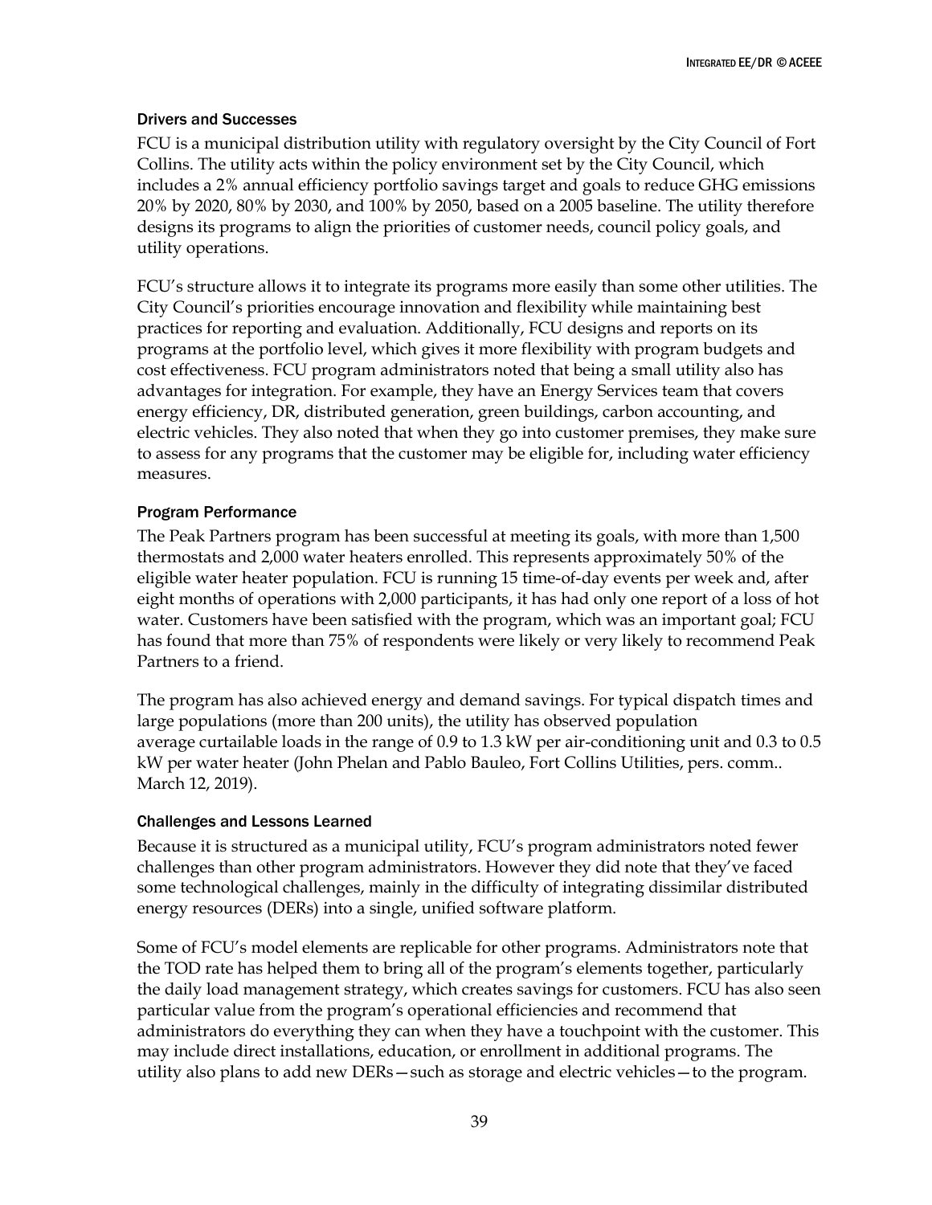### Drivers and Successes

FCU is a municipal distribution utility with regulatory oversight by the City Council of Fort Collins. The utility acts within the policy environment set by the City Council, which includes a 2% annual efficiency portfolio savings target and goals to reduce GHG emissions 20% by 2020, 80% by 2030, and 100% by 2050, based on a 2005 baseline. The utility therefore designs its programs to align the priorities of customer needs, council policy goals, and utility operations.

FCU's structure allows it to integrate its programs more easily than some other utilities. The City Council's priorities encourage innovation and flexibility while maintaining best practices for reporting and evaluation. Additionally, FCU designs and reports on its programs at the portfolio level, which gives it more flexibility with program budgets and cost effectiveness. FCU program administrators noted that being a small utility also has advantages for integration. For example, they have an Energy Services team that covers energy efficiency, DR, distributed generation, green buildings, carbon accounting, and electric vehicles. They also noted that when they go into customer premises, they make sure to assess for any programs that the customer may be eligible for, including water efficiency measures.

### Program Performance

The Peak Partners program has been successful at meeting its goals, with more than 1,500 thermostats and 2,000 water heaters enrolled. This represents approximately 50% of the eligible water heater population. FCU is running 15 time-of-day events per week and, after eight months of operations with 2,000 participants, it has had only one report of a loss of hot water. Customers have been satisfied with the program, which was an important goal; FCU has found that more than 75% of respondents were likely or very likely to recommend Peak Partners to a friend.

The program has also achieved energy and demand savings. For typical dispatch times and large populations (more than 200 units), the utility has observed population average curtailable loads in the range of 0.9 to 1.3 kW per air-conditioning unit and 0.3 to 0.5 kW per water heater (John Phelan and Pablo Bauleo, Fort Collins Utilities, pers. comm.. March 12, 2019).

### Challenges and Lessons Learned

Because it is structured as a municipal utility, FCU's program administrators noted fewer challenges than other program administrators. However they did note that they've faced some technological challenges, mainly in the difficulty of integrating dissimilar distributed energy resources (DERs) into a single, unified software platform.

Some of FCU's model elements are replicable for other programs. Administrators note that the TOD rate has helped them to bring all of the program's elements together, particularly the daily load management strategy, which creates savings for customers. FCU has also seen particular value from the program's operational efficiencies and recommend that administrators do everything they can when they have a touchpoint with the customer. This may include direct installations, education, or enrollment in additional programs. The utility also plans to add new DERs—such as storage and electric vehicles—to the program.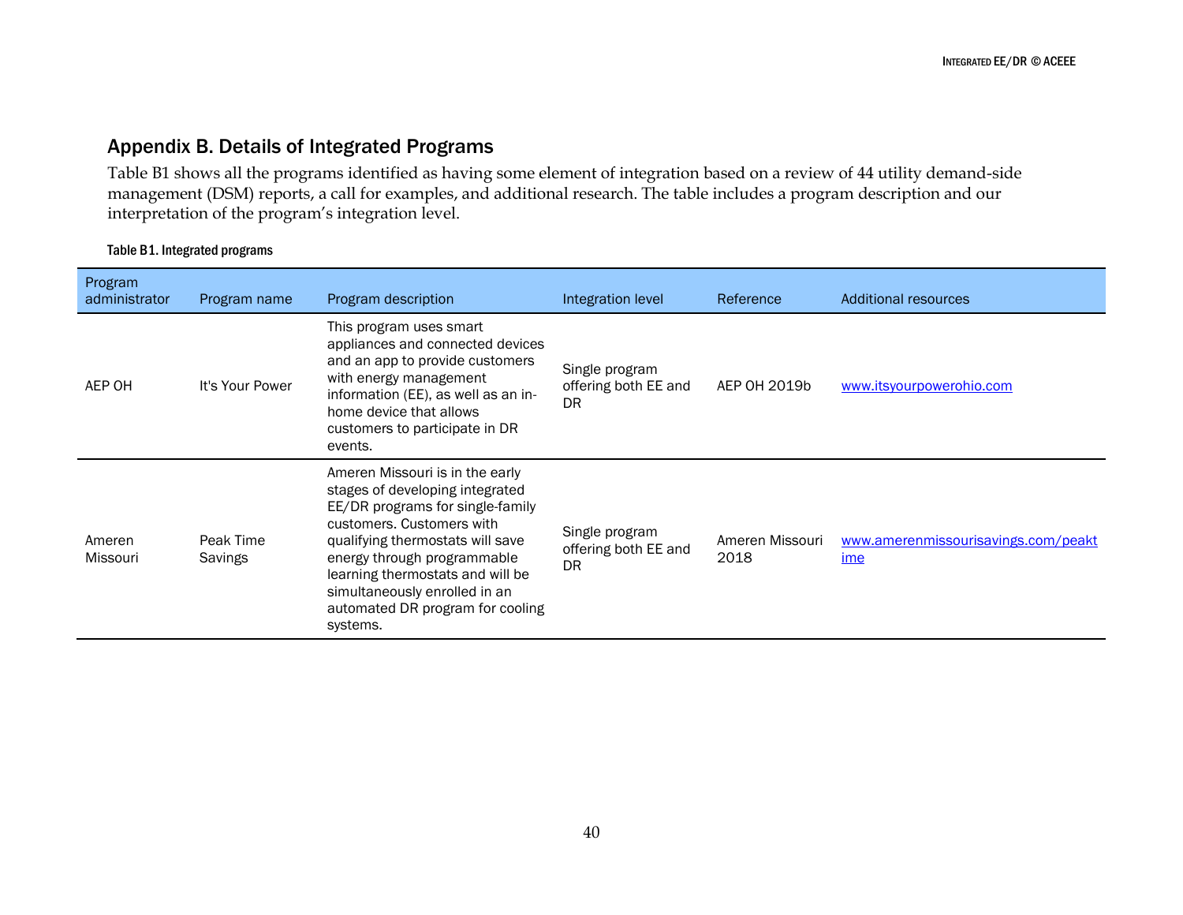## Appendix B. Details of Integrated Programs

Table B1 shows all the programs identified as having some element of integration based on a review of 44 utility demand-side management (DSM) reports, a call for examples, and additional research. The table includes a program description and our interpretation of the program's integration level.

Table B1. Integrated programs

| Program administrator | Program name | Program description | Integration level | Reference | Additional resources |
|---|---|---|---|---|---|
| AEP OH | It's Your Power | This program uses smart appliances and connected devices and an app to provide customers with energy management information (EE), as well as an in-home device that allows customers to participate in DR events. | Single program offering both EE and DR | AEP OH 2019b | www.itsyourpowerohio.com |
| Ameren Missouri | Peak Time Savings | Ameren Missouri is in the early stages of developing integrated EE/DR programs for single-family customers. Customers with qualifying thermostats will save energy through programmable learning thermostats and will be simultaneously enrolled in an automated DR program for cooling systems. | Single program offering both EE and DR | Ameren Missouri 2018 | www.amerenmissourisavings.com/peaktime |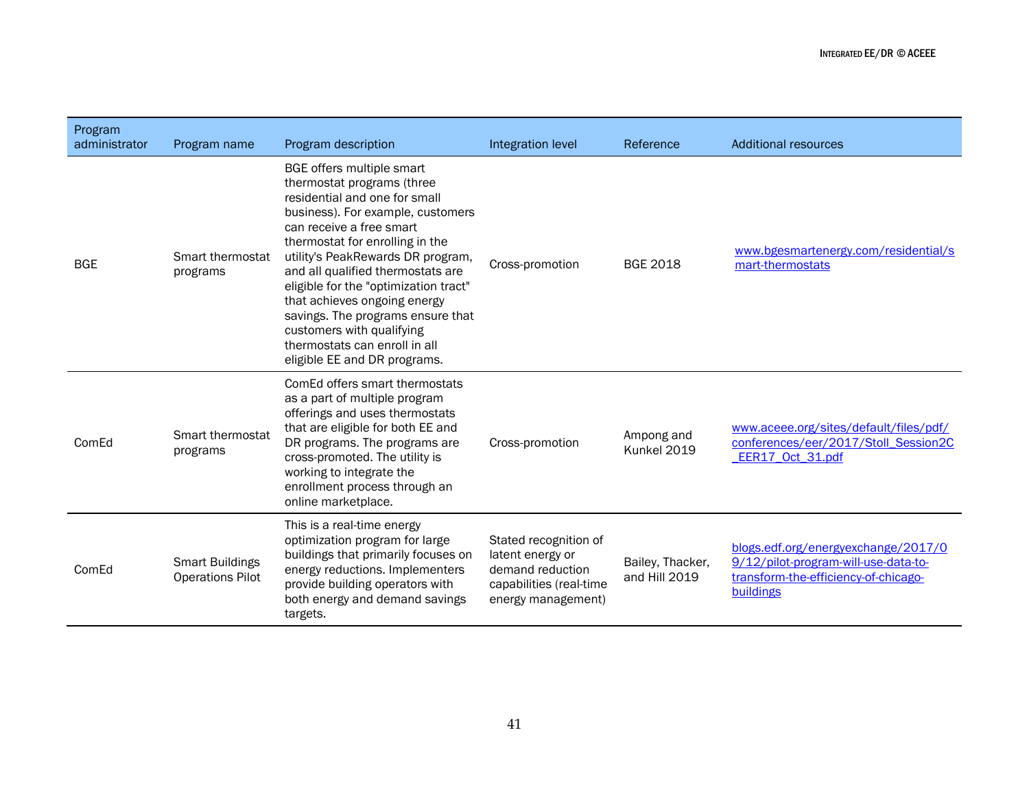| Program administrator | Program name | Program description | Integration level | Reference | Additional resources |
|---|---|---|---|---|---|
| BGE | Smart thermostat programs | BGE offers multiple smart thermostat programs (three residential and one for small business). For example, customers can receive a free smart thermostat for enrolling in the utility's PeakRewards DR program, and all qualified thermostats are eligible for the "optimization tract" that achieves ongoing energy savings. The programs ensure that customers with qualifying thermostats can enroll in all eligible EE and DR programs. | Cross-promotion | BGE 2018 | www.bgesmartenergy.com/residential/smart-thermostats |
| ComEd | Smart thermostat programs | ComEd offers smart thermostats as a part of multiple program offerings and uses thermostats that are eligible for both EE and DR programs. The programs are cross-promoted. The utility is working to integrate the enrollment process through an online marketplace. | Cross-promotion | Ampong and Kunkel 2019 | www.aceee.org/sites/default/files/pdf/conferences/eer/2017/Stoll_Session2C_EER17_Oct_31.pdf |
| ComEd | Smart Buildings Operations Pilot | This is a real-time energy optimization program for large buildings that primarily focuses on energy reductions. Implementers provide building operators with both energy and demand savings targets. | Stated recognition of latent energy or demand reduction capabilities (real-time energy management) | Bailey, Thacker, and Hill 2019 | blogs.edf.org/energyexchange/2017/09/12/pilot-program-will-use-data-to-transform-the-efficiency-of-chicago-buildings |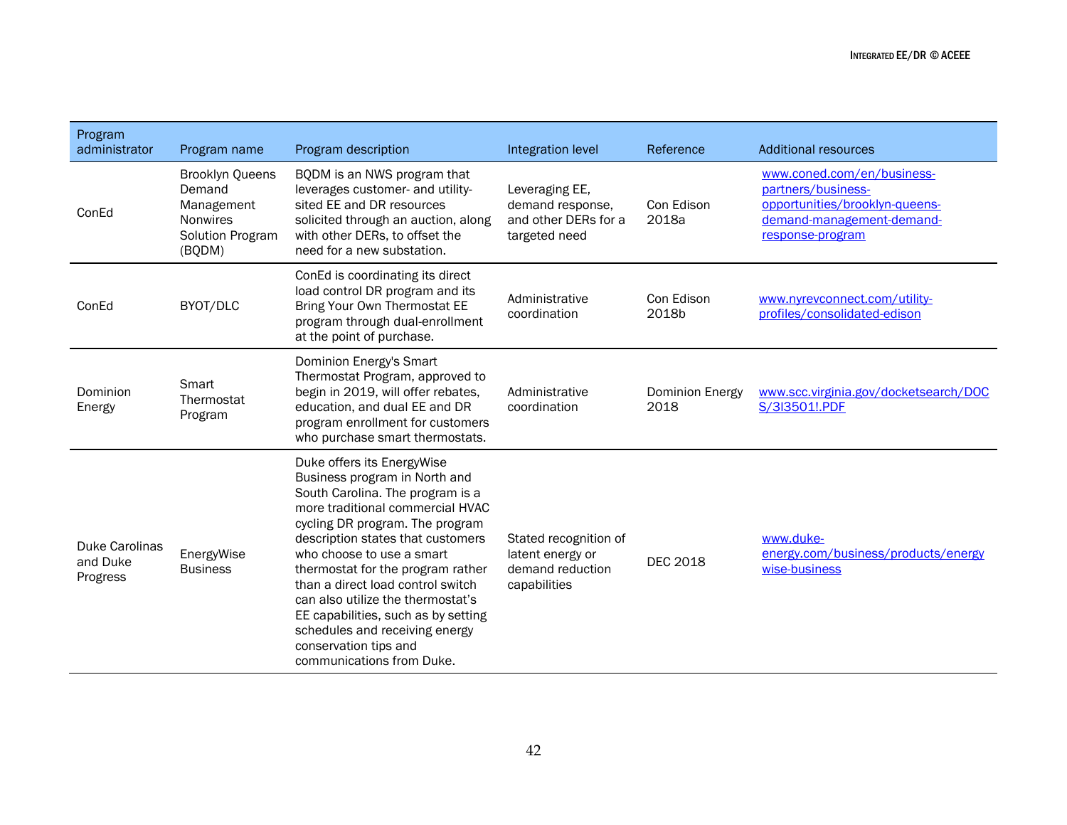| Program administrator | Program name | Program description | Integration level | Reference | Additional resources |
|---|---|---|---|---|---|
| ConEd | Brooklyn Queens Demand Management Nonwires Solution Program (BQDM) | BQDM is an NWS program that leverages customer- and utility-sited EE and DR resources solicited through an auction, along with other DERs, to offset the need for a new substation. | Leveraging EE, demand response, and other DERs for a targeted need | Con Edison 2018a | www.coned.com/en/business-partners/business-opportunities/brooklyn-queens-demand-management-demand-response-program |
| ConEd | BYOT/DLC | ConEd is coordinating its direct load control DR program and its Bring Your Own Thermostat EE program through dual-enrollment at the point of purchase. | Administrative coordination | Con Edison 2018b | www.nyrevconnect.com/utility-profiles/consolidated-edison |
| Dominion Energy | Smart Thermostat Program | Dominion Energy's Smart Thermostat Program, approved to begin in 2019, will offer rebates, education, and dual EE and DR program enrollment for customers who purchase smart thermostats. | Administrative coordination | Dominion Energy 2018 | www.scc.virginia.gov/docketsearch/DOCS/3l3501!.PDF |
| Duke Carolinas and Duke Progress | EnergyWise Business | Duke offers its EnergyWise Business program in North and South Carolina. The program is a more traditional commercial HVAC cycling DR program. The program description states that customers who choose to use a smart thermostat for the program rather than a direct load control switch can also utilize the thermostat's EE capabilities, such as by setting schedules and receiving energy conservation tips and communications from Duke. | Stated recognition of latent energy or demand reduction capabilities | DEC 2018 | www.duke-energy.com/business/products/energywise-business |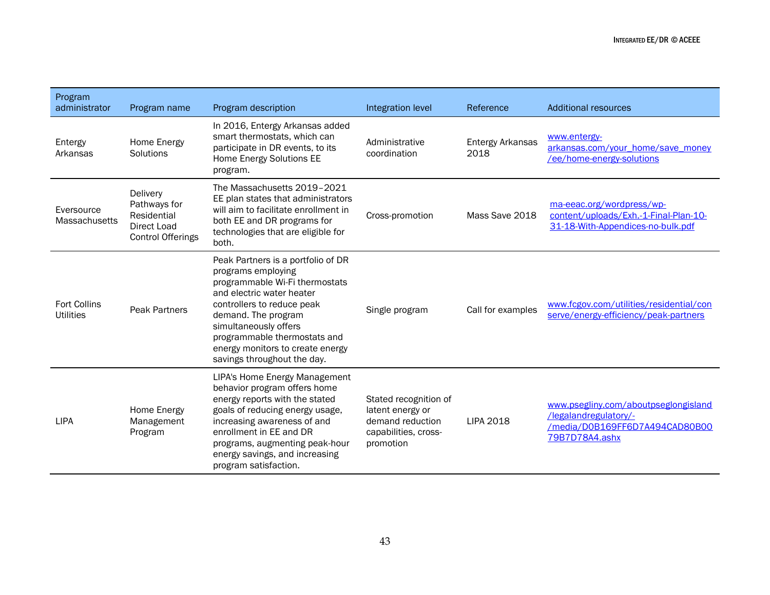| Program administrator | Program name | Program description | Integration level | Reference | Additional resources |
|---|---|---|---|---|---|
| Entergy Arkansas | Home Energy Solutions | In 2016, Entergy Arkansas added smart thermostats, which can participate in DR events, to its Home Energy Solutions EE program. | Administrative coordination | Entergy Arkansas 2018 | www.entergy-arkansas.com/your_home/save_money/ee/home-energy-solutions |
| Eversource Massachusetts | Delivery Pathways for Residential Direct Load Control Offerings | The Massachusetts 2019–2021 EE plan states that administrators will aim to facilitate enrollment in both EE and DR programs for technologies that are eligible for both. | Cross-promotion | Mass Save 2018 | ma-eeac.org/wordpress/wp-content/uploads/Exh.-1-Final-Plan-10-31-18-With-Appendices-no-bulk.pdf |
| Fort Collins Utilities | Peak Partners | Peak Partners is a portfolio of DR programs employing programmable Wi-Fi thermostats and electric water heater controllers to reduce peak demand. The program simultaneously offers programmable thermostats and energy monitors to create energy savings throughout the day. | Single program | Call for examples | www.fcgov.com/utilities/residential/conserve/energy-efficiency/peak-partners |
| LIPA | Home Energy Management Program | LIPA's Home Energy Management behavior program offers home energy reports with the stated goals of reducing energy usage, increasing awareness of and enrollment in EE and DR programs, augmenting peak-hour energy savings, and increasing program satisfaction. | Stated recognition of latent energy or demand reduction capabilities, cross-promotion | LIPA 2018 | www.psegliny.com/aboutpseglongisland/legalandregulatory/-/media/D0B169FF6D7A494CAD80B0079B7D78A4.ashx |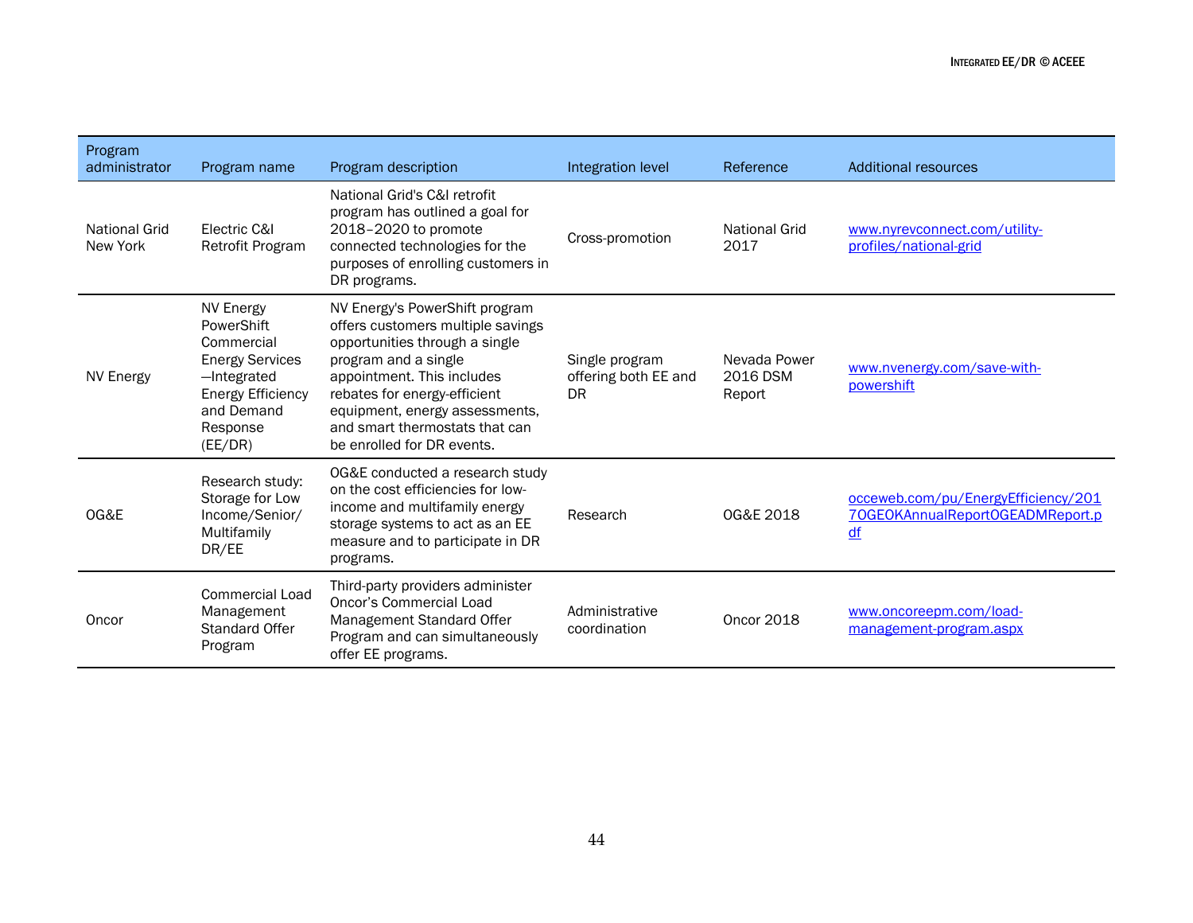| Program administrator | Program name | Program description | Integration level | Reference | Additional resources |
|---|---|---|---|---|---|
| National Grid New York | Electric C&I Retrofit Program | National Grid's C&I retrofit program has outlined a goal for 2018–2020 to promote connected technologies for the purposes of enrolling customers in DR programs. | Cross-promotion | National Grid 2017 | www.nyrevconnect.com/utility-profiles/national-grid |
| NV Energy | NV Energy PowerShift Commercial Energy Services —Integrated Energy Efficiency and Demand Response (EE/DR) | NV Energy's PowerShift program offers customers multiple savings opportunities through a single program and a single appointment. This includes rebates for energy-efficient equipment, energy assessments, and smart thermostats that can be enrolled for DR events. | Single program offering both EE and DR | Nevada Power 2016 DSM Report | www.nvenergy.com/save-with-powershift |
| OG&E | Research study: Storage for Low Income/Senior/ Multifamily DR/EE | OG&E conducted a research study on the cost efficiencies for low-income and multifamily energy storage systems to act as an EE measure and to participate in DR programs. | Research | OG&E 2018 | occeweb.com/pu/EnergyEfficiency/2017OGEOKAnnualReportOGEADMReport.pdf |
| Oncor | Commercial Load Management Standard Offer Program | Third-party providers administer Oncor's Commercial Load Management Standard Offer Program and can simultaneously offer EE programs. | Administrative coordination | Oncor 2018 | www.oncoreepm.com/load-management-program.aspx |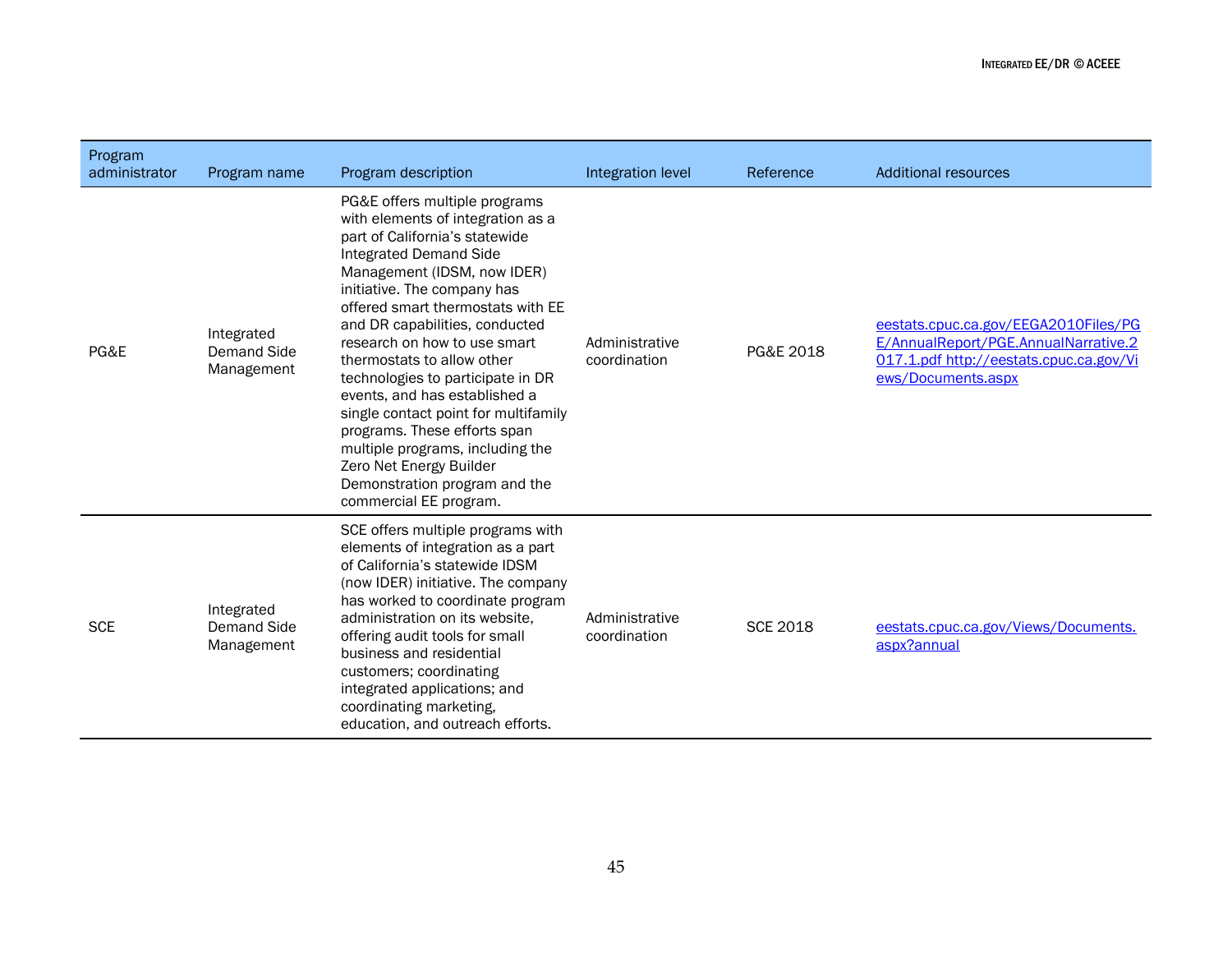| Program administrator | Program name | Program description | Integration level | Reference | Additional resources |
|---|---|---|---|---|---|
| PG&E | Integrated Demand Side Management | PG&E offers multiple programs with elements of integration as a part of California's statewide Integrated Demand Side Management (IDSM, now IDER) initiative. The company has offered smart thermostats with EE and DR capabilities, conducted research on how to use smart thermostats to allow other technologies to participate in DR events, and has established a single contact point for multifamily programs. These efforts span multiple programs, including the Zero Net Energy Builder Demonstration program and the commercial EE program. | Administrative coordination | PG&E 2018 | eestats.cpuc.ca.gov/EEGA2010Files/PGE/AnnualReport/PGE.AnnualNarrative.2017.1.pdf http://eestats.cpuc.ca.gov/Views/Documents.aspx |
| SCE | Integrated Demand Side Management | SCE offers multiple programs with elements of integration as a part of California's statewide IDSM (now IDER) initiative. The company has worked to coordinate program administration on its website, offering audit tools for small business and residential customers; coordinating integrated applications; and coordinating marketing, education, and outreach efforts. | Administrative coordination | SCE 2018 | eestats.cpuc.ca.gov/Views/Documents.aspx?annual |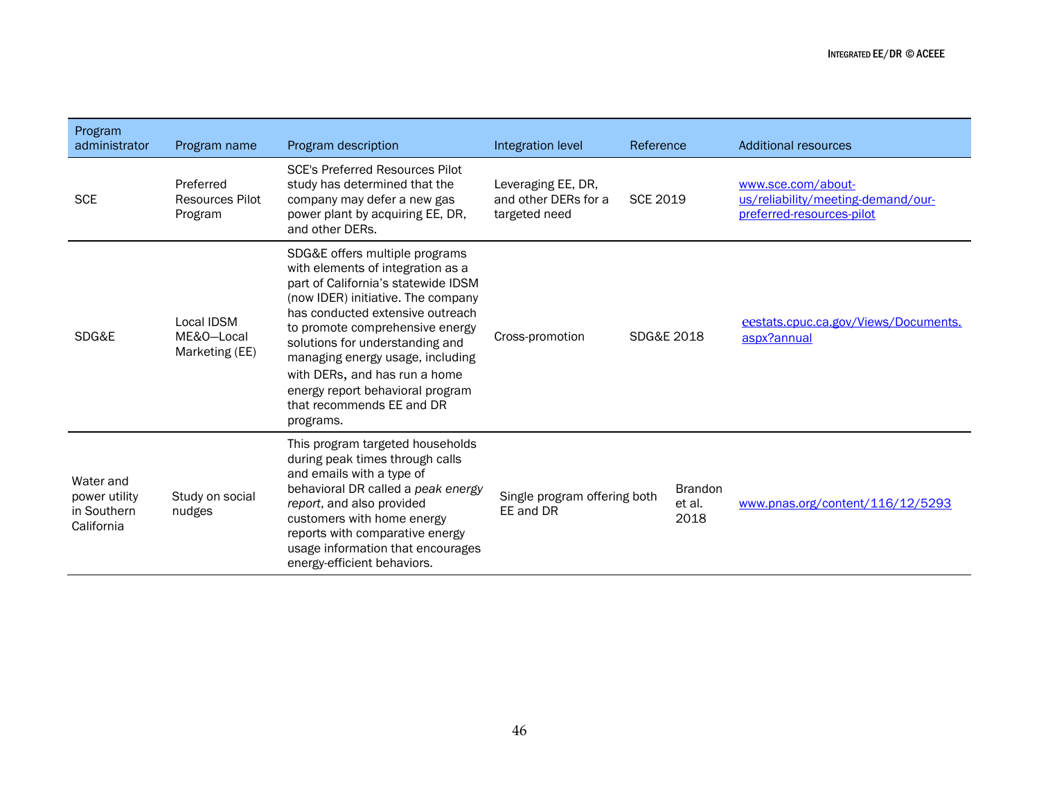| Program administrator | Program name | Program description | Integration level | Reference | Additional resources |
|---|---|---|---|---|---|
| SCE | Preferred Resources Pilot Program | SCE's Preferred Resources Pilot study has determined that the company may defer a new gas power plant by acquiring EE, DR, and other DERs. | Leveraging EE, DR, and other DERs for a targeted need | SCE 2019 | www.sce.com/about-us/reliability/meeting-demand/our-preferred-resources-pilot |
| SDG&E | Local IDSM ME&O—Local Marketing (EE) | SDG&E offers multiple programs with elements of integration as a part of California's statewide IDSM (now IDER) initiative. The company has conducted extensive outreach to promote comprehensive energy solutions for understanding and managing energy usage, including with DERs, and has run a home energy report behavioral program that recommends EE and DR programs. | Cross-promotion | SDG&E 2018 | eestats.cpuc.ca.gov/Views/Documents.aspx?annual |
| Water and power utility in Southern California | Study on social nudges | This program targeted households during peak times through calls and emails with a type of behavioral DR called a *peak energy report*, and also provided customers with home energy reports with comparative energy usage information that encourages energy-efficient behaviors. | Single program offering both EE and DR | Brandon et al. 2018 | www.pnas.org/content/116/12/5293 |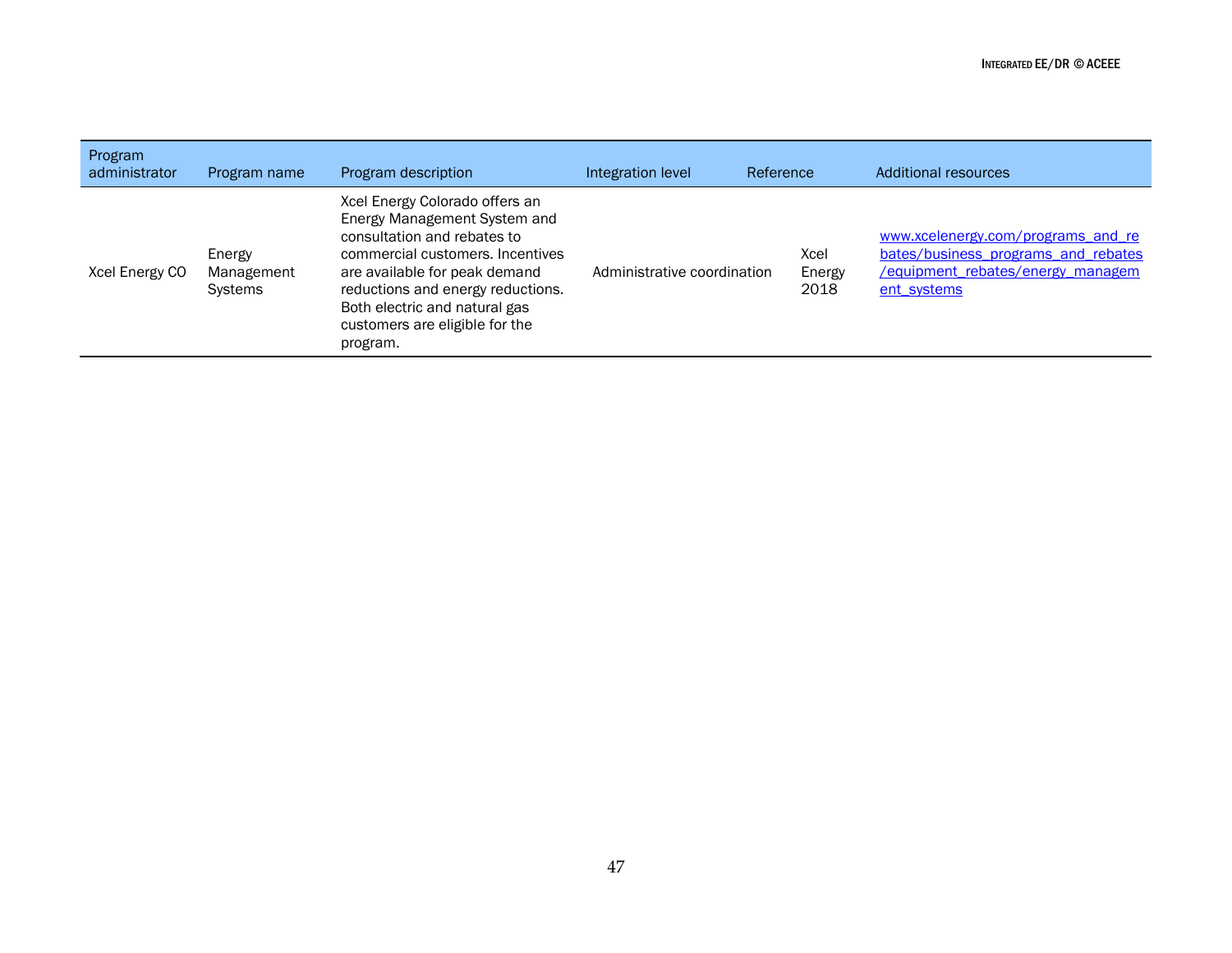| Program administrator | Program name | Program description | Integration level | Reference | Additional resources |
|---|---|---|---|---|---|
| Xcel Energy CO | Energy Management Systems | Xcel Energy Colorado offers an Energy Management System and consultation and rebates to commercial customers. Incentives are available for peak demand reductions and energy reductions. Both electric and natural gas customers are eligible for the program. | Administrative coordination | Xcel Energy 2018 | [www.xcelenergy.com/programs_and_rebates/business_programs_and_rebates/equipment_rebates/energy_management_systems](http://www.xcelenergy.com/programs_and_rebates/business_programs_and_rebates/equipment_rebates/energy_management_systems) |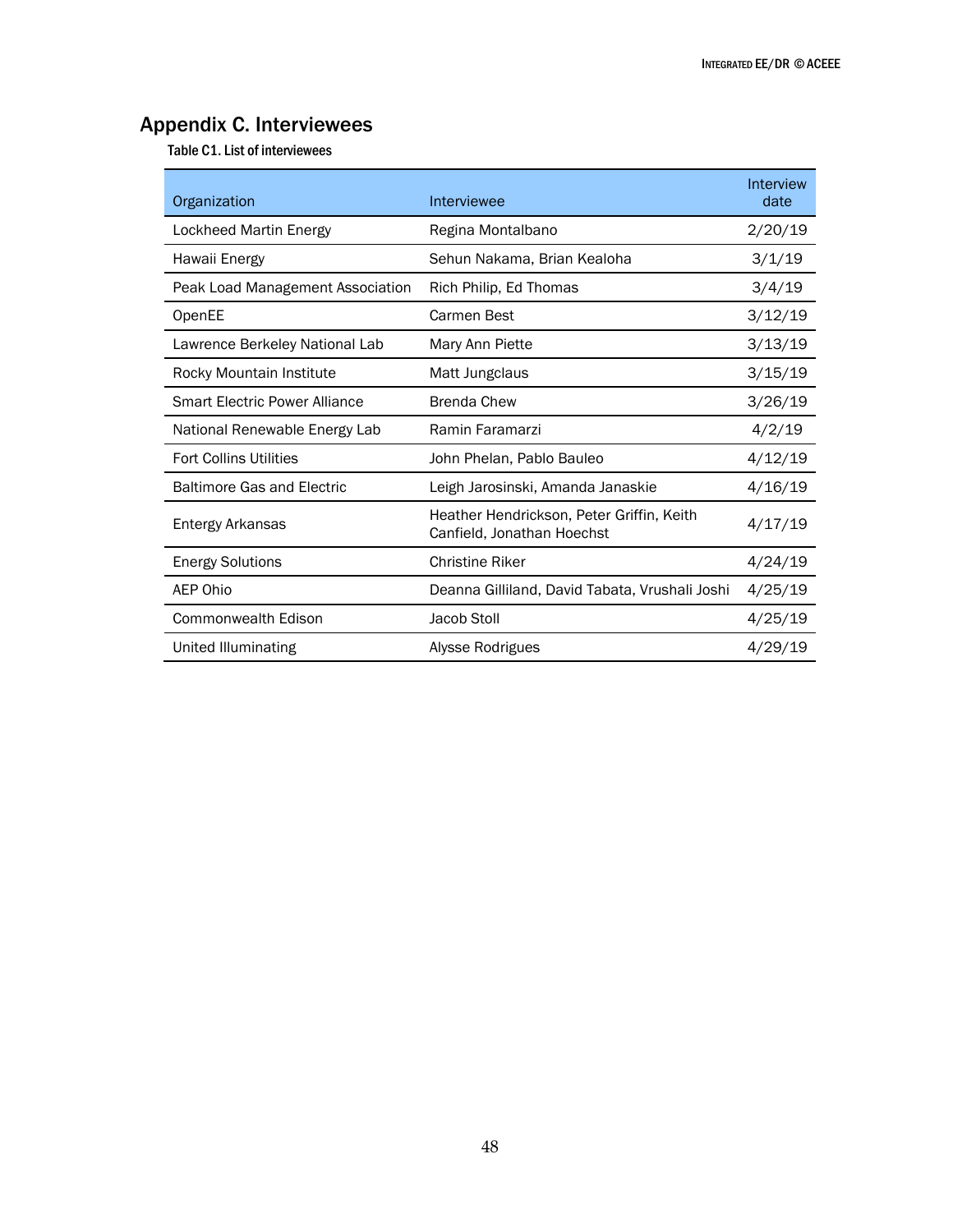## Appendix C. Interviewees

Table C1. List of interviewees

| Organization | Interviewee | Interview date |
|---|---|---|
| Lockheed Martin Energy | Regina Montalbano | 2/20/19 |
| Hawaii Energy | Sehun Nakama, Brian Kealoha | 3/1/19 |
| Peak Load Management Association | Rich Philip, Ed Thomas | 3/4/19 |
| OpenEE | Carmen Best | 3/12/19 |
| Lawrence Berkeley National Lab | Mary Ann Piette | 3/13/19 |
| Rocky Mountain Institute | Matt Jungclaus | 3/15/19 |
| Smart Electric Power Alliance | Brenda Chew | 3/26/19 |
| National Renewable Energy Lab | Ramin Faramarzi | 4/2/19 |
| Fort Collins Utilities | John Phelan, Pablo Bauleo | 4/12/19 |
| Baltimore Gas and Electric | Leigh Jarosinski, Amanda Janaskie | 4/16/19 |
| Entergy Arkansas | Heather Hendrickson, Peter Griffin, Keith Canfield, Jonathan Hoechst | 4/17/19 |
| Energy Solutions | Christine Riker | 4/24/19 |
| AEP Ohio | Deanna Gilliland, David Tabata, Vrushali Joshi | 4/25/19 |
| Commonwealth Edison | Jacob Stoll | 4/25/19 |
| United Illuminating | Alysse Rodrigues | 4/29/19 |